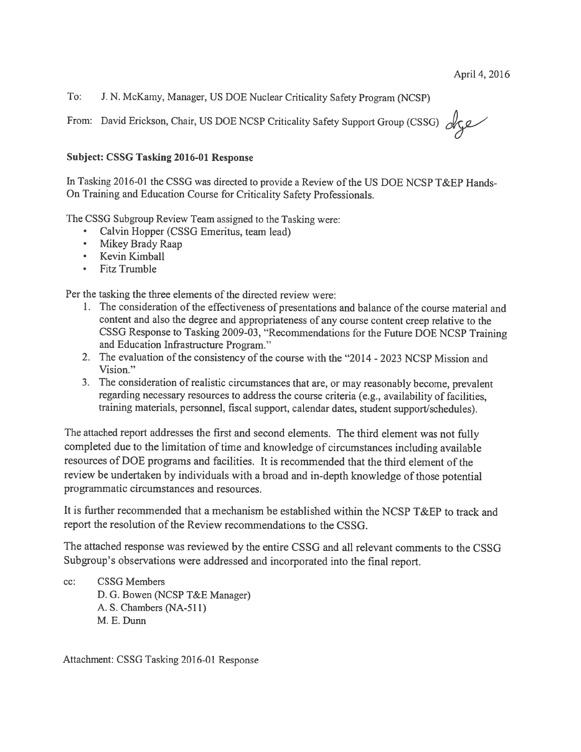April 4, 2016

To: J. N. McKamy, Manager, US DOE Nuclear Criticality Safety Program (NCSP)

From: David Erickson, Chair, US DOE NCSP Criticality Safety Support Group (CSSG)

**Subject: CSSG Tasking 2016-01 Response**

In Tasking 2016-01 the CSSG was directed to provide a Review of the US DOE NCSP T&EP Hands-On Training and Education Course for Criticality Safety Professionals.

The CSSG Subgroup Review Team assigned to the Tasking were:

- Calvin Hopper (CSSG Emeritus, team lead)
- Mikey Brady Raap
- Kevin Kimball
- Fitz Trumble

Per the tasking the three elements of the directed review were:

1. The consideration of the effectiveness of presentations and balance of the course material and content and also the degree and appropriateness of any course content creep relative to the CSSG Response to Tasking 2009-03, "Recommendations for the Future DOE NCSP Training and Education Infrastructure Program."
2. The evaluation of the consistency of the course with the "2014 - 2023 NCSP Mission and Vision."
3. The consideration of realistic circumstances that are, or may reasonably become, prevalent regarding necessary resources to address the course criteria (e.g., availability of facilities, training materials, personnel, fiscal support, calendar dates, student support/schedules).

The attached report addresses the first and second elements. The third element was not fully completed due to the limitation of time and knowledge of circumstances including available resources of DOE programs and facilities. It is recommended that the third element of the review be undertaken by individuals with a broad and in-depth knowledge of those potential programmatic circumstances and resources.

It is further recommended that a mechanism be established within the NCSP T&EP to track and report the resolution of the Review recommendations to the CSSG.

The attached response was reviewed by the entire CSSG and all relevant comments to the CSSG Subgroup's observations were addressed and incorporated into the final report.

cc: CSSG Members
D. G. Bowen (NCSP T&E Manager)
A. S. Chambers (NA-511)
M. E. Dunn

Attachment: CSSG Tasking 2016-01 Response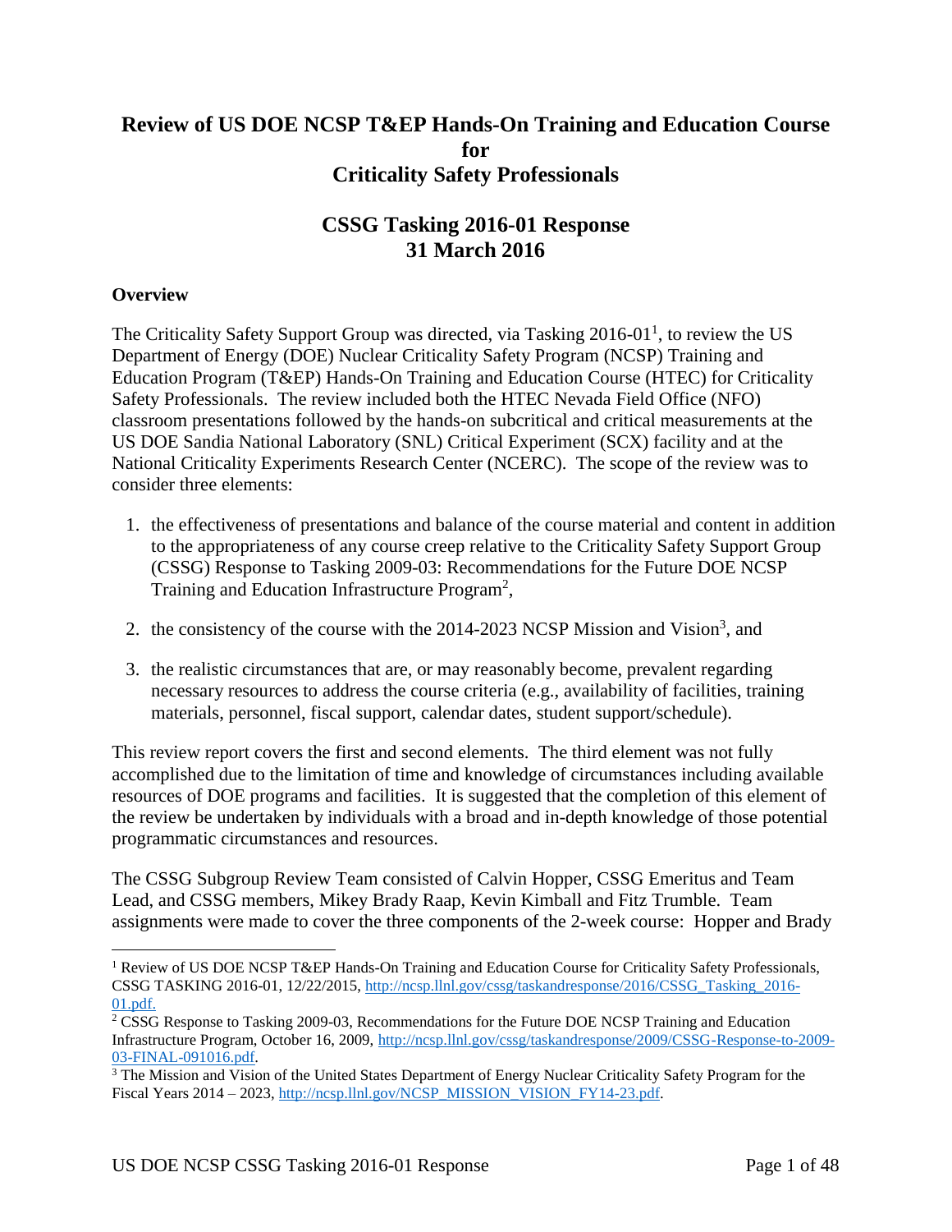# Review of US DOE NCSP T&EP Hands-On Training and Education Course for Criticality Safety Professionals

## CSSG Tasking 2016-01 Response
## 31 March 2016

### Overview

The Criticality Safety Support Group was directed, via Tasking 2016-01[1], to review the US Department of Energy (DOE) Nuclear Criticality Safety Program (NCSP) Training and Education Program (T&EP) Hands-On Training and Education Course (HTEC) for Criticality Safety Professionals. The review included both the HTEC Nevada Field Office (NFO) classroom presentations followed by the hands-on subcritical and critical measurements at the US DOE Sandia National Laboratory (SNL) Critical Experiment (SCX) facility and at the National Criticality Experiments Research Center (NCERC). The scope of the review was to consider three elements:

1. the effectiveness of presentations and balance of the course material and content in addition to the appropriateness of any course creep relative to the Criticality Safety Support Group (CSSG) Response to Tasking 2009-03: Recommendations for the Future DOE NCSP Training and Education Infrastructure Program[2],

2. the consistency of the course with the 2014-2023 NCSP Mission and Vision[3], and

3. the realistic circumstances that are, or may reasonably become, prevalent regarding necessary resources to address the course criteria (e.g., availability of facilities, training materials, personnel, fiscal support, calendar dates, student support/schedule).

This review report covers the first and second elements. The third element was not fully accomplished due to the limitation of time and knowledge of circumstances including available resources of DOE programs and facilities. It is suggested that the completion of this element of the review be undertaken by individuals with a broad and in-depth knowledge of those potential programmatic circumstances and resources.

The CSSG Subgroup Review Team consisted of Calvin Hopper, CSSG Emeritus and Team Lead, and CSSG members, Mikey Brady Raap, Kevin Kimball and Fitz Trumble. Team assignments were made to cover the three components of the 2-week course: Hopper and Brady

---

[1] Review of US DOE NCSP T&EP Hands-On Training and Education Course for Criticality Safety Professionals, CSSG TASKING 2016-01, 12/22/2015, http://ncsp.llnl.gov/cssg/taskandresponse/2016/CSSG_Tasking_2016-01.pdf.

[2] CSSG Response to Tasking 2009-03, Recommendations for the Future DOE NCSP Training and Education Infrastructure Program, October 16, 2009, http://ncsp.llnl.gov/cssg/taskandresponse/2009/CSSG-Response-to-2009-03-FINAL-091016.pdf.

[3] The Mission and Vision of the United States Department of Energy Nuclear Criticality Safety Program for the Fiscal Years 2014 – 2023, http://ncsp.llnl.gov/NCSP_MISSION_VISION_FY14-23.pdf.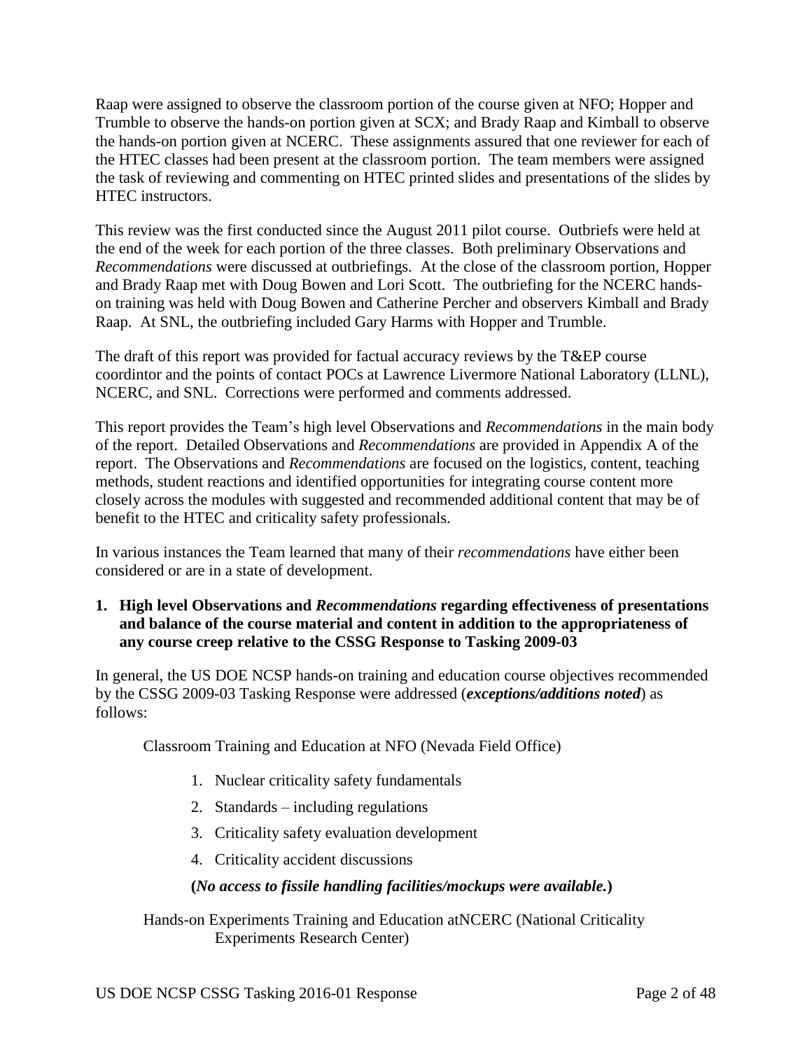Raap were assigned to observe the classroom portion of the course given at NFO; Hopper and Trumble to observe the hands-on portion given at SCX; and Brady Raap and Kimball to observe the hands-on portion given at NCERC. These assignments assured that one reviewer for each of the HTEC classes had been present at the classroom portion. The team members were assigned the task of reviewing and commenting on HTEC printed slides and presentations of the slides by HTEC instructors.

This review was the first conducted since the August 2011 pilot course. Outbriefs were held at the end of the week for each portion of the three classes. Both preliminary Observations and *Recommendations* were discussed at outbriefings. At the close of the classroom portion, Hopper and Brady Raap met with Doug Bowen and Lori Scott. The outbriefing for the NCERC hands-on training was held with Doug Bowen and Catherine Percher and observers Kimball and Brady Raap. At SNL, the outbriefing included Gary Harms with Hopper and Trumble.

The draft of this report was provided for factual accuracy reviews by the T&EP course coordintor and the points of contact POCs at Lawrence Livermore National Laboratory (LLNL), NCERC, and SNL. Corrections were performed and comments addressed.

This report provides the Team's high level Observations and *Recommendations* in the main body of the report. Detailed Observations and *Recommendations* are provided in Appendix A of the report. The Observations and *Recommendations* are focused on the logistics, content, teaching methods, student reactions and identified opportunities for integrating course content more closely across the modules with suggested and recommended additional content that may be of benefit to the HTEC and criticality safety professionals.

In various instances the Team learned that many of their *recommendations* have either been considered or are in a state of development.

**1. High level Observations and *Recommendations* regarding effectiveness of presentations and balance of the course material and content in addition to the appropriateness of any course creep relative to the CSSG Response to Tasking 2009-03**

In general, the US DOE NCSP hands-on training and education course objectives recommended by the CSSG 2009-03 Tasking Response were addressed (***exceptions/additions noted***) as follows:

Classroom Training and Education at NFO (Nevada Field Office)

1. Nuclear criticality safety fundamentals
2. Standards – including regulations
3. Criticality safety evaluation development
4. Criticality accident discussions

**(*No access to fissile handling facilities/mockups were available.*)**

Hands-on Experiments Training and Education atNCERC (National Criticality Experiments Research Center)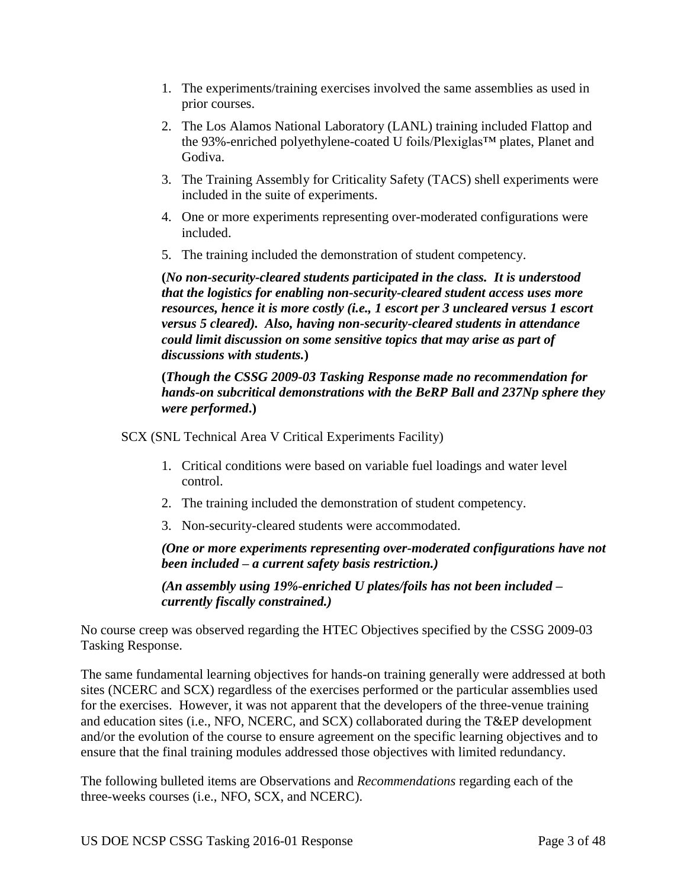1. The experiments/training exercises involved the same assemblies as used in prior courses.
2. The Los Alamos National Laboratory (LANL) training included Flattop and the 93%-enriched polyethylene-coated U foils/Plexiglas™ plates, Planet and Godiva.
3. The Training Assembly for Criticality Safety (TACS) shell experiments were included in the suite of experiments.
4. One or more experiments representing over-moderated configurations were included.
5. The training included the demonstration of student competency.

**(*No non-security-cleared students participated in the class. It is understood that the logistics for enabling non-security-cleared student access uses more resources, hence it is more costly (i.e., 1 escort per 3 uncleared versus 1 escort versus 5 cleared). Also, having non-security-cleared students in attendance could limit discussion on some sensitive topics that may arise as part of discussions with students.*)**

**(*Though the CSSG 2009-03 Tasking Response made no recommendation for hands-on subcritical demonstrations with the BeRP Ball and 237Np sphere they were performed*.)**

SCX (SNL Technical Area V Critical Experiments Facility)

1. Critical conditions were based on variable fuel loadings and water level control.
2. The training included the demonstration of student competency.
3. Non-security-cleared students were accommodated.

***(One or more experiments representing over-moderated configurations have not been included – a current safety basis restriction.)***

***(An assembly using 19%-enriched U plates/foils has not been included – currently fiscally constrained.)***

No course creep was observed regarding the HTEC Objectives specified by the CSSG 2009-03 Tasking Response.

The same fundamental learning objectives for hands-on training generally were addressed at both sites (NCERC and SCX) regardless of the exercises performed or the particular assemblies used for the exercises. However, it was not apparent that the developers of the three-venue training and education sites (i.e., NFO, NCERC, and SCX) collaborated during the T&EP development and/or the evolution of the course to ensure agreement on the specific learning objectives and to ensure that the final training modules addressed those objectives with limited redundancy.

The following bulleted items are Observations and *Recommendations* regarding each of the three-weeks courses (i.e., NFO, SCX, and NCERC).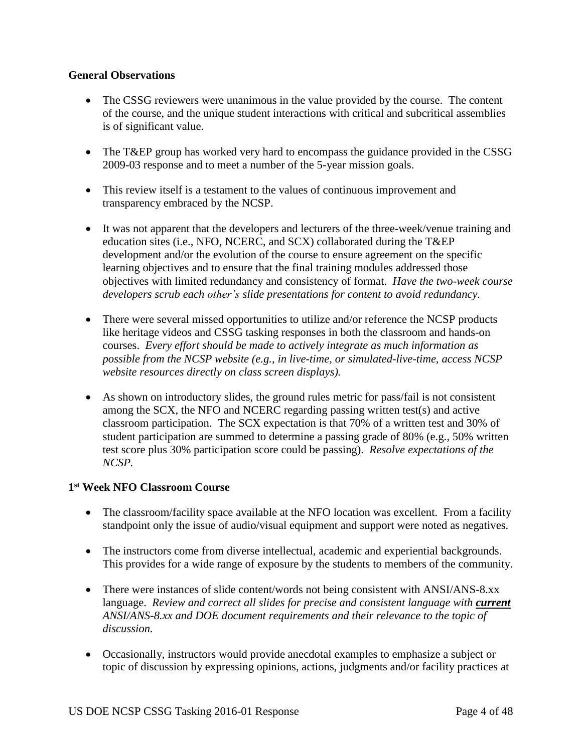**General Observations**

- The CSSG reviewers were unanimous in the value provided by the course. The content of the course, and the unique student interactions with critical and subcritical assemblies is of significant value.

- The T&EP group has worked very hard to encompass the guidance provided in the CSSG 2009-03 response and to meet a number of the 5-year mission goals.

- This review itself is a testament to the values of continuous improvement and transparency embraced by the NCSP.

- It was not apparent that the developers and lecturers of the three-week/venue training and education sites (i.e., NFO, NCERC, and SCX) collaborated during the T&EP development and/or the evolution of the course to ensure agreement on the specific learning objectives and to ensure that the final training modules addressed those objectives with limited redundancy and consistency of format. *Have the two-week course developers scrub each other's slide presentations for content to avoid redundancy.*

- There were several missed opportunities to utilize and/or reference the NCSP products like heritage videos and CSSG tasking responses in both the classroom and hands-on courses. *Every effort should be made to actively integrate as much information as possible from the NCSP website (e.g., in live-time, or simulated-live-time, access NCSP website resources directly on class screen displays).*

- As shown on introductory slides, the ground rules metric for pass/fail is not consistent among the SCX, the NFO and NCERC regarding passing written test(s) and active classroom participation. The SCX expectation is that 70% of a written test and 30% of student participation are summed to determine a passing grade of 80% (e.g., 50% written test score plus 30% participation score could be passing). *Resolve expectations of the NCSP.*

**1st Week NFO Classroom Course**

- The classroom/facility space available at the NFO location was excellent. From a facility standpoint only the issue of audio/visual equipment and support were noted as negatives.

- The instructors come from diverse intellectual, academic and experiential backgrounds. This provides for a wide range of exposure by the students to members of the community.

- There were instances of slide content/words not being consistent with ANSI/ANS-8.xx language. *Review and correct all slides for precise and consistent language with* ***current*** *ANSI/ANS-8.xx and DOE document requirements and their relevance to the topic of discussion.*

- Occasionally, instructors would provide anecdotal examples to emphasize a subject or topic of discussion by expressing opinions, actions, judgments and/or facility practices at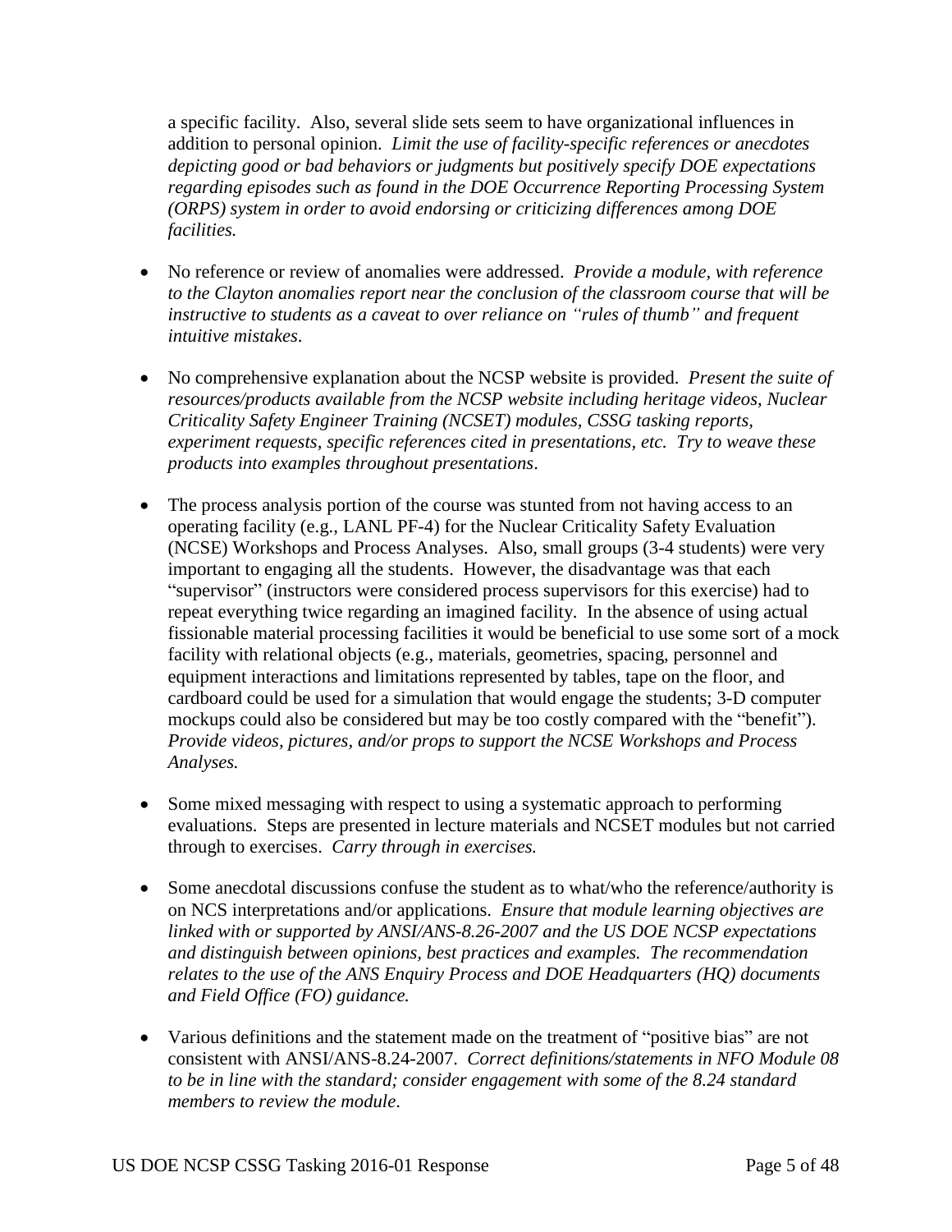a specific facility. Also, several slide sets seem to have organizational influences in addition to personal opinion. *Limit the use of facility-specific references or anecdotes depicting good or bad behaviors or judgments but positively specify DOE expectations regarding episodes such as found in the DOE Occurrence Reporting Processing System (ORPS) system in order to avoid endorsing or criticizing differences among DOE facilities.*

- No reference or review of anomalies were addressed. *Provide a module, with reference to the Clayton anomalies report near the conclusion of the classroom course that will be instructive to students as a caveat to over reliance on "rules of thumb" and frequent intuitive mistakes*.

- No comprehensive explanation about the NCSP website is provided. *Present the suite of resources/products available from the NCSP website including heritage videos, Nuclear Criticality Safety Engineer Training (NCSET) modules, CSSG tasking reports, experiment requests, specific references cited in presentations, etc. Try to weave these products into examples throughout presentations*.

- The process analysis portion of the course was stunted from not having access to an operating facility (e.g., LANL PF-4) for the Nuclear Criticality Safety Evaluation (NCSE) Workshops and Process Analyses. Also, small groups (3-4 students) were very important to engaging all the students. However, the disadvantage was that each "supervisor" (instructors were considered process supervisors for this exercise) had to repeat everything twice regarding an imagined facility. In the absence of using actual fissionable material processing facilities it would be beneficial to use some sort of a mock facility with relational objects (e.g., materials, geometries, spacing, personnel and equipment interactions and limitations represented by tables, tape on the floor, and cardboard could be used for a simulation that would engage the students; 3-D computer mockups could also be considered but may be too costly compared with the "benefit"). *Provide videos, pictures, and/or props to support the NCSE Workshops and Process Analyses.*

- Some mixed messaging with respect to using a systematic approach to performing evaluations. Steps are presented in lecture materials and NCSET modules but not carried through to exercises. *Carry through in exercises.*

- Some anecdotal discussions confuse the student as to what/who the reference/authority is on NCS interpretations and/or applications. *Ensure that module learning objectives are linked with or supported by ANSI/ANS-8.26-2007 and the US DOE NCSP expectations and distinguish between opinions, best practices and examples. The recommendation relates to the use of the ANS Enquiry Process and DOE Headquarters (HQ) documents and Field Office (FO) guidance.*

- Various definitions and the statement made on the treatment of "positive bias" are not consistent with ANSI/ANS-8.24-2007. *Correct definitions/statements in NFO Module 08 to be in line with the standard; consider engagement with some of the 8.24 standard members to review the module*.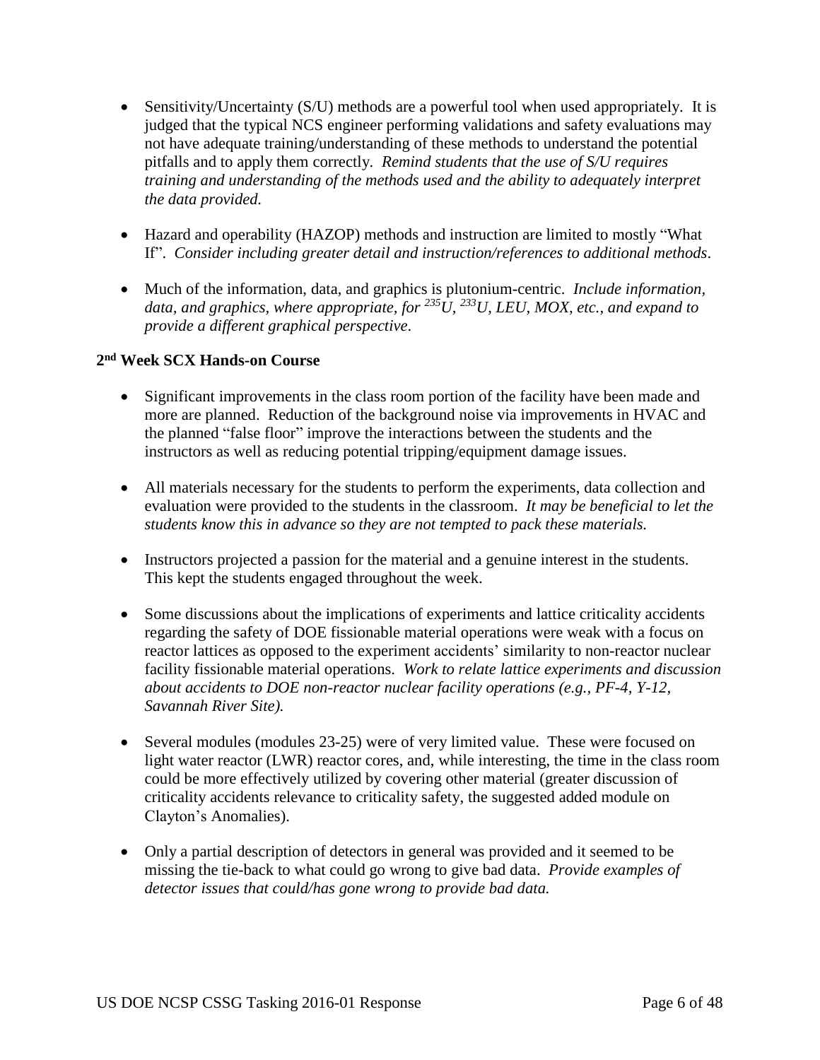- Sensitivity/Uncertainty (S/U) methods are a powerful tool when used appropriately. It is judged that the typical NCS engineer performing validations and safety evaluations may not have adequate training/understanding of these methods to understand the potential pitfalls and to apply them correctly. *Remind students that the use of S/U requires training and understanding of the methods used and the ability to adequately interpret the data provided.*

- Hazard and operability (HAZOP) methods and instruction are limited to mostly "What If". *Consider including greater detail and instruction/references to additional methods.*

- Much of the information, data, and graphics is plutonium-centric. *Include information, data, and graphics, where appropriate, for $^{235}U$, $^{233}U$, LEU, MOX, etc., and expand to provide a different graphical perspective.*

**2nd Week SCX Hands-on Course**

- Significant improvements in the class room portion of the facility have been made and more are planned. Reduction of the background noise via improvements in HVAC and the planned "false floor" improve the interactions between the students and the instructors as well as reducing potential tripping/equipment damage issues.

- All materials necessary for the students to perform the experiments, data collection and evaluation were provided to the students in the classroom. *It may be beneficial to let the students know this in advance so they are not tempted to pack these materials.*

- Instructors projected a passion for the material and a genuine interest in the students. This kept the students engaged throughout the week.

- Some discussions about the implications of experiments and lattice criticality accidents regarding the safety of DOE fissionable material operations were weak with a focus on reactor lattices as opposed to the experiment accidents' similarity to non-reactor nuclear facility fissionable material operations. *Work to relate lattice experiments and discussion about accidents to DOE non-reactor nuclear facility operations (e.g., PF-4, Y-12, Savannah River Site).*

- Several modules (modules 23-25) were of very limited value. These were focused on light water reactor (LWR) reactor cores, and, while interesting, the time in the class room could be more effectively utilized by covering other material (greater discussion of criticality accidents relevance to criticality safety, the suggested added module on Clayton's Anomalies).

- Only a partial description of detectors in general was provided and it seemed to be missing the tie-back to what could go wrong to give bad data. *Provide examples of detector issues that could/has gone wrong to provide bad data.*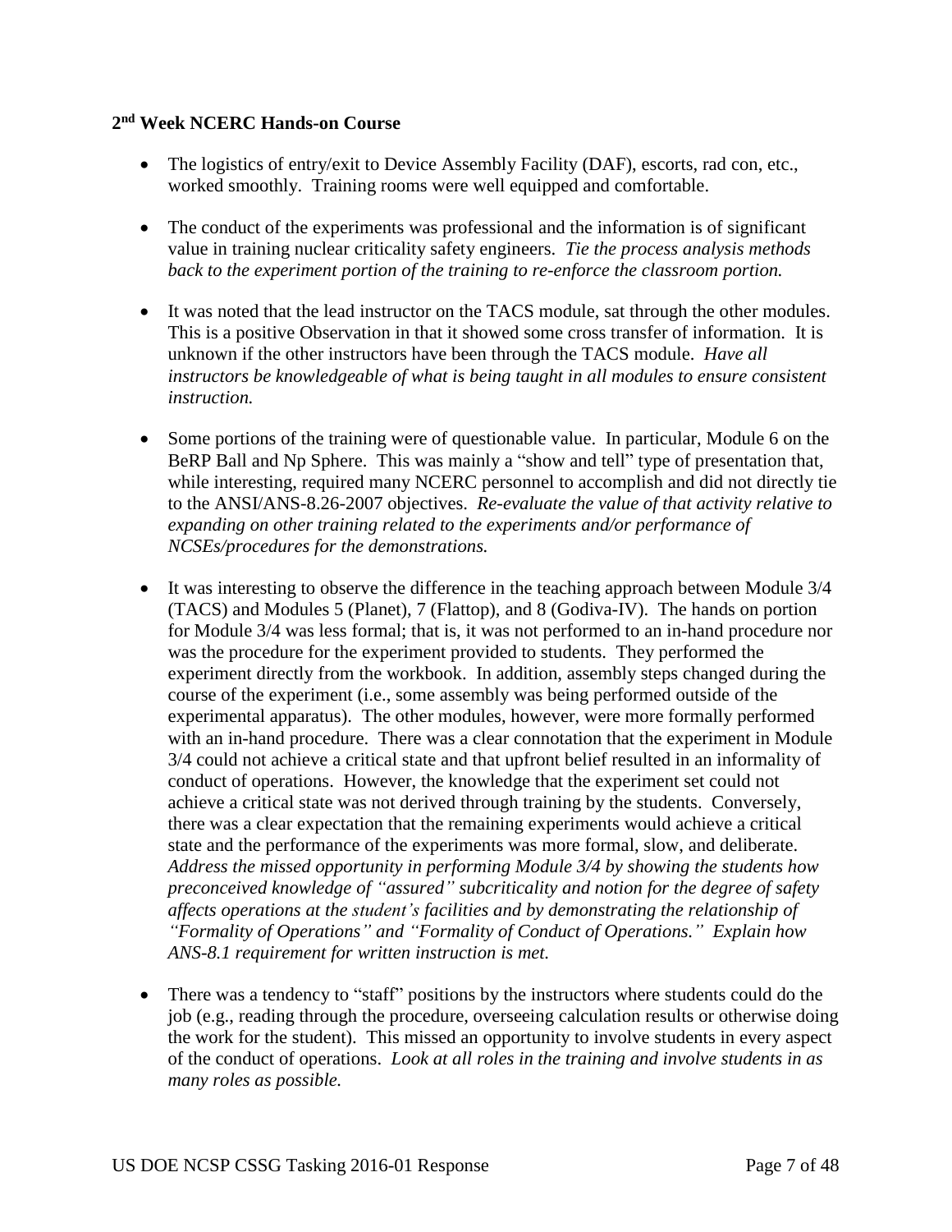**2nd Week NCERC Hands-on Course**

- The logistics of entry/exit to Device Assembly Facility (DAF), escorts, rad con, etc., worked smoothly. Training rooms were well equipped and comfortable.

- The conduct of the experiments was professional and the information is of significant value in training nuclear criticality safety engineers. *Tie the process analysis methods back to the experiment portion of the training to re-enforce the classroom portion.*

- It was noted that the lead instructor on the TACS module, sat through the other modules. This is a positive Observation in that it showed some cross transfer of information. It is unknown if the other instructors have been through the TACS module. *Have all instructors be knowledgeable of what is being taught in all modules to ensure consistent instruction.*

- Some portions of the training were of questionable value. In particular, Module 6 on the BeRP Ball and Np Sphere. This was mainly a "show and tell" type of presentation that, while interesting, required many NCERC personnel to accomplish and did not directly tie to the ANSI/ANS-8.26-2007 objectives. *Re-evaluate the value of that activity relative to expanding on other training related to the experiments and/or performance of NCSEs/procedures for the demonstrations.*

- It was interesting to observe the difference in the teaching approach between Module 3/4 (TACS) and Modules 5 (Planet), 7 (Flattop), and 8 (Godiva-IV). The hands on portion for Module 3/4 was less formal; that is, it was not performed to an in-hand procedure nor was the procedure for the experiment provided to students. They performed the experiment directly from the workbook. In addition, assembly steps changed during the course of the experiment (i.e., some assembly was being performed outside of the experimental apparatus). The other modules, however, were more formally performed with an in-hand procedure. There was a clear connotation that the experiment in Module 3/4 could not achieve a critical state and that upfront belief resulted in an informality of conduct of operations. However, the knowledge that the experiment set could not achieve a critical state was not derived through training by the students. Conversely, there was a clear expectation that the remaining experiments would achieve a critical state and the performance of the experiments was more formal, slow, and deliberate. *Address the missed opportunity in performing Module 3/4 by showing the students how preconceived knowledge of "assured" subcriticality and notion for the degree of safety affects operations at the student's facilities and by demonstrating the relationship of "Formality of Operations" and "Formality of Conduct of Operations." Explain how ANS-8.1 requirement for written instruction is met.*

- There was a tendency to "staff" positions by the instructors where students could do the job (e.g., reading through the procedure, overseeing calculation results or otherwise doing the work for the student). This missed an opportunity to involve students in every aspect of the conduct of operations. *Look at all roles in the training and involve students in as many roles as possible.*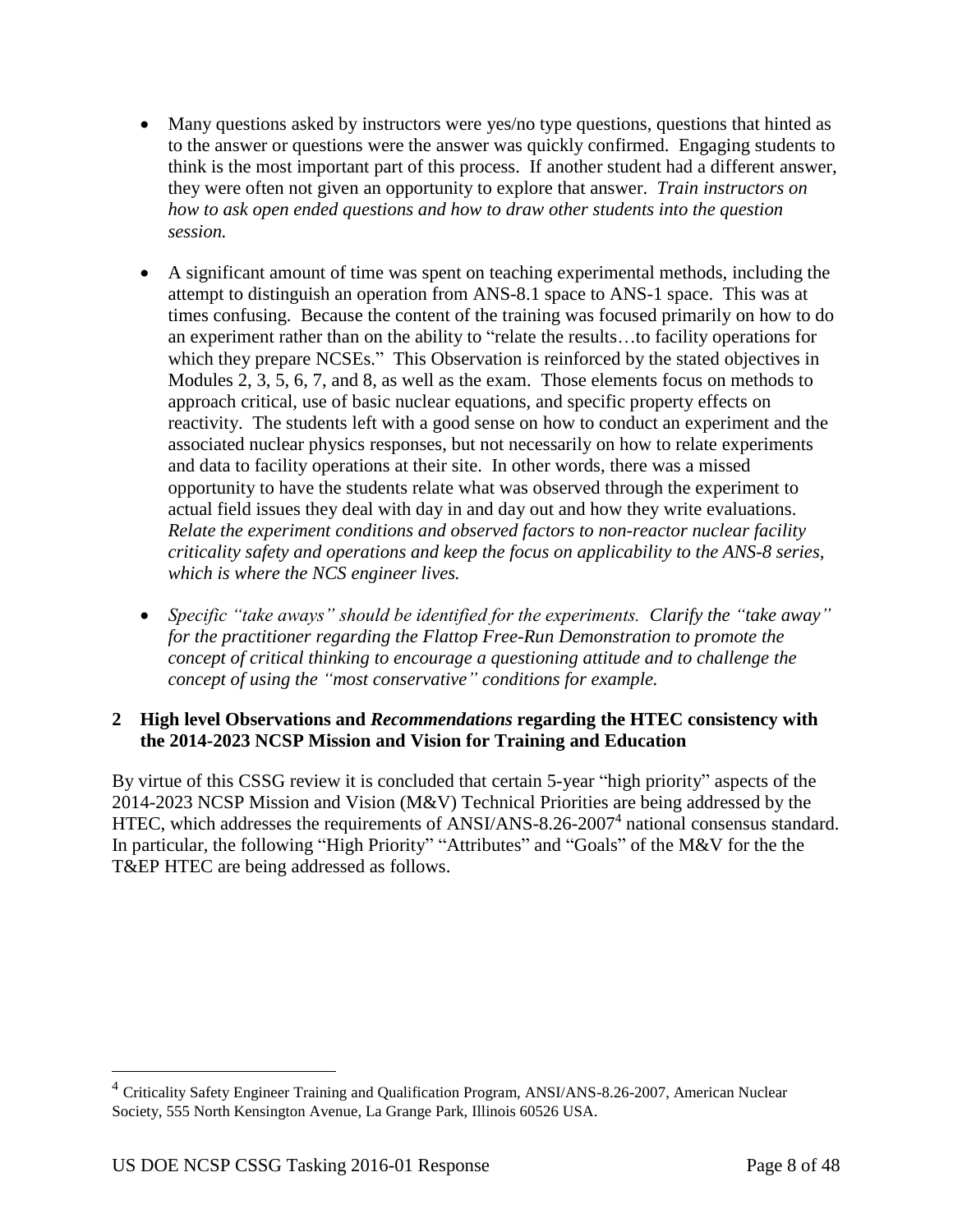- Many questions asked by instructors were yes/no type questions, questions that hinted as to the answer or questions were the answer was quickly confirmed. Engaging students to think is the most important part of this process. If another student had a different answer, they were often not given an opportunity to explore that answer. *Train instructors on how to ask open ended questions and how to draw other students into the question session.*

- A significant amount of time was spent on teaching experimental methods, including the attempt to distinguish an operation from ANS-8.1 space to ANS-1 space. This was at times confusing. Because the content of the training was focused primarily on how to do an experiment rather than on the ability to "relate the results…to facility operations for which they prepare NCSEs." This Observation is reinforced by the stated objectives in Modules 2, 3, 5, 6, 7, and 8, as well as the exam. Those elements focus on methods to approach critical, use of basic nuclear equations, and specific property effects on reactivity. The students left with a good sense on how to conduct an experiment and the associated nuclear physics responses, but not necessarily on how to relate experiments and data to facility operations at their site. In other words, there was a missed opportunity to have the students relate what was observed through the experiment to actual field issues they deal with day in and day out and how they write evaluations. *Relate the experiment conditions and observed factors to non-reactor nuclear facility criticality safety and operations and keep the focus on applicability to the ANS-8 series, which is where the NCS engineer lives.*

- *Specific "take aways" should be identified for the experiments. Clarify the "take away" for the practitioner regarding the Flattop Free-Run Demonstration to promote the concept of critical thinking to encourage a questioning attitude and to challenge the concept of using the "most conservative" conditions for example.*

## 2 High level Observations and *Recommendations* regarding the HTEC consistency with the 2014-2023 NCSP Mission and Vision for Training and Education

By virtue of this CSSG review it is concluded that certain 5-year "high priority" aspects of the 2014-2023 NCSP Mission and Vision (M&V) Technical Priorities are being addressed by the HTEC, which addresses the requirements of ANSI/ANS-8.26-2007[4] national consensus standard. In particular, the following "High Priority" "Attributes" and "Goals" of the M&V for the the T&EP HTEC are being addressed as follows.

[4] Criticality Safety Engineer Training and Qualification Program, ANSI/ANS-8.26-2007, American Nuclear Society, 555 North Kensington Avenue, La Grange Park, Illinois 60526 USA.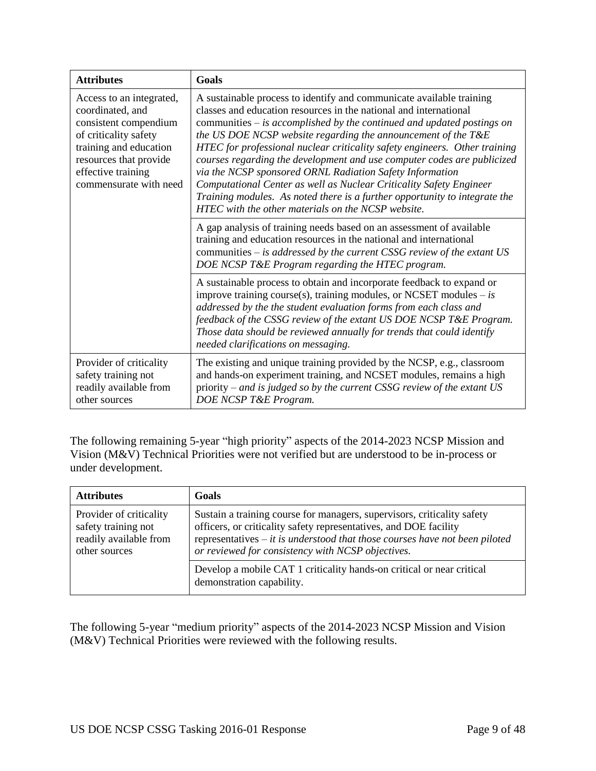| Attributes | Goals |
|---|---|
| Access to an integrated, coordinated, and consistent compendium of criticality safety training and education resources that provide effective training commensurate with need | A sustainable process to identify and communicate available training classes and education resources in the national and international communities – *is accomplished by the continued and updated postings on the US DOE NCSP website regarding the announcement of the T&E HTEC for professional nuclear criticality safety engineers. Other training courses regarding the development and use computer codes are publicized via the NCSP sponsored ORNL Radiation Safety Information Computational Center as well as Nuclear Criticality Safety Engineer Training modules. As noted there is a further opportunity to integrate the HTEC with the other materials on the NCSP website.* |
| | A gap analysis of training needs based on an assessment of available training and education resources in the national and international communities – *is addressed by the current CSSG review of the extant US DOE NCSP T&E Program regarding the HTEC program.* |
| | A sustainable process to obtain and incorporate feedback to expand or improve training course(s), training modules, or NCSET modules – *is addressed by the the student evaluation forms from each class and feedback of the CSSG review of the extant US DOE NCSP T&E Program. Those data should be reviewed annually for trends that could identify needed clarifications on messaging.* |
| Provider of criticality safety training not readily available from other sources | The existing and unique training provided by the NCSP, e.g., classroom and hands-on experiment training, and NCSET modules, remains a high priority – *and is judged so by the current CSSG review of the extant US DOE NCSP T&E Program.* |

The following remaining 5-year "high priority" aspects of the 2014-2023 NCSP Mission and Vision (M&V) Technical Priorities were not verified but are understood to be in-process or under development.

| Attributes | Goals |
|---|---|
| Provider of criticality safety training not readily available from other sources | Sustain a training course for managers, supervisors, criticality safety officers, or criticality safety representatives, and DOE facility representatives – *it is understood that those courses have not been piloted or reviewed for consistency with NCSP objectives.* |
| | Develop a mobile CAT 1 criticality hands-on critical or near critical demonstration capability. |

The following 5-year "medium priority" aspects of the 2014-2023 NCSP Mission and Vision (M&V) Technical Priorities were reviewed with the following results.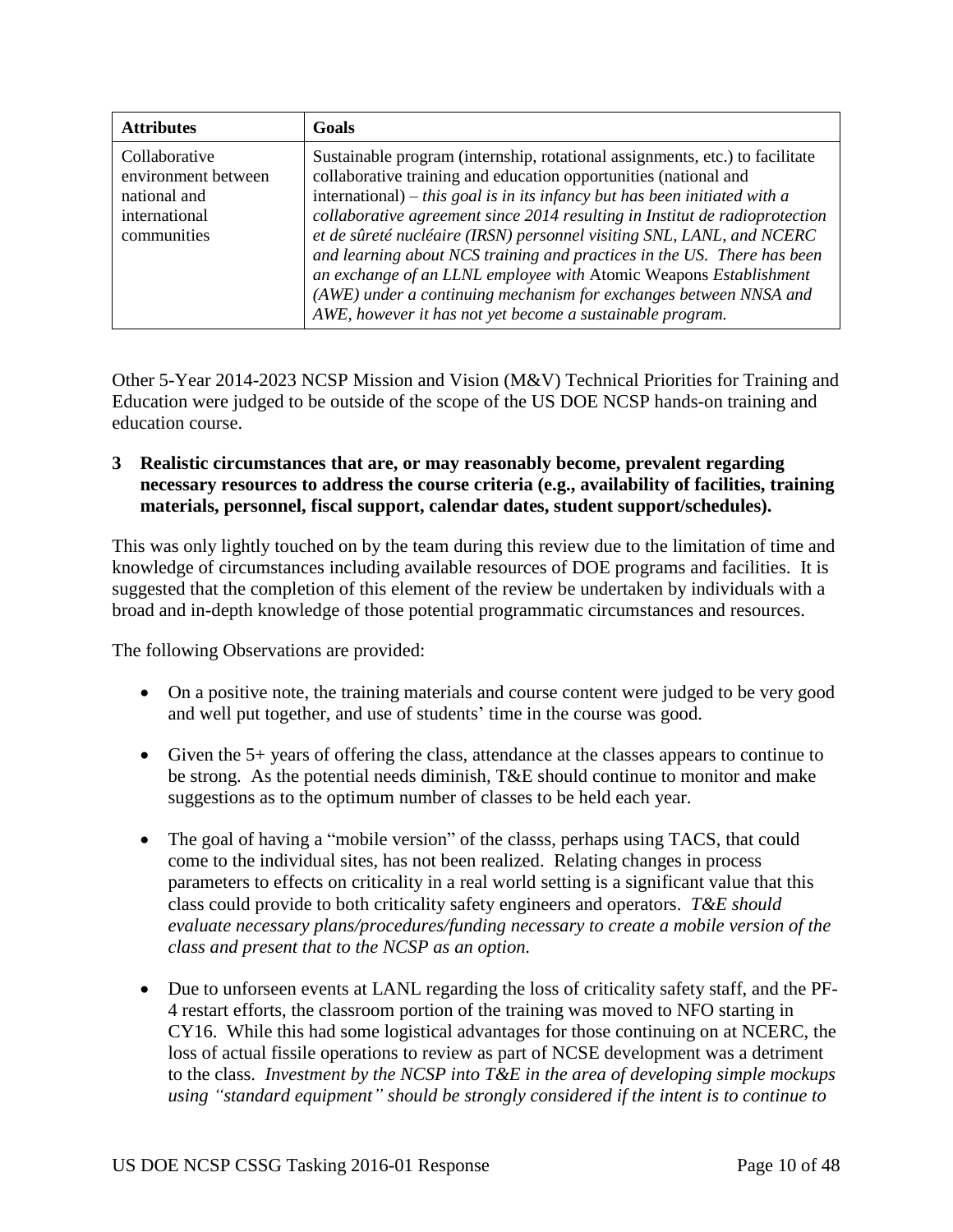| Attributes | Goals |
| --- | --- |
| Collaborative environment between national and international communities | Sustainable program (internship, rotational assignments, etc.) to facilitate collaborative training and education opportunities (national and international) – *this goal is in its infancy but has been initiated with a collaborative agreement since 2014 resulting in Institut de radioprotection et de sûreté nucléaire (IRSN) personnel visiting SNL, LANL, and NCERC and learning about NCS training and practices in the US. There has been an exchange of an LLNL employee with* Atomic Weapons *Establishment (AWE) under a continuing mechanism for exchanges between NNSA and AWE, however it has not yet become a sustainable program.* |

Other 5-Year 2014-2023 NCSP Mission and Vision (M&V) Technical Priorities for Training and Education were judged to be outside of the scope of the US DOE NCSP hands-on training and education course.

**3 Realistic circumstances that are, or may reasonably become, prevalent regarding necessary resources to address the course criteria (e.g., availability of facilities, training materials, personnel, fiscal support, calendar dates, student support/schedules).**

This was only lightly touched on by the team during this review due to the limitation of time and knowledge of circumstances including available resources of DOE programs and facilities. It is suggested that the completion of this element of the review be undertaken by individuals with a broad and in-depth knowledge of those potential programmatic circumstances and resources.

The following Observations are provided:

- On a positive note, the training materials and course content were judged to be very good and well put together, and use of students' time in the course was good.
- Given the 5+ years of offering the class, attendance at the classes appears to continue to be strong. As the potential needs diminish, T&E should continue to monitor and make suggestions as to the optimum number of classes to be held each year.
- The goal of having a "mobile version" of the classs, perhaps using TACS, that could come to the individual sites, has not been realized. Relating changes in process parameters to effects on criticality in a real world setting is a significant value that this class could provide to both criticality safety engineers and operators. *T&E should evaluate necessary plans/procedures/funding necessary to create a mobile version of the class and present that to the NCSP as an option.*
- Due to unforseen events at LANL regarding the loss of criticality safety staff, and the PF-4 restart efforts, the classroom portion of the training was moved to NFO starting in CY16. While this had some logistical advantages for those continuing on at NCERC, the loss of actual fissile operations to review as part of NCSE development was a detriment to the class. *Investment by the NCSP into T&E in the area of developing simple mockups using "standard equipment" should be strongly considered if the intent is to continue to*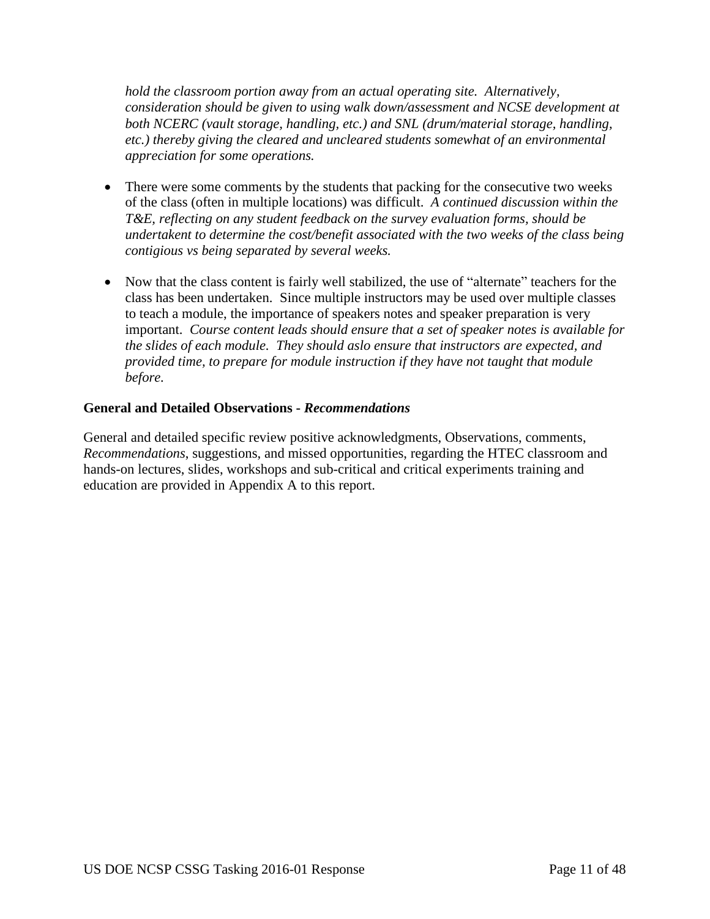*hold the classroom portion away from an actual operating site. Alternatively, consideration should be given to using walk down/assessment and NCSE development at both NCERC (vault storage, handling, etc.) and SNL (drum/material storage, handling, etc.) thereby giving the cleared and uncleared students somewhat of an environmental appreciation for some operations.*

- There were some comments by the students that packing for the consecutive two weeks of the class (often in multiple locations) was difficult. *A continued discussion within the T&E, reflecting on any student feedback on the survey evaluation forms, should be undertakent to determine the cost/benefit associated with the two weeks of the class being contigious vs being separated by several weeks.*

- Now that the class content is fairly well stabilized, the use of "alternate" teachers for the class has been undertaken. Since multiple instructors may be used over multiple classes to teach a module, the importance of speakers notes and speaker preparation is very important. *Course content leads should ensure that a set of speaker notes is available for the slides of each module. They should aslo ensure that instructors are expected, and provided time, to prepare for module instruction if they have not taught that module before.*

**General and Detailed Observations -** ***Recommendations***

General and detailed specific review positive acknowledgments, Observations, comments, *Recommendations*, suggestions, and missed opportunities, regarding the HTEC classroom and hands-on lectures, slides, workshops and sub-critical and critical experiments training and education are provided in Appendix A to this report.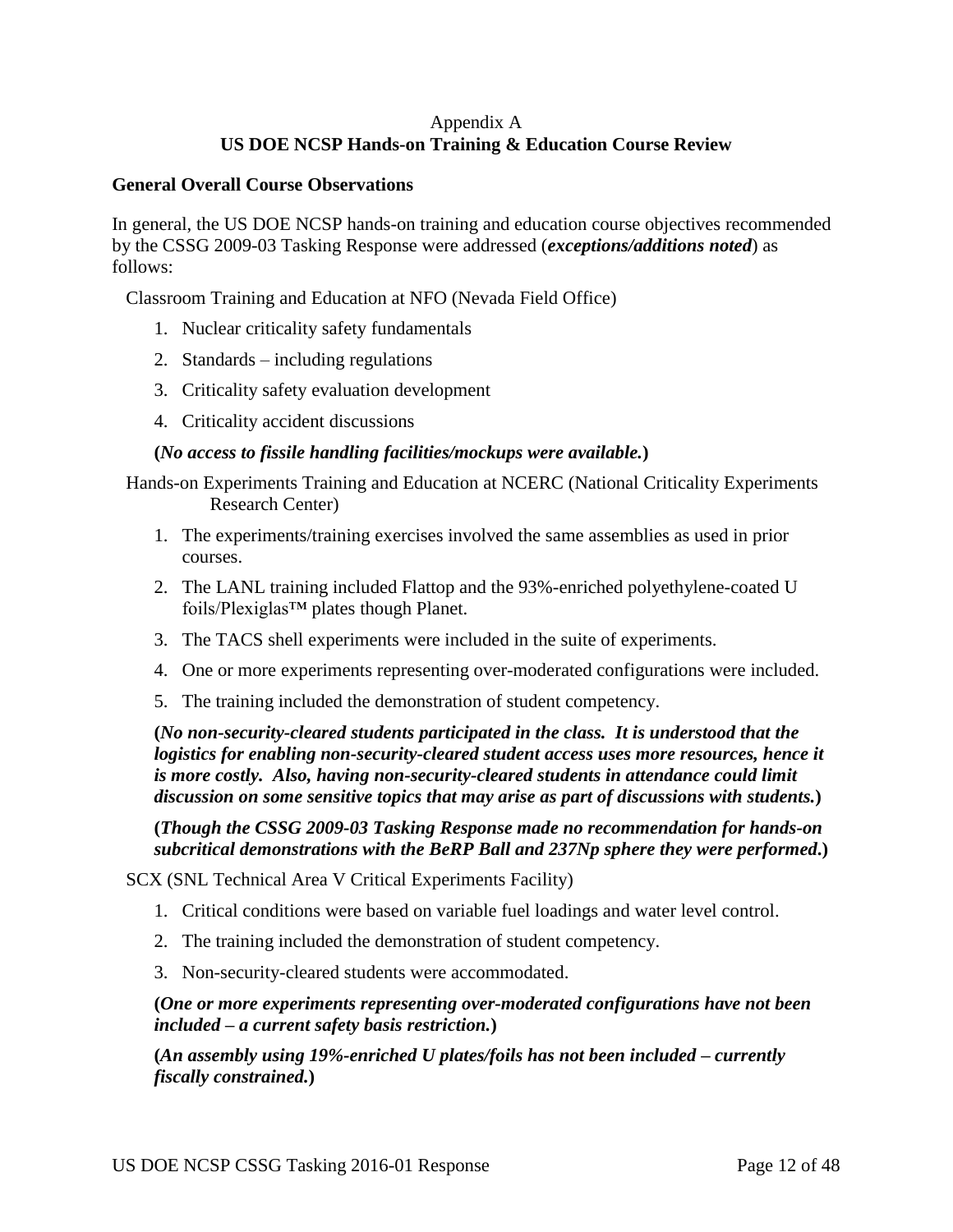Appendix A

**US DOE NCSP Hands-on Training & Education Course Review**

**General Overall Course Observations**

In general, the US DOE NCSP hands-on training and education course objectives recommended by the CSSG 2009-03 Tasking Response were addressed (***exceptions/additions noted***) as follows:

Classroom Training and Education at NFO (Nevada Field Office)

1. Nuclear criticality safety fundamentals
2. Standards – including regulations
3. Criticality safety evaluation development
4. Criticality accident discussions

**(*No access to fissile handling facilities/mockups were available.*)**

Hands-on Experiments Training and Education at NCERC (National Criticality Experiments Research Center)

1. The experiments/training exercises involved the same assemblies as used in prior courses.
2. The LANL training included Flattop and the 93%-enriched polyethylene-coated U foils/Plexiglas™ plates though Planet.
3. The TACS shell experiments were included in the suite of experiments.
4. One or more experiments representing over-moderated configurations were included.
5. The training included the demonstration of student competency.

**(*No non-security-cleared students participated in the class. It is understood that the logistics for enabling non-security-cleared student access uses more resources, hence it is more costly. Also, having non-security-cleared students in attendance could limit discussion on some sensitive topics that may arise as part of discussions with students.*)**

**(*Though the CSSG 2009-03 Tasking Response made no recommendation for hands-on subcritical demonstrations with the BeRP Ball and 237Np sphere they were performed.*)**

SCX (SNL Technical Area V Critical Experiments Facility)

1. Critical conditions were based on variable fuel loadings and water level control.
2. The training included the demonstration of student competency.
3. Non-security-cleared students were accommodated.

**(*One or more experiments representing over-moderated configurations have not been included – a current safety basis restriction.*)**

**(*An assembly using 19%-enriched U plates/foils has not been included – currently fiscally constrained.*)**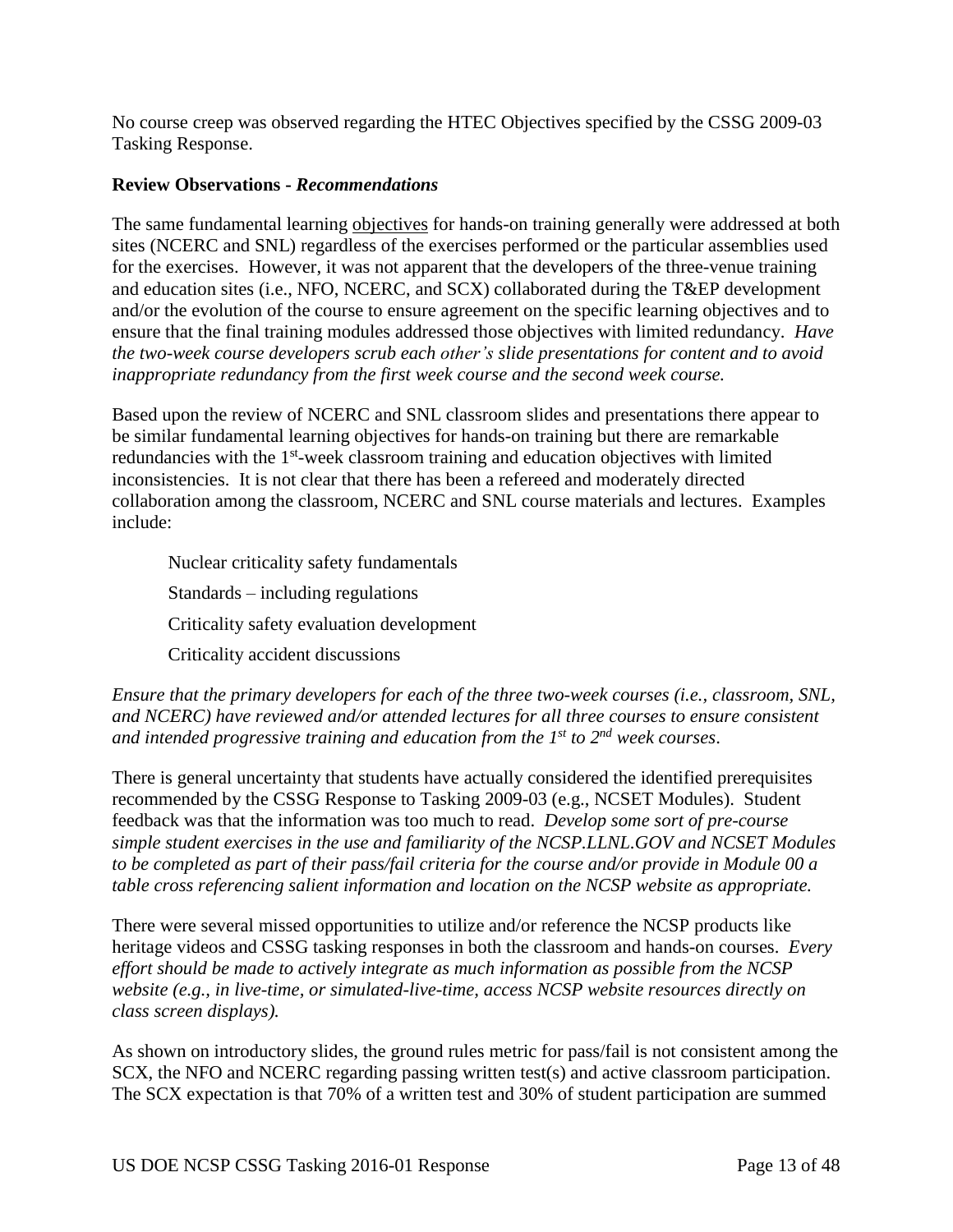No course creep was observed regarding the HTEC Objectives specified by the CSSG 2009-03 Tasking Response.

**Review Observations -** ***Recommendations***

The same fundamental learning objectives for hands-on training generally were addressed at both sites (NCERC and SNL) regardless of the exercises performed or the particular assemblies used for the exercises. However, it was not apparent that the developers of the three-venue training and education sites (i.e., NFO, NCERC, and SCX) collaborated during the T&EP development and/or the evolution of the course to ensure agreement on the specific learning objectives and to ensure that the final training modules addressed those objectives with limited redundancy. *Have the two-week course developers scrub each other's slide presentations for content and to avoid inappropriate redundancy from the first week course and the second week course.*

Based upon the review of NCERC and SNL classroom slides and presentations there appear to be similar fundamental learning objectives for hands-on training but there are remarkable redundancies with the 1st-week classroom training and education objectives with limited inconsistencies. It is not clear that there has been a refereed and moderately directed collaboration among the classroom, NCERC and SNL course materials and lectures. Examples include:

- Nuclear criticality safety fundamentals
- Standards – including regulations
- Criticality safety evaluation development
- Criticality accident discussions

*Ensure that the primary developers for each of the three two-week courses (i.e., classroom, SNL, and NCERC) have reviewed and/or attended lectures for all three courses to ensure consistent and intended progressive training and education from the 1st to 2nd week courses.*

There is general uncertainty that students have actually considered the identified prerequisites recommended by the CSSG Response to Tasking 2009-03 (e.g., NCSET Modules). Student feedback was that the information was too much to read. *Develop some sort of pre-course simple student exercises in the use and familiarity of the NCSP.LLNL.GOV and NCSET Modules to be completed as part of their pass/fail criteria for the course and/or provide in Module 00 a table cross referencing salient information and location on the NCSP website as appropriate.*

There were several missed opportunities to utilize and/or reference the NCSP products like heritage videos and CSSG tasking responses in both the classroom and hands-on courses. *Every effort should be made to actively integrate as much information as possible from the NCSP website (e.g., in live-time, or simulated-live-time, access NCSP website resources directly on class screen displays).*

As shown on introductory slides, the ground rules metric for pass/fail is not consistent among the SCX, the NFO and NCERC regarding passing written test(s) and active classroom participation. The SCX expectation is that 70% of a written test and 30% of student participation are summed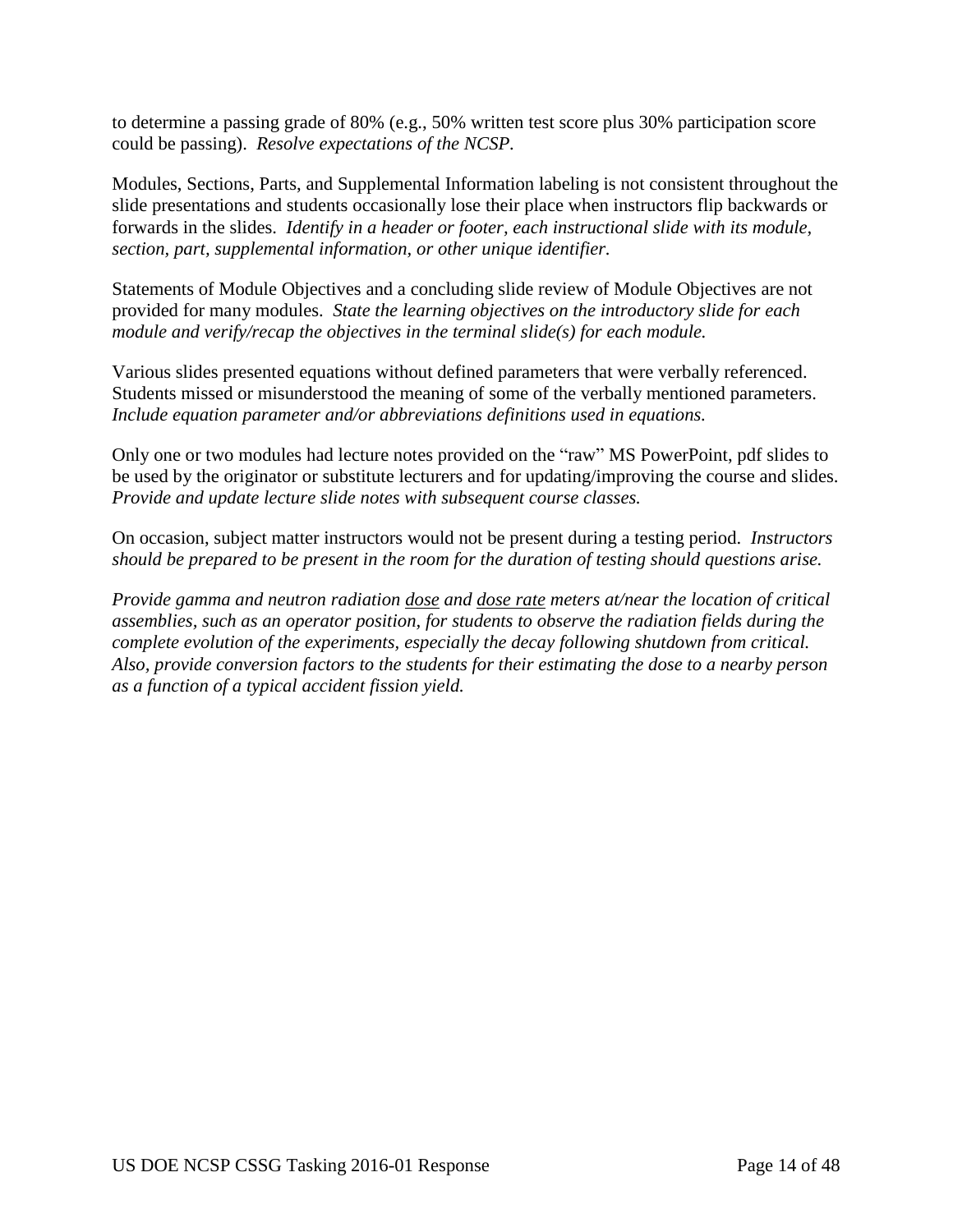to determine a passing grade of 80% (e.g., 50% written test score plus 30% participation score could be passing). *Resolve expectations of the NCSP.*

Modules, Sections, Parts, and Supplemental Information labeling is not consistent throughout the slide presentations and students occasionally lose their place when instructors flip backwards or forwards in the slides. *Identify in a header or footer, each instructional slide with its module, section, part, supplemental information, or other unique identifier.*

Statements of Module Objectives and a concluding slide review of Module Objectives are not provided for many modules. *State the learning objectives on the introductory slide for each module and verify/recap the objectives in the terminal slide(s) for each module.*

Various slides presented equations without defined parameters that were verbally referenced. Students missed or misunderstood the meaning of some of the verbally mentioned parameters. *Include equation parameter and/or abbreviations definitions used in equations.*

Only one or two modules had lecture notes provided on the "raw" MS PowerPoint, pdf slides to be used by the originator or substitute lecturers and for updating/improving the course and slides. *Provide and update lecture slide notes with subsequent course classes.*

On occasion, subject matter instructors would not be present during a testing period. *Instructors should be prepared to be present in the room for the duration of testing should questions arise.*

*Provide gamma and neutron radiation <u>dose</u> and <u>dose rate</u> meters at/near the location of critical assemblies, such as an operator position, for students to observe the radiation fields during the complete evolution of the experiments, especially the decay following shutdown from critical. Also, provide conversion factors to the students for their estimating the dose to a nearby person as a function of a typical accident fission yield.*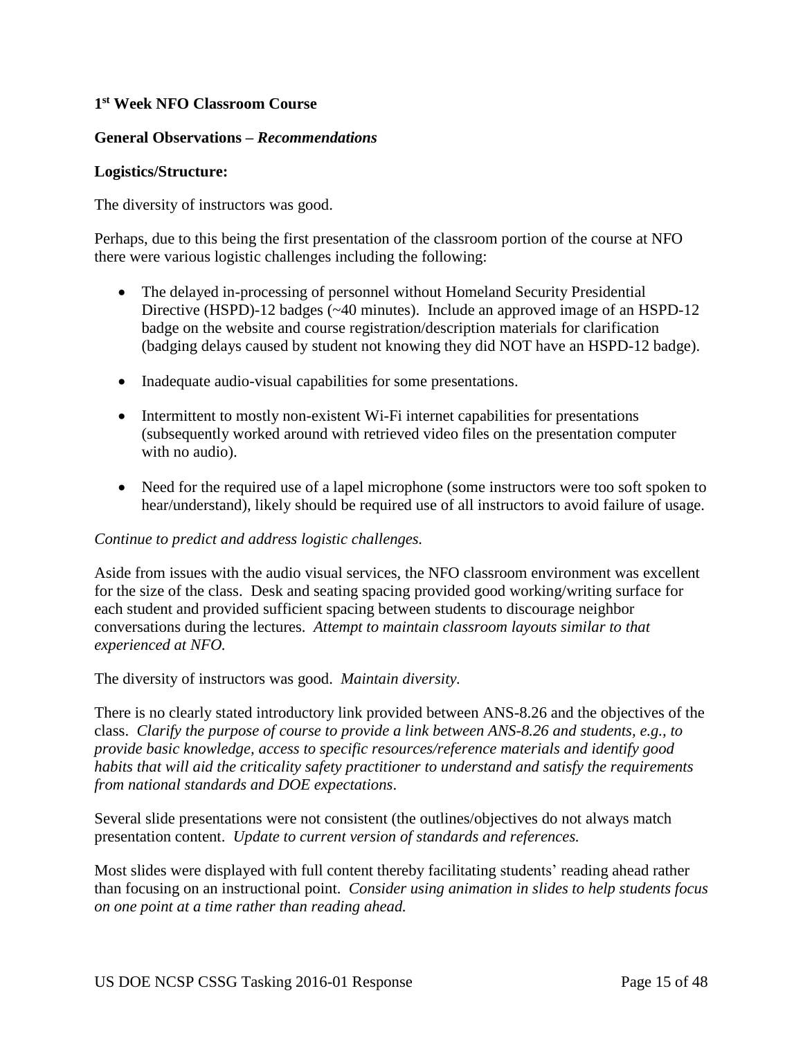**1st Week NFO Classroom Course**

**General Observations – *Recommendations***

**Logistics/Structure:**

The diversity of instructors was good.

Perhaps, due to this being the first presentation of the classroom portion of the course at NFO there were various logistic challenges including the following:

- The delayed in-processing of personnel without Homeland Security Presidential Directive (HSPD)-12 badges (~40 minutes). Include an approved image of an HSPD-12 badge on the website and course registration/description materials for clarification (badging delays caused by student not knowing they did NOT have an HSPD-12 badge).
- Inadequate audio-visual capabilities for some presentations.
- Intermittent to mostly non-existent Wi-Fi internet capabilities for presentations (subsequently worked around with retrieved video files on the presentation computer with no audio).
- Need for the required use of a lapel microphone (some instructors were too soft spoken to hear/understand), likely should be required use of all instructors to avoid failure of usage.

*Continue to predict and address logistic challenges.*

Aside from issues with the audio visual services, the NFO classroom environment was excellent for the size of the class. Desk and seating spacing provided good working/writing surface for each student and provided sufficient spacing between students to discourage neighbor conversations during the lectures. *Attempt to maintain classroom layouts similar to that experienced at NFO.*

The diversity of instructors was good. *Maintain diversity.*

There is no clearly stated introductory link provided between ANS-8.26 and the objectives of the class. *Clarify the purpose of course to provide a link between ANS-8.26 and students, e.g., to provide basic knowledge, access to specific resources/reference materials and identify good habits that will aid the criticality safety practitioner to understand and satisfy the requirements from national standards and DOE expectations*.

Several slide presentations were not consistent (the outlines/objectives do not always match presentation content. *Update to current version of standards and references.*

Most slides were displayed with full content thereby facilitating students' reading ahead rather than focusing on an instructional point. *Consider using animation in slides to help students focus on one point at a time rather than reading ahead.*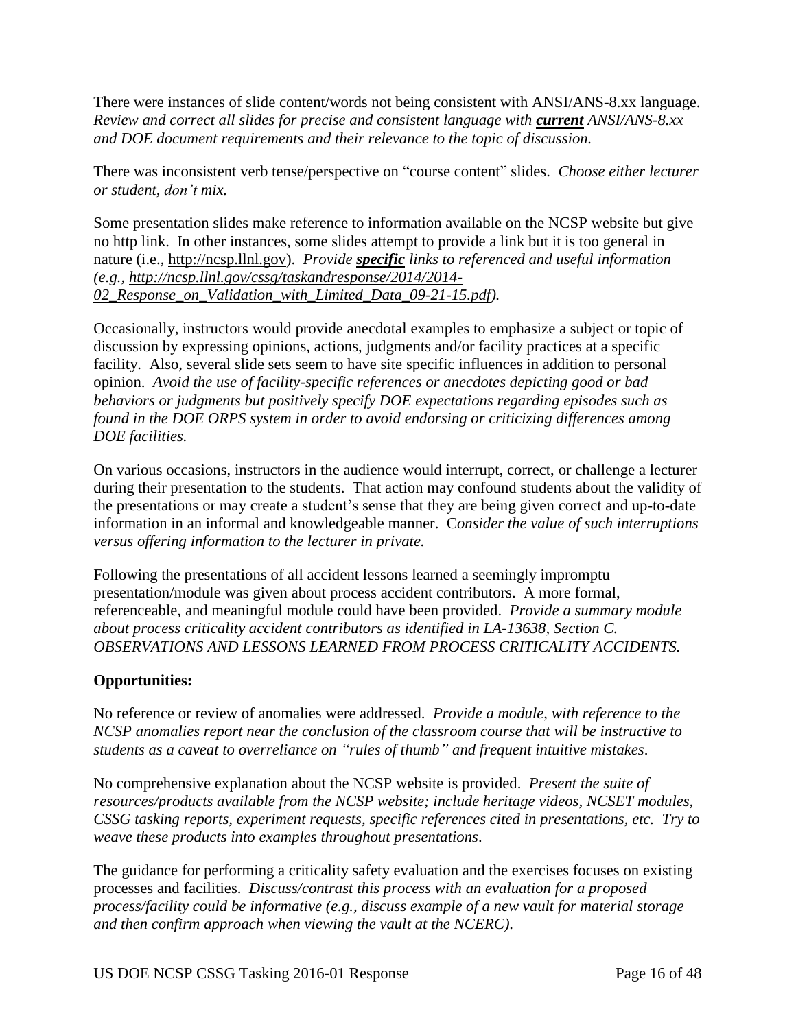There were instances of slide content/words not being consistent with ANSI/ANS-8.xx language. *Review and correct all slides for precise and consistent language with **current** ANSI/ANS-8.xx and DOE document requirements and their relevance to the topic of discussion.*

There was inconsistent verb tense/perspective on "course content" slides. *Choose either lecturer or student, don't mix.*

Some presentation slides make reference to information available on the NCSP website but give no http link. In other instances, some slides attempt to provide a link but it is too general in nature (i.e., http://ncsp.llnl.gov). *Provide **specific** links to referenced and useful information (e.g., http://ncsp.llnl.gov/cssg/taskandresponse/2014/2014-02_Response_on_Validation_with_Limited_Data_09-21-15.pdf).*

Occasionally, instructors would provide anecdotal examples to emphasize a subject or topic of discussion by expressing opinions, actions, judgments and/or facility practices at a specific facility. Also, several slide sets seem to have site specific influences in addition to personal opinion. *Avoid the use of facility-specific references or anecdotes depicting good or bad behaviors or judgments but positively specify DOE expectations regarding episodes such as found in the DOE ORPS system in order to avoid endorsing or criticizing differences among DOE facilities.*

On various occasions, instructors in the audience would interrupt, correct, or challenge a lecturer during their presentation to the students. That action may confound students about the validity of the presentations or may create a student's sense that they are being given correct and up-to-date information in an informal and knowledgeable manner. *Consider the value of such interruptions versus offering information to the lecturer in private.*

Following the presentations of all accident lessons learned a seemingly impromptu presentation/module was given about process accident contributors. A more formal, referenceable, and meaningful module could have been provided. *Provide a summary module about process criticality accident contributors as identified in LA-13638, Section C. OBSERVATIONS AND LESSONS LEARNED FROM PROCESS CRITICALITY ACCIDENTS.*

**Opportunities:**

No reference or review of anomalies were addressed. *Provide a module, with reference to the NCSP anomalies report near the conclusion of the classroom course that will be instructive to students as a caveat to overreliance on "rules of thumb" and frequent intuitive mistakes*.

No comprehensive explanation about the NCSP website is provided. *Present the suite of resources/products available from the NCSP website; include heritage videos, NCSET modules, CSSG tasking reports, experiment requests, specific references cited in presentations, etc. Try to weave these products into examples throughout presentations*.

The guidance for performing a criticality safety evaluation and the exercises focuses on existing processes and facilities. *Discuss/contrast this process with an evaluation for a proposed process/facility could be informative (e.g., discuss example of a new vault for material storage and then confirm approach when viewing the vault at the NCERC).*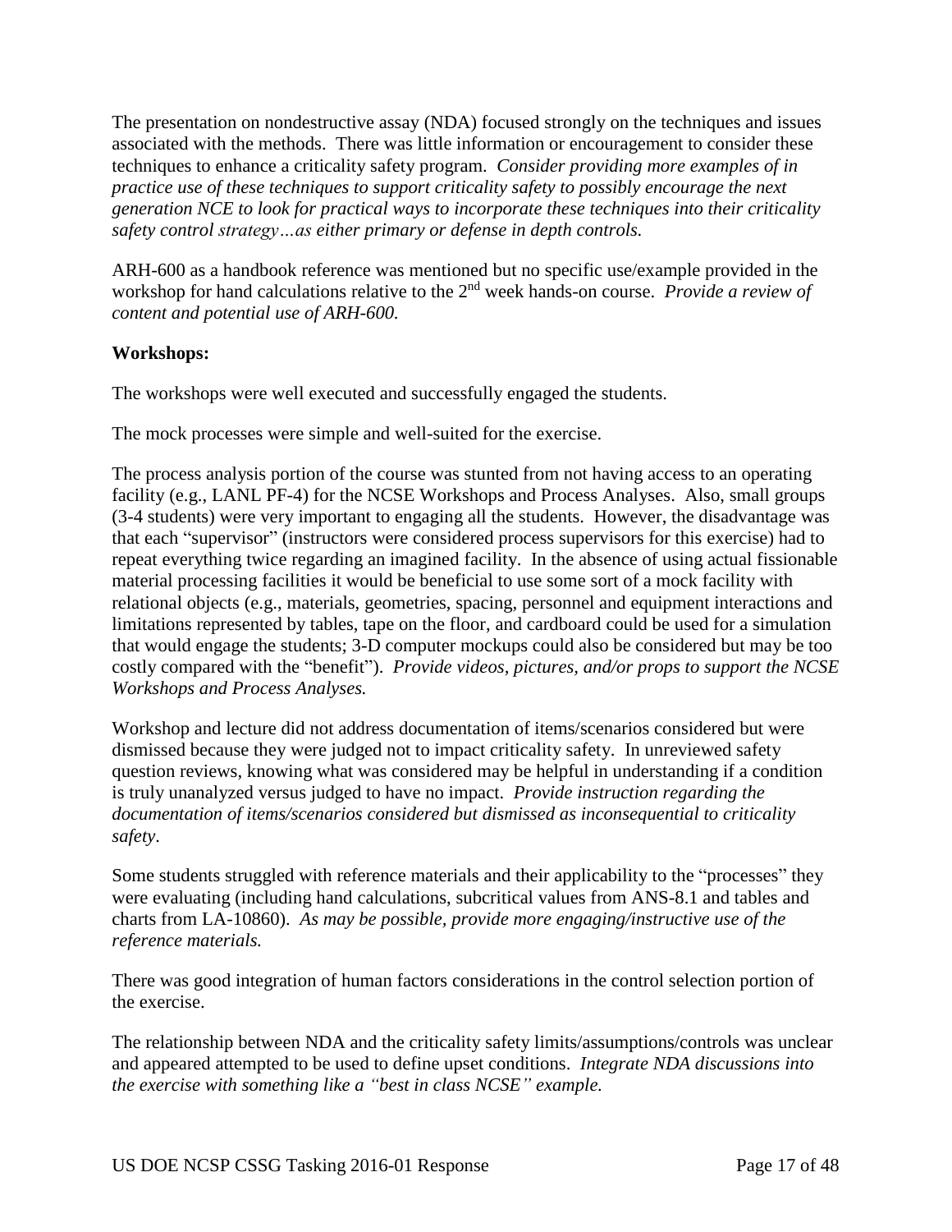The presentation on nondestructive assay (NDA) focused strongly on the techniques and issues associated with the methods. There was little information or encouragement to consider these techniques to enhance a criticality safety program. *Consider providing more examples of in practice use of these techniques to support criticality safety to possibly encourage the next generation NCE to look for practical ways to incorporate these techniques into their criticality safety control strategy…as either primary or defense in depth controls.*

ARH-600 as a handbook reference was mentioned but no specific use/example provided in the workshop for hand calculations relative to the 2nd week hands-on course. *Provide a review of content and potential use of ARH-600.*

**Workshops:**

The workshops were well executed and successfully engaged the students.

The mock processes were simple and well-suited for the exercise.

The process analysis portion of the course was stunted from not having access to an operating facility (e.g., LANL PF-4) for the NCSE Workshops and Process Analyses. Also, small groups (3-4 students) were very important to engaging all the students. However, the disadvantage was that each "supervisor" (instructors were considered process supervisors for this exercise) had to repeat everything twice regarding an imagined facility. In the absence of using actual fissionable material processing facilities it would be beneficial to use some sort of a mock facility with relational objects (e.g., materials, geometries, spacing, personnel and equipment interactions and limitations represented by tables, tape on the floor, and cardboard could be used for a simulation that would engage the students; 3-D computer mockups could also be considered but may be too costly compared with the "benefit"). *Provide videos, pictures, and/or props to support the NCSE Workshops and Process Analyses.*

Workshop and lecture did not address documentation of items/scenarios considered but were dismissed because they were judged not to impact criticality safety. In unreviewed safety question reviews, knowing what was considered may be helpful in understanding if a condition is truly unanalyzed versus judged to have no impact. *Provide instruction regarding the documentation of items/scenarios considered but dismissed as inconsequential to criticality safety*.

Some students struggled with reference materials and their applicability to the "processes" they were evaluating (including hand calculations, subcritical values from ANS-8.1 and tables and charts from LA-10860). *As may be possible, provide more engaging/instructive use of the reference materials.*

There was good integration of human factors considerations in the control selection portion of the exercise.

The relationship between NDA and the criticality safety limits/assumptions/controls was unclear and appeared attempted to be used to define upset conditions. *Integrate NDA discussions into the exercise with something like a "best in class NCSE" example.*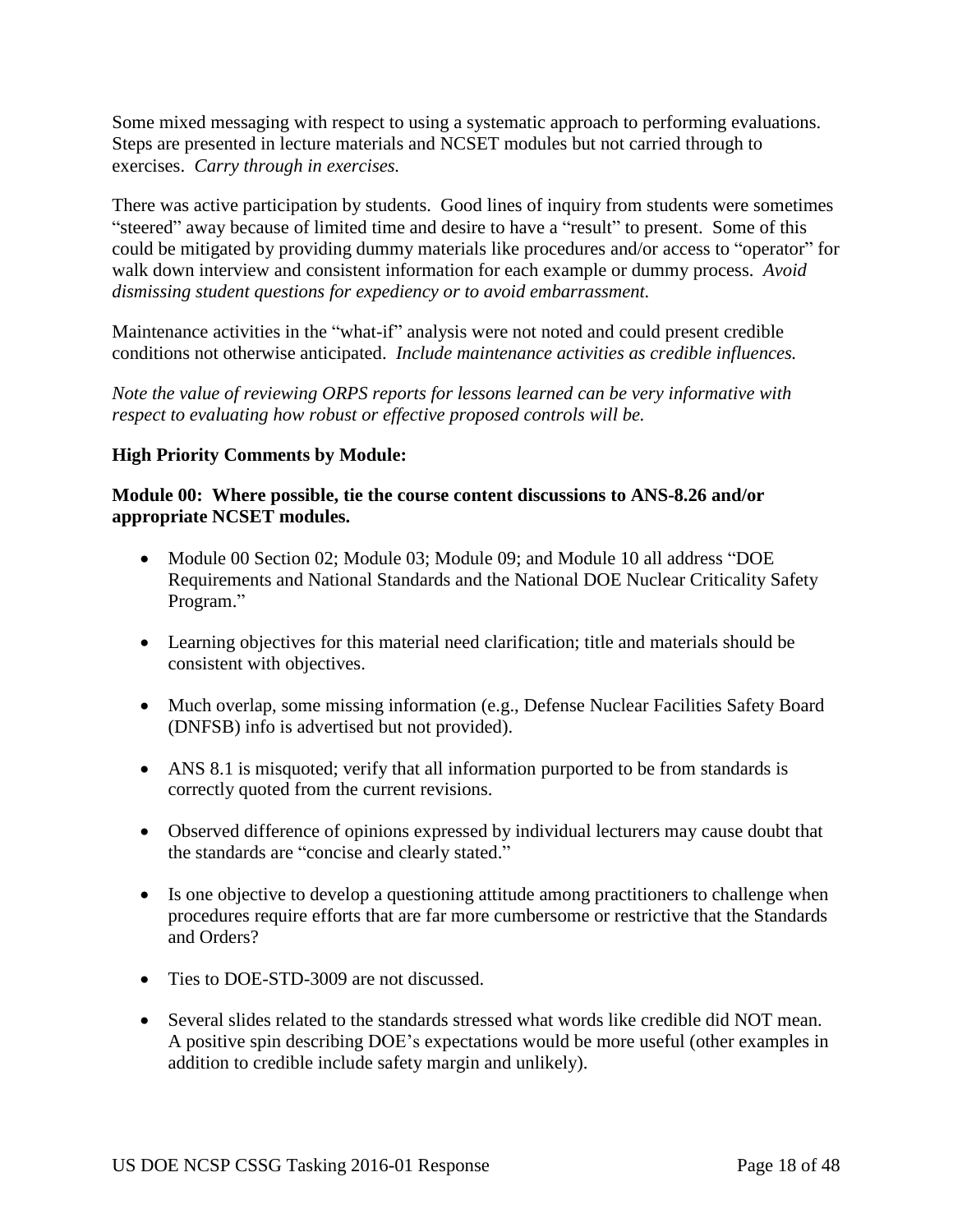Some mixed messaging with respect to using a systematic approach to performing evaluations. Steps are presented in lecture materials and NCSET modules but not carried through to exercises. *Carry through in exercises.*

There was active participation by students. Good lines of inquiry from students were sometimes "steered" away because of limited time and desire to have a "result" to present. Some of this could be mitigated by providing dummy materials like procedures and/or access to "operator" for walk down interview and consistent information for each example or dummy process. *Avoid dismissing student questions for expediency or to avoid embarrassment.*

Maintenance activities in the "what-if" analysis were not noted and could present credible conditions not otherwise anticipated. *Include maintenance activities as credible influences.*

*Note the value of reviewing ORPS reports for lessons learned can be very informative with respect to evaluating how robust or effective proposed controls will be.*

**High Priority Comments by Module:**

**Module 00: Where possible, tie the course content discussions to ANS-8.26 and/or appropriate NCSET modules.**

- Module 00 Section 02; Module 03; Module 09; and Module 10 all address "DOE Requirements and National Standards and the National DOE Nuclear Criticality Safety Program."
- Learning objectives for this material need clarification; title and materials should be consistent with objectives.
- Much overlap, some missing information (e.g., Defense Nuclear Facilities Safety Board (DNFSB) info is advertised but not provided).
- ANS 8.1 is misquoted; verify that all information purported to be from standards is correctly quoted from the current revisions.
- Observed difference of opinions expressed by individual lecturers may cause doubt that the standards are "concise and clearly stated."
- Is one objective to develop a questioning attitude among practitioners to challenge when procedures require efforts that are far more cumbersome or restrictive that the Standards and Orders?
- Ties to DOE-STD-3009 are not discussed.
- Several slides related to the standards stressed what words like credible did NOT mean. A positive spin describing DOE's expectations would be more useful (other examples in addition to credible include safety margin and unlikely).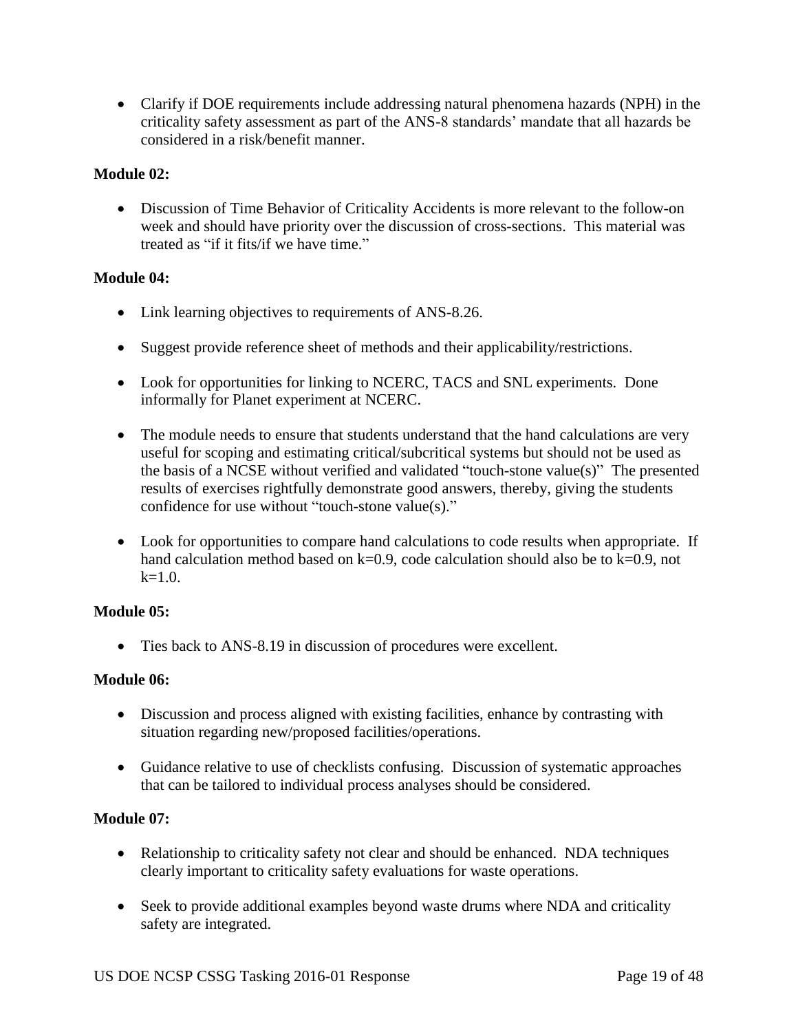- Clarify if DOE requirements include addressing natural phenomena hazards (NPH) in the criticality safety assessment as part of the ANS-8 standards' mandate that all hazards be considered in a risk/benefit manner.

**Module 02:**

- Discussion of Time Behavior of Criticality Accidents is more relevant to the follow-on week and should have priority over the discussion of cross-sections. This material was treated as "if it fits/if we have time."

**Module 04:**

- Link learning objectives to requirements of ANS-8.26.
- Suggest provide reference sheet of methods and their applicability/restrictions.
- Look for opportunities for linking to NCERC, TACS and SNL experiments. Done informally for Planet experiment at NCERC.
- The module needs to ensure that students understand that the hand calculations are very useful for scoping and estimating critical/subcritical systems but should not be used as the basis of a NCSE without verified and validated "touch-stone value(s)" The presented results of exercises rightfully demonstrate good answers, thereby, giving the students confidence for use without "touch-stone value(s)."
- Look for opportunities to compare hand calculations to code results when appropriate. If hand calculation method based on k=0.9, code calculation should also be to k=0.9, not k=1.0.

**Module 05:**

- Ties back to ANS-8.19 in discussion of procedures were excellent.

**Module 06:**

- Discussion and process aligned with existing facilities, enhance by contrasting with situation regarding new/proposed facilities/operations.
- Guidance relative to use of checklists confusing. Discussion of systematic approaches that can be tailored to individual process analyses should be considered.

**Module 07:**

- Relationship to criticality safety not clear and should be enhanced. NDA techniques clearly important to criticality safety evaluations for waste operations.
- Seek to provide additional examples beyond waste drums where NDA and criticality safety are integrated.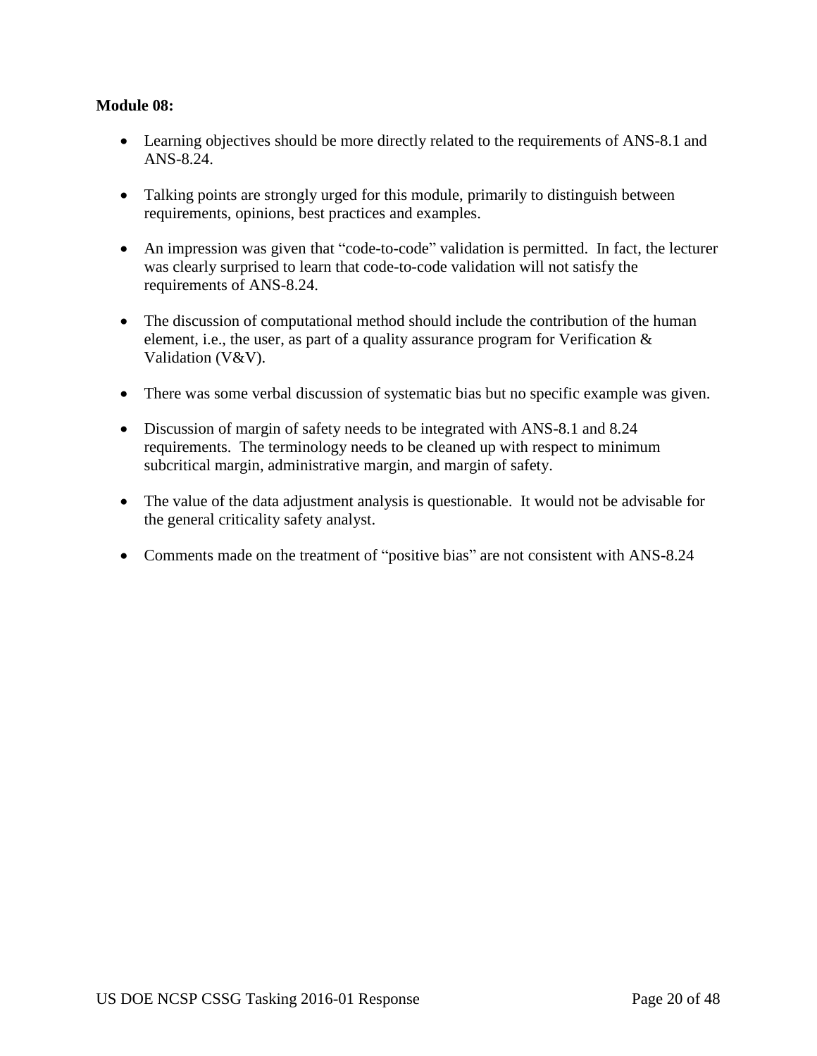**Module 08:**

- Learning objectives should be more directly related to the requirements of ANS-8.1 and ANS-8.24.
- Talking points are strongly urged for this module, primarily to distinguish between requirements, opinions, best practices and examples.
- An impression was given that "code-to-code" validation is permitted. In fact, the lecturer was clearly surprised to learn that code-to-code validation will not satisfy the requirements of ANS-8.24.
- The discussion of computational method should include the contribution of the human element, i.e., the user, as part of a quality assurance program for Verification & Validation (V&V).
- There was some verbal discussion of systematic bias but no specific example was given.
- Discussion of margin of safety needs to be integrated with ANS-8.1 and 8.24 requirements. The terminology needs to be cleaned up with respect to minimum subcritical margin, administrative margin, and margin of safety.
- The value of the data adjustment analysis is questionable. It would not be advisable for the general criticality safety analyst.
- Comments made on the treatment of "positive bias" are not consistent with ANS-8.24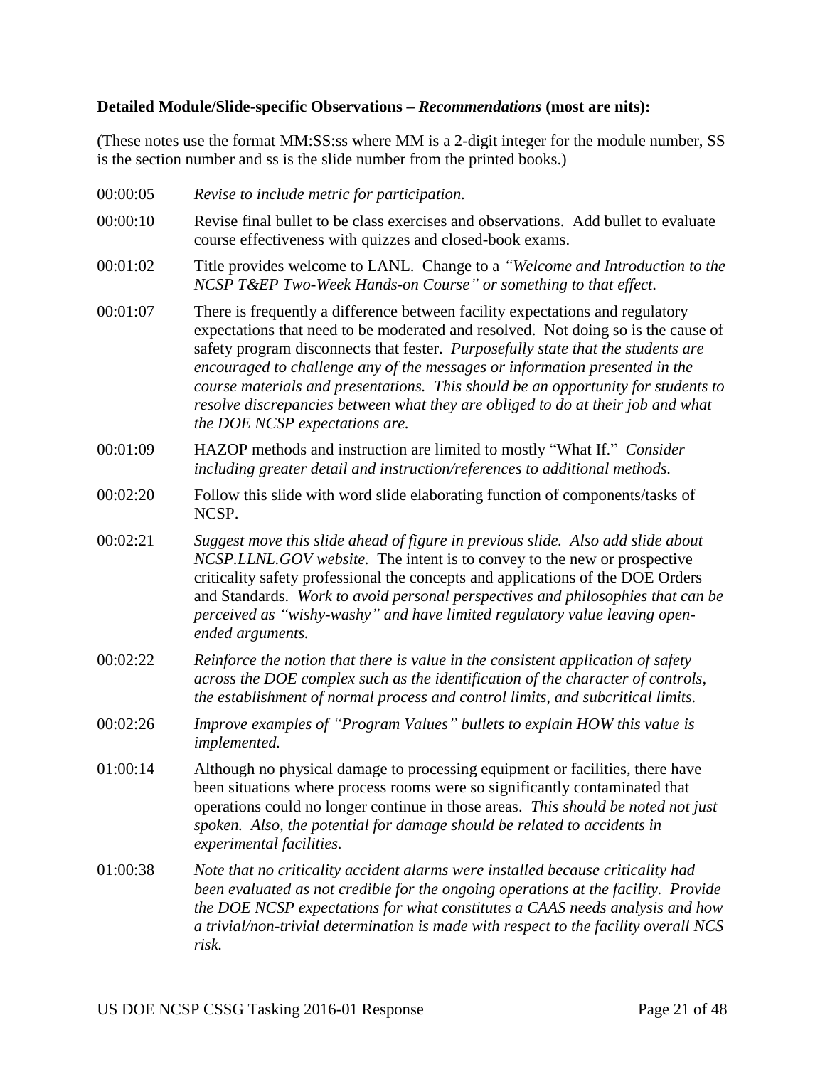**Detailed Module/Slide-specific Observations –** ***Recommendations*** **(most are nits):**

(These notes use the format MM:SS:ss where MM is a 2-digit integer for the module number, SS is the section number and ss is the slide number from the printed books.)

00:00:05 *Revise to include metric for participation.*

00:00:10 Revise final bullet to be class exercises and observations. Add bullet to evaluate course effectiveness with quizzes and closed-book exams.

00:01:02 Title provides welcome to LANL. Change to a *"Welcome and Introduction to the NCSP T&EP Two-Week Hands-on Course" or something to that effect.*

00:01:07 There is frequently a difference between facility expectations and regulatory expectations that need to be moderated and resolved. Not doing so is the cause of safety program disconnects that fester. *Purposefully state that the students are encouraged to challenge any of the messages or information presented in the course materials and presentations. This should be an opportunity for students to resolve discrepancies between what they are obliged to do at their job and what the DOE NCSP expectations are.*

00:01:09 HAZOP methods and instruction are limited to mostly "What If." *Consider including greater detail and instruction/references to additional methods.*

00:02:20 Follow this slide with word slide elaborating function of components/tasks of NCSP.

00:02:21 *Suggest move this slide ahead of figure in previous slide. Also add slide about NCSP.LLNL.GOV website.* The intent is to convey to the new or prospective criticality safety professional the concepts and applications of the DOE Orders and Standards. *Work to avoid personal perspectives and philosophies that can be perceived as "wishy-washy" and have limited regulatory value leaving open-ended arguments.*

00:02:22 *Reinforce the notion that there is value in the consistent application of safety across the DOE complex such as the identification of the character of controls, the establishment of normal process and control limits, and subcritical limits.*

00:02:26 *Improve examples of "Program Values" bullets to explain HOW this value is implemented.*

01:00:14 Although no physical damage to processing equipment or facilities, there have been situations where process rooms were so significantly contaminated that operations could no longer continue in those areas. *This should be noted not just spoken. Also, the potential for damage should be related to accidents in experimental facilities.*

01:00:38 *Note that no criticality accident alarms were installed because criticality had been evaluated as not credible for the ongoing operations at the facility. Provide the DOE NCSP expectations for what constitutes a CAAS needs analysis and how a trivial/non-trivial determination is made with respect to the facility overall NCS risk.*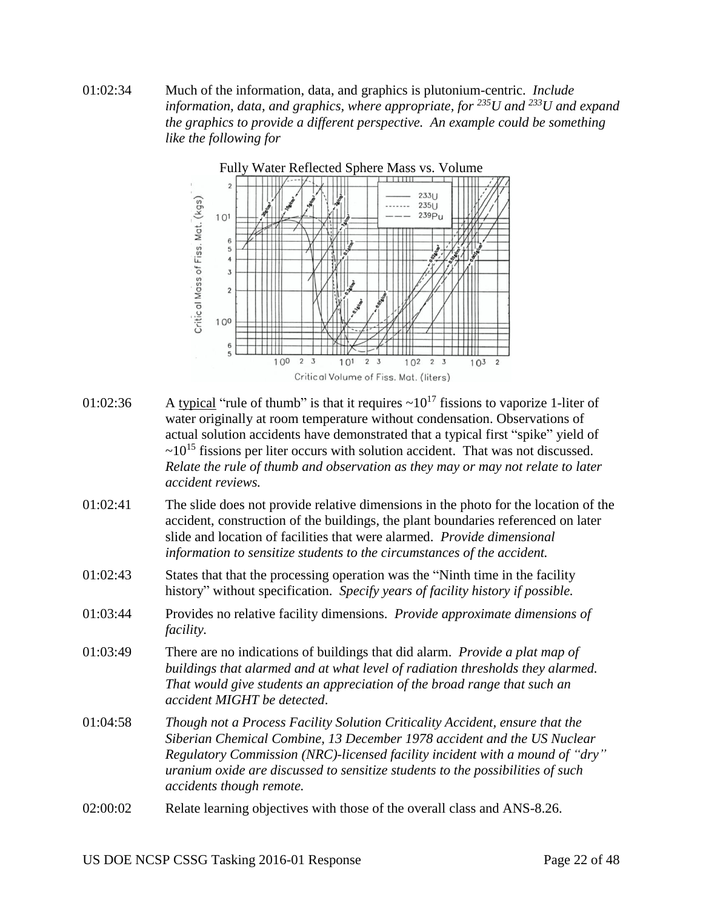01:02:34 Much of the information, data, and graphics is plutonium-centric. *Include information, data, and graphics, where appropriate, for $^{235}U$ and $^{233}U$ and expand the graphics to provide a different perspective. An example could be something like the following for*

Fully Water Reflected Sphere Mass vs. Volume

01:02:36 A typical "rule of thumb" is that it requires ~$10^{17}$ fissions to vaporize 1-liter of water originally at room temperature without condensation. Observations of actual solution accidents have demonstrated that a typical first "spike" yield of ~$10^{15}$ fissions per liter occurs with solution accident. That was not discussed. *Relate the rule of thumb and observation as they may or may not relate to later accident reviews.*

01:02:41 The slide does not provide relative dimensions in the photo for the location of the accident, construction of the buildings, the plant boundaries referenced on later slide and location of facilities that were alarmed. *Provide dimensional information to sensitize students to the circumstances of the accident.*

01:02:43 States that that the processing operation was the "Ninth time in the facility history" without specification. *Specify years of facility history if possible.*

01:03:44 Provides no relative facility dimensions. *Provide approximate dimensions of facility.*

01:03:49 There are no indications of buildings that did alarm. *Provide a plat map of buildings that alarmed and at what level of radiation thresholds they alarmed. That would give students an appreciation of the broad range that such an accident MIGHT be detected.*

01:04:58 *Though not a Process Facility Solution Criticality Accident, ensure that the Siberian Chemical Combine, 13 December 1978 accident and the US Nuclear Regulatory Commission (NRC)-licensed facility incident with a mound of "dry" uranium oxide are discussed to sensitize students to the possibilities of such accidents though remote.*

02:00:02 Relate learning objectives with those of the overall class and ANS-8.26.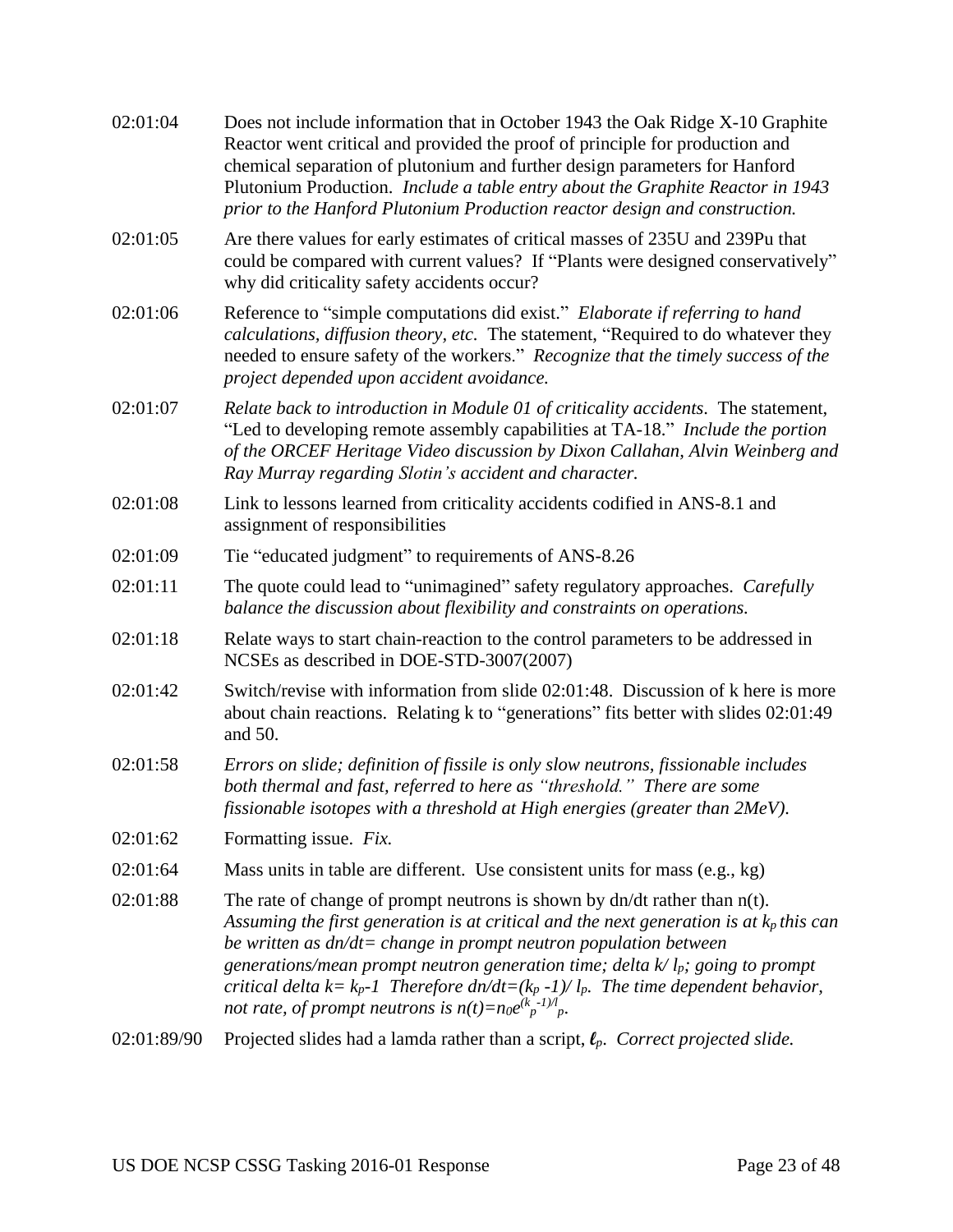| | |
|---|---|
| 02:01:04 | Does not include information that in October 1943 the Oak Ridge X-10 Graphite Reactor went critical and provided the proof of principle for production and chemical separation of plutonium and further design parameters for Hanford Plutonium Production. *Include a table entry about the Graphite Reactor in 1943 prior to the Hanford Plutonium Production reactor design and construction.* |
| 02:01:05 | Are there values for early estimates of critical masses of 235U and 239Pu that could be compared with current values? If "Plants were designed conservatively" why did criticality safety accidents occur? |
| 02:01:06 | Reference to "simple computations did exist." *Elaborate if referring to hand calculations, diffusion theory, etc.* The statement, "Required to do whatever they needed to ensure safety of the workers." *Recognize that the timely success of the project depended upon accident avoidance.* |
| 02:01:07 | *Relate back to introduction in Module 01 of criticality accidents.* The statement, "Led to developing remote assembly capabilities at TA-18." *Include the portion of the ORCEF Heritage Video discussion by Dixon Callahan, Alvin Weinberg and Ray Murray regarding Slotin's accident and character.* |
| 02:01:08 | Link to lessons learned from criticality accidents codified in ANS-8.1 and assignment of responsibilities |
| 02:01:09 | Tie "educated judgment" to requirements of ANS-8.26 |
| 02:01:11 | The quote could lead to "unimagined" safety regulatory approaches. *Carefully balance the discussion about flexibility and constraints on operations.* |
| 02:01:18 | Relate ways to start chain-reaction to the control parameters to be addressed in NCSEs as described in DOE-STD-3007(2007) |
| 02:01:42 | Switch/revise with information from slide 02:01:48. Discussion of k here is more about chain reactions. Relating k to "generations" fits better with slides 02:01:49 and 50. |
| 02:01:58 | *Errors on slide; definition of fissile is only slow neutrons, fissionable includes both thermal and fast, referred to here as "threshold." There are some fissionable isotopes with a threshold at High energies (greater than 2MeV).* |
| 02:01:62 | Formatting issue. *Fix.* |
| 02:01:64 | Mass units in table are different. Use consistent units for mass (e.g., kg) |
| 02:01:88 | The rate of change of prompt neutrons is shown by dn/dt rather than n(t). *Assuming the first generation is at critical and the next generation is at $k_p$ this can be written as dn/dt= change in prompt neutron population between generations/mean prompt neutron generation time; delta k/ $l_p$; going to prompt critical delta k= $k_p$-1 Therefore $dn/dt=(k_p -1)/ l_p$. The time dependent behavior, not rate, of prompt neutrons is $n(t)=n_0e^{(k_p-1)/l_p}$.* |
| 02:01:89/90 | Projected slides had a lamda rather than a script, $\ell_p$. *Correct projected slide.* |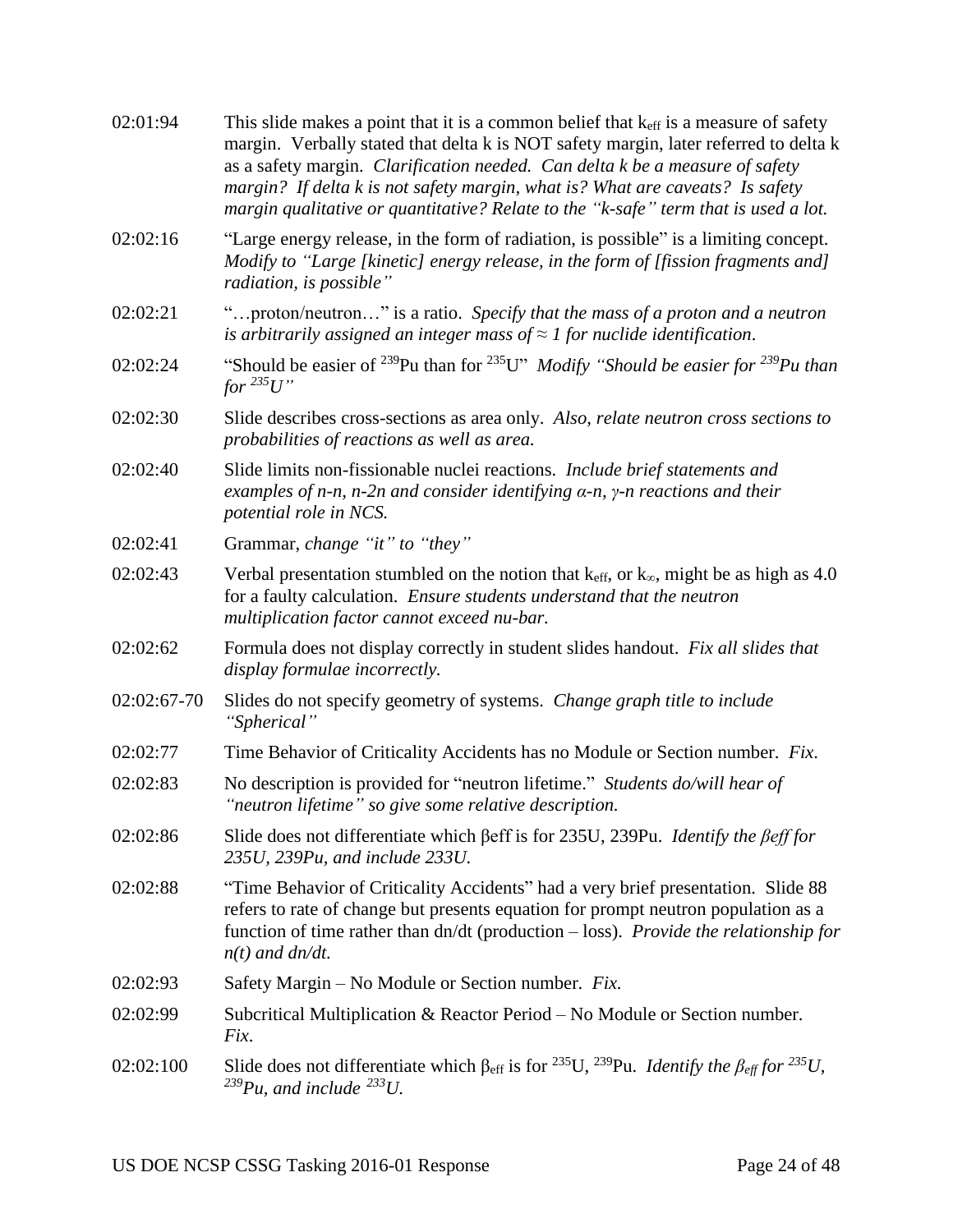| | |
|---|---|
| 02:01:94 | This slide makes a point that it is a common belief that $k_{eff}$ is a measure of safety margin. Verbally stated that delta k is NOT safety margin, later referred to delta k as a safety margin. *Clarification needed. Can delta k be a measure of safety margin? If delta k is not safety margin, what is? What are caveats? Is safety margin qualitative or quantitative? Relate to the "k-safe" term that is used a lot.* |
| 02:02:16 | "Large energy release, in the form of radiation, is possible" is a limiting concept. *Modify to "Large [kinetic] energy release, in the form of [fission fragments and] radiation, is possible"* |
| 02:02:21 | "…proton/neutron…" is a ratio. *Specify that the mass of a proton and a neutron is arbitrarily assigned an integer mass of ≈ 1 for nuclide identification*. |
| 02:02:24 | "Should be easier of $^{239}$Pu than for $^{235}$U" *Modify "Should be easier for $^{239}$Pu than for $^{235}$U"* |
| 02:02:30 | Slide describes cross-sections as area only. *Also, relate neutron cross sections to probabilities of reactions as well as area.* |
| 02:02:40 | Slide limits non-fissionable nuclei reactions. *Include brief statements and examples of n-n, n-2n and consider identifying α-n, γ-n reactions and their potential role in NCS.* |
| 02:02:41 | Grammar, *change "it" to "they"* |
| 02:02:43 | Verbal presentation stumbled on the notion that $k_{eff}$, or $k_{\infty}$, might be as high as 4.0 for a faulty calculation. *Ensure students understand that the neutron multiplication factor cannot exceed nu-bar.* |
| 02:02:62 | Formula does not display correctly in student slides handout. *Fix all slides that display formulae incorrectly.* |
| 02:02:67-70 | Slides do not specify geometry of systems. *Change graph title to include "Spherical"* |
| 02:02:77 | Time Behavior of Criticality Accidents has no Module or Section number. *Fix.* |
| 02:02:83 | No description is provided for "neutron lifetime." *Students do/will hear of "neutron lifetime" so give some relative description.* |
| 02:02:86 | Slide does not differentiate which βeff is for 235U, 239Pu. *Identify the βeff for 235U, 239Pu, and include 233U.* |
| 02:02:88 | "Time Behavior of Criticality Accidents" had a very brief presentation. Slide 88 refers to rate of change but presents equation for prompt neutron population as a function of time rather than dn/dt (production – loss). *Provide the relationship for n(t) and dn/dt.* |
| 02:02:93 | Safety Margin – No Module or Section number. *Fix.* |
| 02:02:99 | Subcritical Multiplication & Reactor Period – No Module or Section number. *Fix*. |
| 02:02:100 | Slide does not differentiate which $\beta_{eff}$ is for $^{235}$U, $^{239}$Pu. *Identify the $\beta_{eff}$ for $^{235}$U, $^{239}$Pu, and include $^{233}$U.* |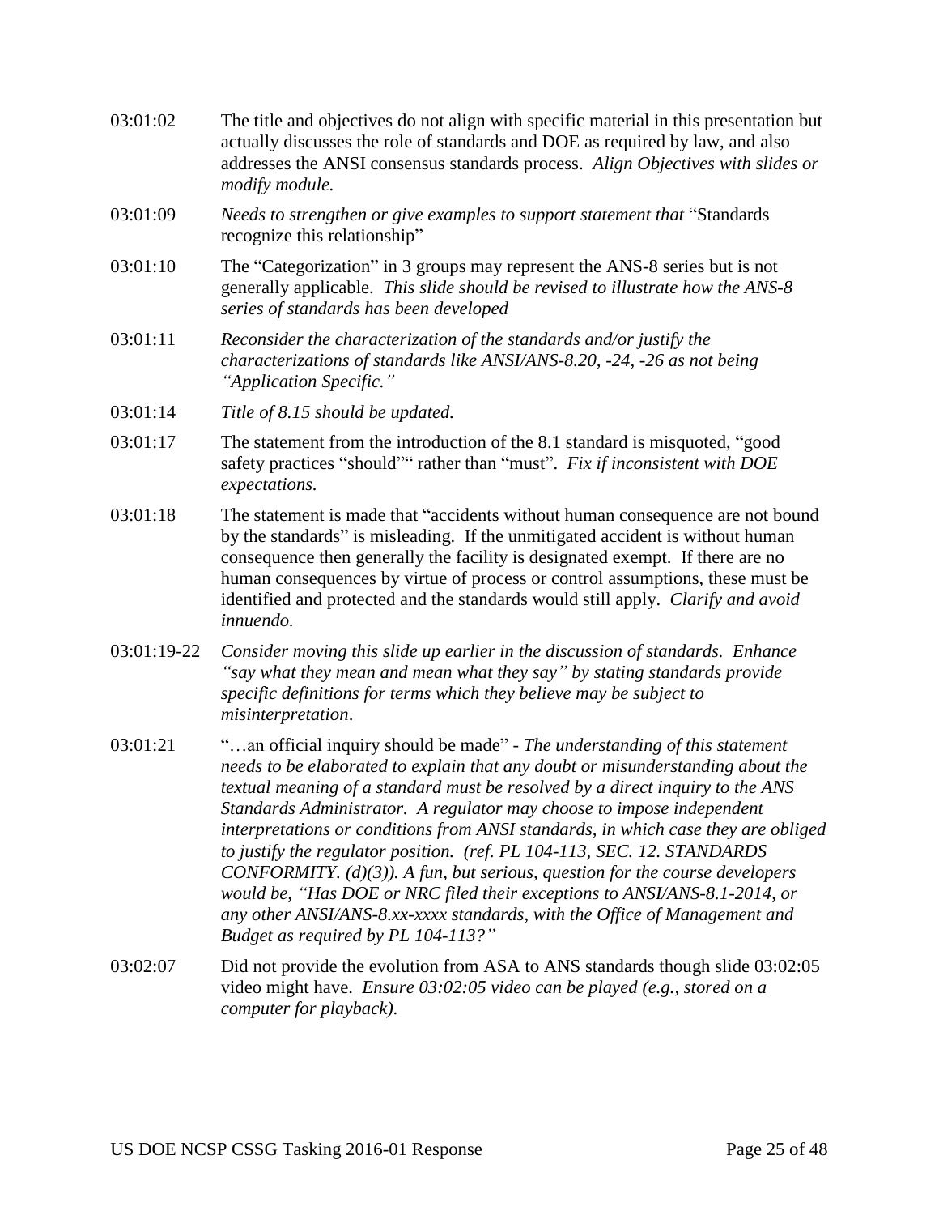| | |
|---|---|
| 03:01:02 | The title and objectives do not align with specific material in this presentation but actually discusses the role of standards and DOE as required by law, and also addresses the ANSI consensus standards process. *Align Objectives with slides or modify module.* |
| 03:01:09 | *Needs to strengthen or give examples to support statement that* "Standards recognize this relationship" |
| 03:01:10 | The "Categorization" in 3 groups may represent the ANS-8 series but is not generally applicable. *This slide should be revised to illustrate how the ANS-8 series of standards has been developed* |
| 03:01:11 | *Reconsider the characterization of the standards and/or justify the characterizations of standards like ANSI/ANS-8.20, -24, -26 as not being "Application Specific."* |
| 03:01:14 | *Title of 8.15 should be updated.* |
| 03:01:17 | The statement from the introduction of the 8.1 standard is misquoted, "good safety practices "should"" rather than "must". *Fix if inconsistent with DOE expectations.* |
| 03:01:18 | The statement is made that "accidents without human consequence are not bound by the standards" is misleading. If the unmitigated accident is without human consequence then generally the facility is designated exempt. If there are no human consequences by virtue of process or control assumptions, these must be identified and protected and the standards would still apply. *Clarify and avoid innuendo.* |
| 03:01:19-22 | *Consider moving this slide up earlier in the discussion of standards. Enhance "say what they mean and mean what they say" by stating standards provide specific definitions for terms which they believe may be subject to misinterpretation.* |
| 03:01:21 | "…an official inquiry should be made" - *The understanding of this statement needs to be elaborated to explain that any doubt or misunderstanding about the textual meaning of a standard must be resolved by a direct inquiry to the ANS Standards Administrator. A regulator may choose to impose independent interpretations or conditions from ANSI standards, in which case they are obliged to justify the regulator position. (ref. PL 104-113, SEC. 12. STANDARDS CONFORMITY. (d)(3)). A fun, but serious, question for the course developers would be, "Has DOE or NRC filed their exceptions to ANSI/ANS-8.1-2014, or any other ANSI/ANS-8.xx-xxxx standards, with the Office of Management and Budget as required by PL 104-113?"* |
| 03:02:07 | Did not provide the evolution from ASA to ANS standards though slide 03:02:05 video might have. *Ensure 03:02:05 video can be played (e.g., stored on a computer for playback).* |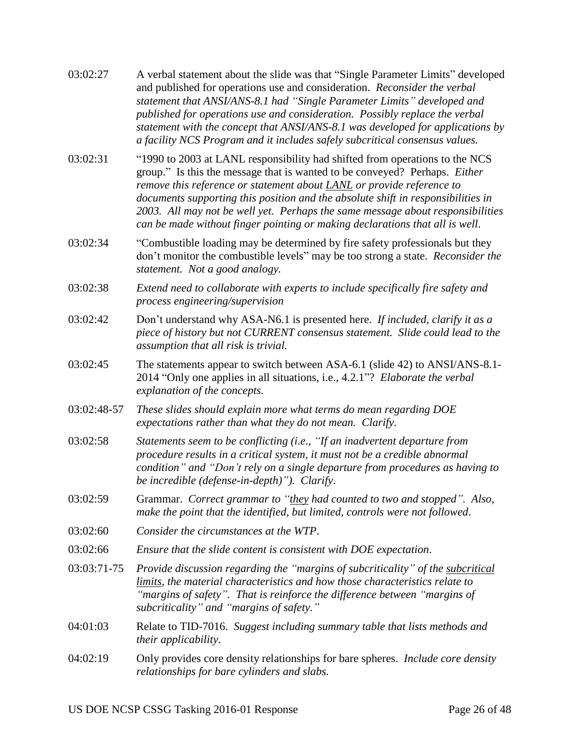| | |
|---|---|
| 03:02:27 | A verbal statement about the slide was that "Single Parameter Limits" developed and published for operations use and consideration. *Reconsider the verbal statement that ANSI/ANS-8.1 had "Single Parameter Limits" developed and published for operations use and consideration. Possibly replace the verbal statement with the concept that ANSI/ANS-8.1 was developed for applications by a facility NCS Program and it includes safely subcritical consensus values.* |
| 03:02:31 | "1990 to 2003 at LANL responsibility had shifted from operations to the NCS group." Is this the message that is wanted to be conveyed? Perhaps. *Either remove this reference or statement about* <u>*LANL*</u> *or provide reference to documents supporting this position and the absolute shift in responsibilities in 2003. All may not be well yet. Perhaps the same message about responsibilities can be made without finger pointing or making declarations that all is well.* |
| 03:02:34 | "Combustible loading may be determined by fire safety professionals but they don't monitor the combustible levels" may be too strong a state. *Reconsider the statement. Not a good analogy.* |
| 03:02:38 | *Extend need to collaborate with experts to include specifically fire safety and process engineering/supervision* |
| 03:02:42 | Don't understand why ASA-N6.1 is presented here. *If included, clarify it as a piece of history but not CURRENT consensus statement. Slide could lead to the assumption that all risk is trivial.* |
| 03:02:45 | The statements appear to switch between ASA-6.1 (slide 42) to ANSI/ANS-8.1-2014 "Only one applies in all situations, i.e., 4.2.1"? *Elaborate the verbal explanation of the concepts.* |
| 03:02:48-57 | *These slides should explain more what terms do mean regarding DOE expectations rather than what they do not mean. Clarify.* |
| 03:02:58 | *Statements seem to be conflicting (i.e., "If an inadvertent departure from procedure results in a critical system, it must not be a credible abnormal condition" and "Don't rely on a single departure from procedures as having to be incredible (defense-in-depth)"). Clarify.* |
| 03:02:59 | Grammar. *Correct grammar to "*<u>*they*</u> *had counted to two and stopped". Also, make the point that the identified, but limited, controls were not followed.* |
| 03:02:60 | *Consider the circumstances at the WTP.* |
| 03:02:66 | *Ensure that the slide content is consistent with DOE expectation.* |
| 03:03:71-75 | *Provide discussion regarding the "margins of subcriticality" of the* <u>*subcritical limits*</u>*, the material characteristics and how those characteristics relate to "margins of safety". That is reinforce the difference between "margins of subcriticality" and "margins of safety."* |
| 04:01:03 | Relate to TID-7016. *Suggest including summary table that lists methods and their applicability.* |
| 04:02:19 | Only provides core density relationships for bare spheres. *Include core density relationships for bare cylinders and slabs.* |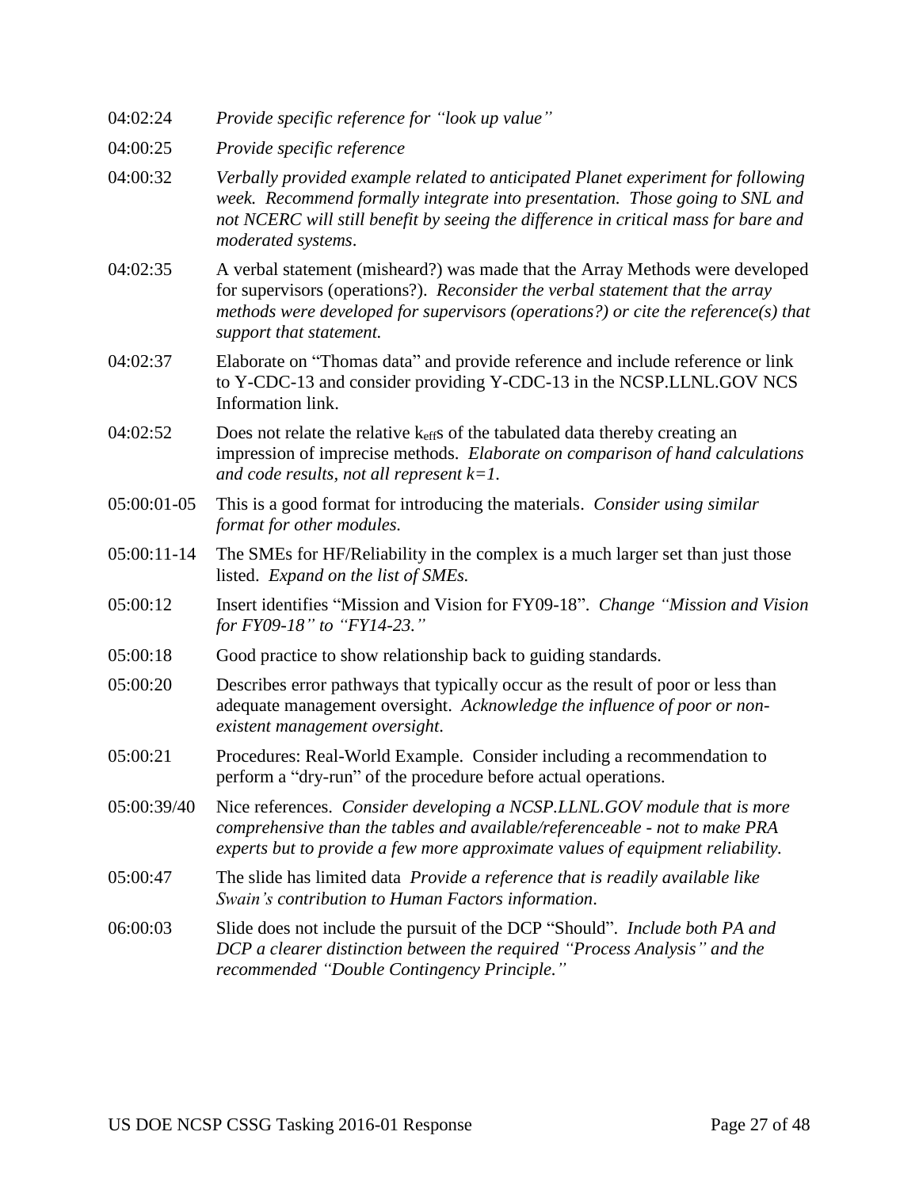| | |
|---|---|
| 04:02:24 | *Provide specific reference for "look up value"* |
| 04:00:25 | *Provide specific reference* |
| 04:00:32 | *Verbally provided example related to anticipated Planet experiment for following week. Recommend formally integrate into presentation. Those going to SNL and not NCERC will still benefit by seeing the difference in critical mass for bare and moderated systems*. |
| 04:02:35 | A verbal statement (misheard?) was made that the Array Methods were developed for supervisors (operations?). *Reconsider the verbal statement that the array methods were developed for supervisors (operations?) or cite the reference(s) that support that statement.* |
| 04:02:37 | Elaborate on "Thomas data" and provide reference and include reference or link to Y-CDC-13 and consider providing Y-CDC-13 in the NCSP.LLNL.GOV NCS Information link. |
| 04:02:52 | Does not relate the relative $k_{eff}$s of the tabulated data thereby creating an impression of imprecise methods. *Elaborate on comparison of hand calculations and code results, not all represent $k=1$.* |
| 05:00:01-05 | This is a good format for introducing the materials. *Consider using similar format for other modules.* |
| 05:00:11-14 | The SMEs for HF/Reliability in the complex is a much larger set than just those listed. *Expand on the list of SMEs.* |
| 05:00:12 | Insert identifies "Mission and Vision for FY09-18". *Change "Mission and Vision for FY09-18" to "FY14-23."* |
| 05:00:18 | Good practice to show relationship back to guiding standards. |
| 05:00:20 | Describes error pathways that typically occur as the result of poor or less than adequate management oversight. *Acknowledge the influence of poor or non-existent management oversight*. |
| 05:00:21 | Procedures: Real-World Example. Consider including a recommendation to perform a "dry-run" of the procedure before actual operations. |
| 05:00:39/40 | Nice references. *Consider developing a NCSP.LLNL.GOV module that is more comprehensive than the tables and available/referenceable - not to make PRA experts but to provide a few more approximate values of equipment reliability.* |
| 05:00:47 | The slide has limited data *Provide a reference that is readily available like Swain's contribution to Human Factors information*. |
| 06:00:03 | Slide does not include the pursuit of the DCP "Should". *Include both PA and DCP a clearer distinction between the required "Process Analysis" and the recommended "Double Contingency Principle."* |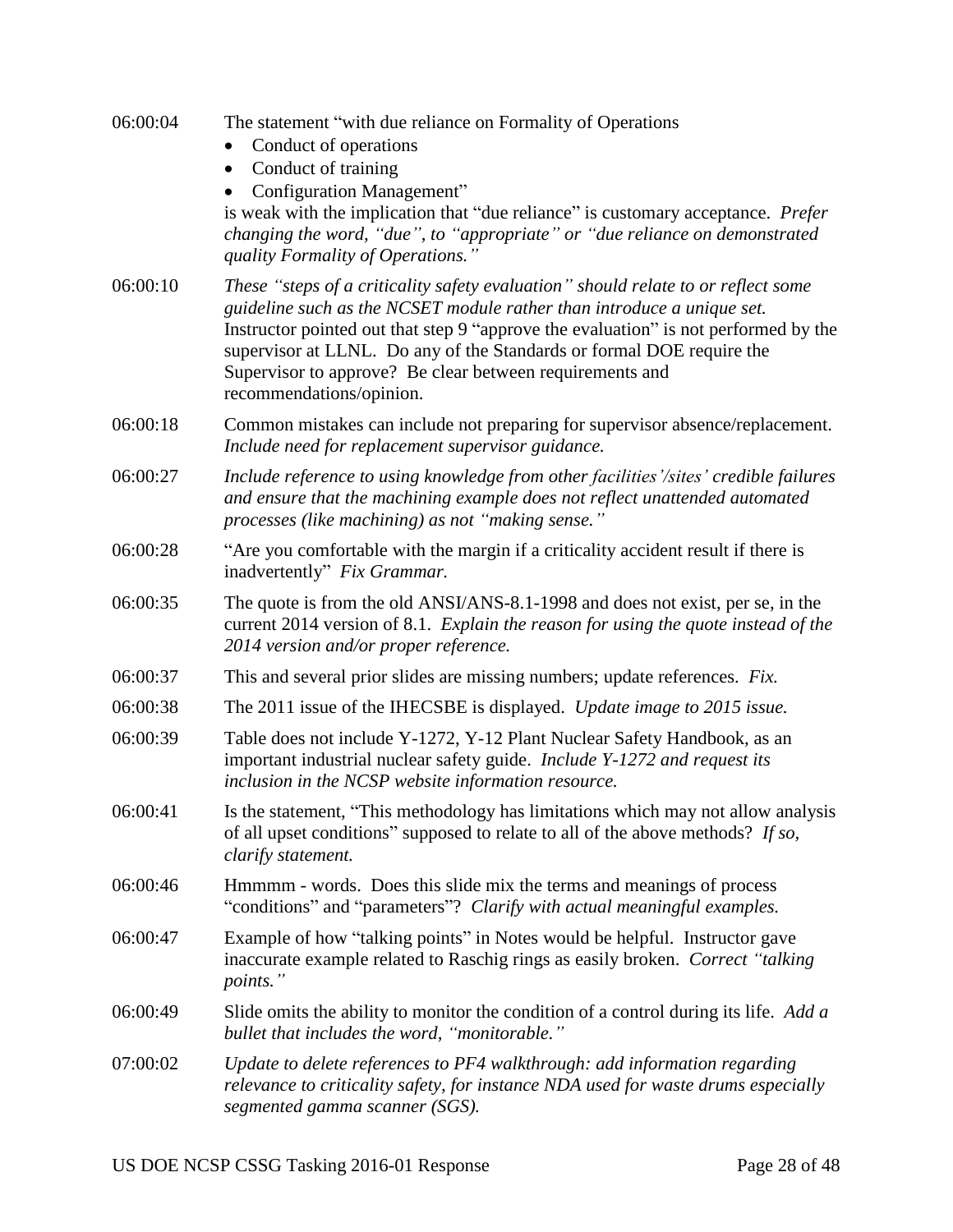| | |
|---|---|
| 06:00:04 | The statement "with due reliance on Formality of Operations<br>• Conduct of operations<br>• Conduct of training<br>• Configuration Management"<br>is weak with the implication that "due reliance" is customary acceptance. *Prefer changing the word, "due", to "appropriate" or "due reliance on demonstrated quality Formality of Operations."* |
| 06:00:10 | *These "steps of a criticality safety evaluation" should relate to or reflect some guideline such as the NCSET module rather than introduce a unique set.* Instructor pointed out that step 9 "approve the evaluation" is not performed by the supervisor at LLNL. Do any of the Standards or formal DOE require the Supervisor to approve? Be clear between requirements and recommendations/opinion. |
| 06:00:18 | Common mistakes can include not preparing for supervisor absence/replacement. *Include need for replacement supervisor guidance.* |
| 06:00:27 | *Include reference to using knowledge from other facilities'/sites' credible failures and ensure that the machining example does not reflect unattended automated processes (like machining) as not "making sense."* |
| 06:00:28 | "Are you comfortable with the margin if a criticality accident result if there is inadvertently" *Fix Grammar.* |
| 06:00:35 | The quote is from the old ANSI/ANS-8.1-1998 and does not exist, per se, in the current 2014 version of 8.1. *Explain the reason for using the quote instead of the 2014 version and/or proper reference.* |
| 06:00:37 | This and several prior slides are missing numbers; update references. *Fix.* |
| 06:00:38 | The 2011 issue of the IHECSBE is displayed. *Update image to 2015 issue.* |
| 06:00:39 | Table does not include Y-1272, Y-12 Plant Nuclear Safety Handbook, as an important industrial nuclear safety guide. *Include Y-1272 and request its inclusion in the NCSP website information resource.* |
| 06:00:41 | Is the statement, "This methodology has limitations which may not allow analysis of all upset conditions" supposed to relate to all of the above methods? *If so, clarify statement.* |
| 06:00:46 | Hmmmm - words. Does this slide mix the terms and meanings of process "conditions" and "parameters"? *Clarify with actual meaningful examples.* |
| 06:00:47 | Example of how "talking points" in Notes would be helpful. Instructor gave inaccurate example related to Raschig rings as easily broken. *Correct "talking points."* |
| 06:00:49 | Slide omits the ability to monitor the condition of a control during its life. *Add a bullet that includes the word, "monitorable."* |
| 07:00:02 | *Update to delete references to PF4 walkthrough: add information regarding relevance to criticality safety, for instance NDA used for waste drums especially segmented gamma scanner (SGS).* |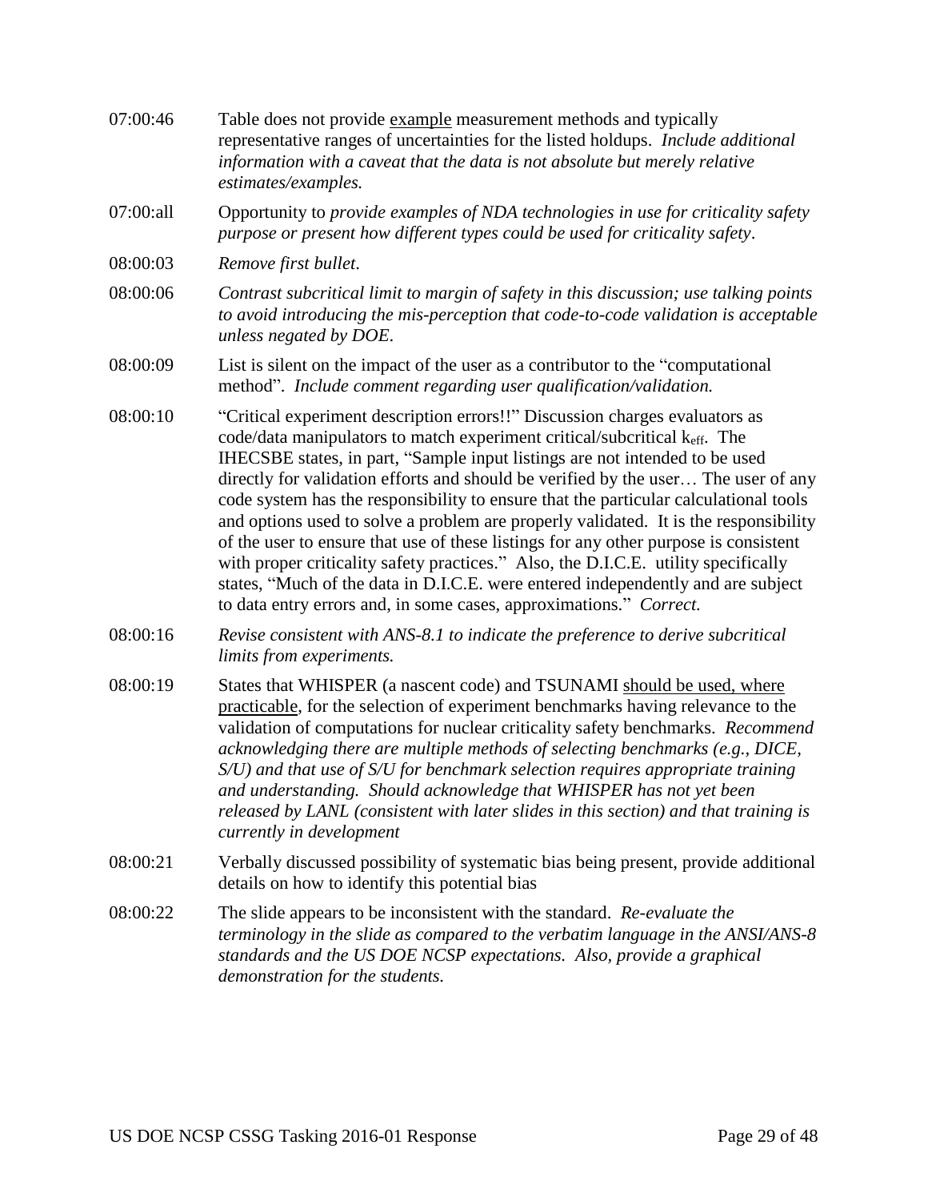07:00:46 Table does not provide <u>example</u> measurement methods and typically representative ranges of uncertainties for the listed holdups. *Include additional information with a caveat that the data is not absolute but merely relative estimates/examples.*

07:00:all Opportunity to *provide examples of NDA technologies in use for criticality safety purpose or present how different types could be used for criticality safety*.

08:00:03 *Remove first bullet*.

08:00:06 *Contrast subcritical limit to margin of safety in this discussion; use talking points to avoid introducing the mis-perception that code-to-code validation is acceptable unless negated by DOE*.

08:00:09 List is silent on the impact of the user as a contributor to the "computational method". *Include comment regarding user qualification/validation.*

08:00:10 "Critical experiment description errors!!" Discussion charges evaluators as code/data manipulators to match experiment critical/subcritical $k_{eff}$. The IHECSBE states, in part, "Sample input listings are not intended to be used directly for validation efforts and should be verified by the user… The user of any code system has the responsibility to ensure that the particular calculational tools and options used to solve a problem are properly validated. It is the responsibility of the user to ensure that use of these listings for any other purpose is consistent with proper criticality safety practices." Also, the D.I.C.E. utility specifically states, "Much of the data in D.I.C.E. were entered independently and are subject to data entry errors and, in some cases, approximations." *Correct.*

08:00:16 *Revise consistent with ANS-8.1 to indicate the preference to derive subcritical limits from experiments.*

08:00:19 States that WHISPER (a nascent code) and TSUNAMI <u>should be used, where practicable</u>, for the selection of experiment benchmarks having relevance to the validation of computations for nuclear criticality safety benchmarks. *Recommend acknowledging there are multiple methods of selecting benchmarks (e.g., DICE, S/U) and that use of S/U for benchmark selection requires appropriate training and understanding. Should acknowledge that WHISPER has not yet been released by LANL (consistent with later slides in this section) and that training is currently in development*

08:00:21 Verbally discussed possibility of systematic bias being present, provide additional details on how to identify this potential bias

08:00:22 The slide appears to be inconsistent with the standard. *Re-evaluate the terminology in the slide as compared to the verbatim language in the ANSI/ANS-8 standards and the US DOE NCSP expectations. Also, provide a graphical demonstration for the students.*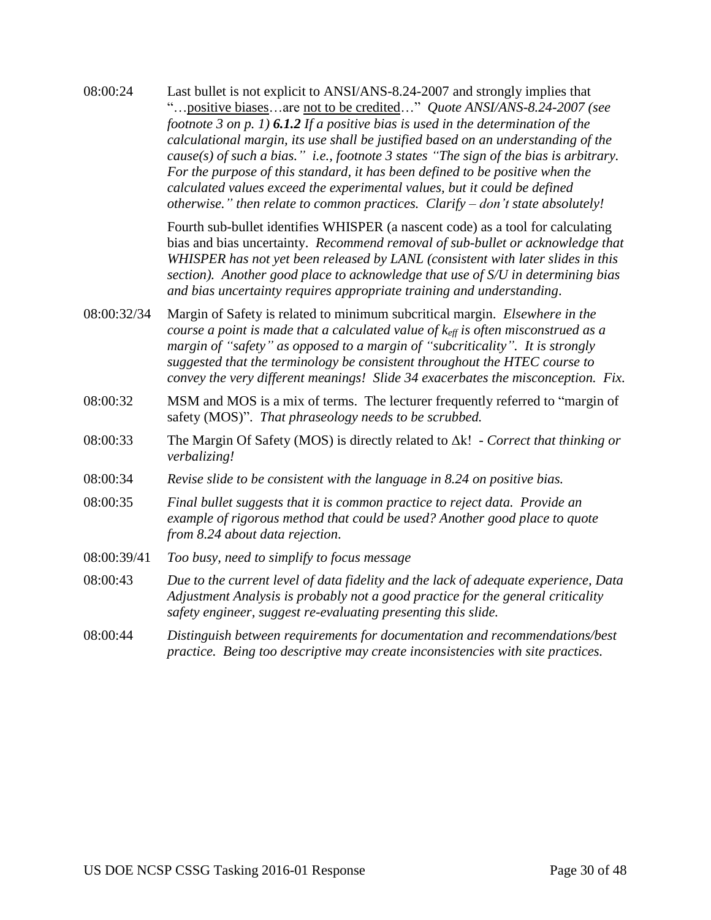| | |
|---|---|
| 08:00:24 | Last bullet is not explicit to ANSI/ANS-8.24-2007 and strongly implies that "…<u>positive biases</u>…are <u>not to be credited</u>…" *Quote ANSI/ANS-8.24-2007 (see footnote 3 on p. 1)* ***6.1.2*** *If a positive bias is used in the determination of the calculational margin, its use shall be justified based on an understanding of the cause(s) of such a bias." i.e., footnote 3 states "The sign of the bias is arbitrary. For the purpose of this standard, it has been defined to be positive when the calculated values exceed the experimental values, but it could be defined otherwise." then relate to common practices. Clarify – don't state absolutely!*<br><br>Fourth sub-bullet identifies WHISPER (a nascent code) as a tool for calculating bias and bias uncertainty. *Recommend removal of sub-bullet or acknowledge that WHISPER has not yet been released by LANL (consistent with later slides in this section). Another good place to acknowledge that use of S/U in determining bias and bias uncertainty requires appropriate training and understanding.* |
| 08:00:32/34 | Margin of Safety is related to minimum subcritical margin. *Elsewhere in the course a point is made that a calculated value of $k_{eff}$ is often misconstrued as a margin of "safety" as opposed to a margin of "subcriticality". It is strongly suggested that the terminology be consistent throughout the HTEC course to convey the very different meanings! Slide 34 exacerbates the misconception. Fix.* |
| 08:00:32 | MSM and MOS is a mix of terms. The lecturer frequently referred to "margin of safety (MOS)". *That phraseology needs to be scrubbed.* |
| 08:00:33 | The Margin Of Safety (MOS) is directly related to $\Delta$k! - *Correct that thinking or verbalizing!* |
| 08:00:34 | *Revise slide to be consistent with the language in 8.24 on positive bias.* |
| 08:00:35 | *Final bullet suggests that it is common practice to reject data. Provide an example of rigorous method that could be used? Another good place to quote from 8.24 about data rejection.* |
| 08:00:39/41 | *Too busy, need to simplify to focus message* |
| 08:00:43 | *Due to the current level of data fidelity and the lack of adequate experience, Data Adjustment Analysis is probably not a good practice for the general criticality safety engineer, suggest re-evaluating presenting this slide.* |
| 08:00:44 | *Distinguish between requirements for documentation and recommendations/best practice. Being too descriptive may create inconsistencies with site practices.* |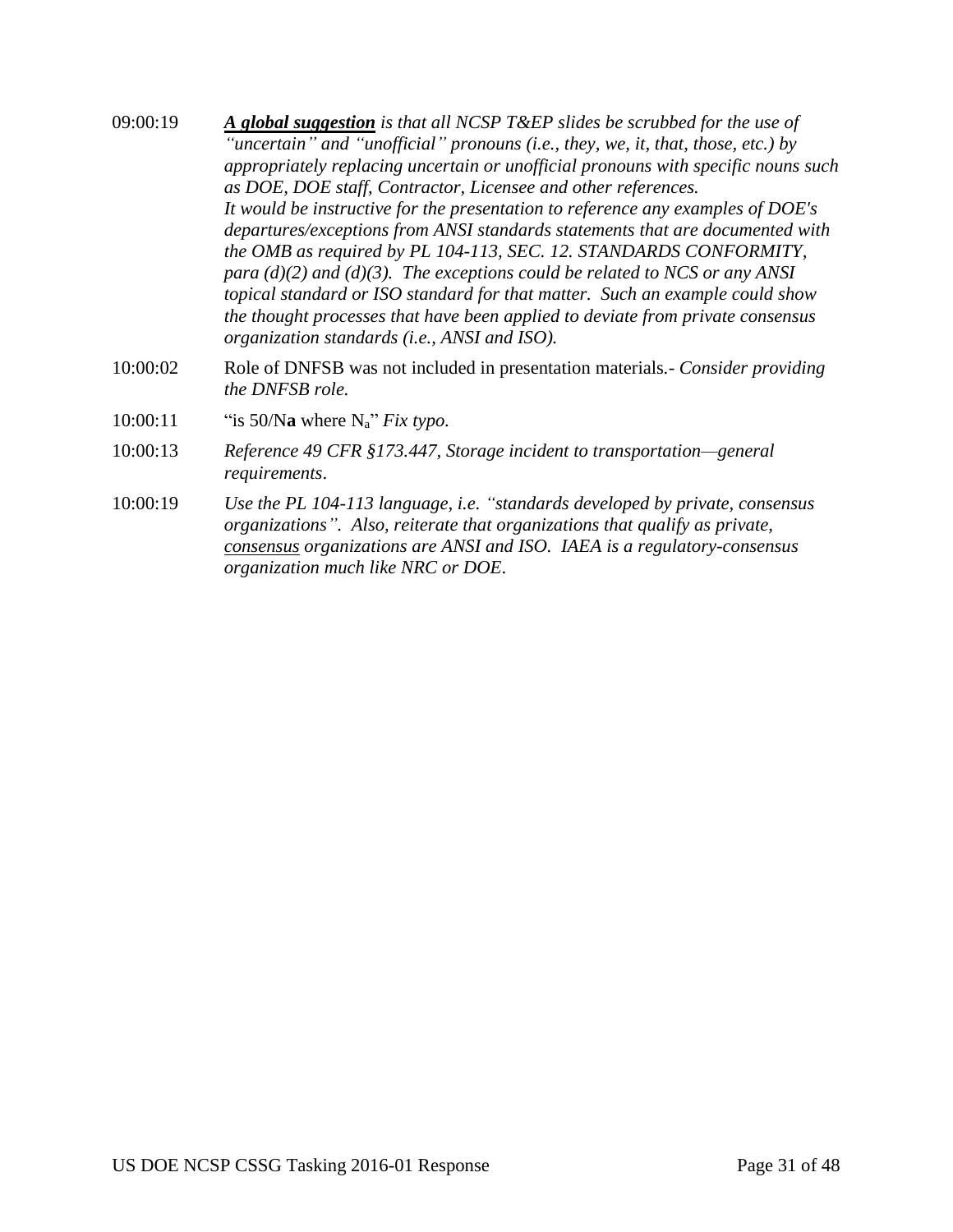09:00:19 ***A global suggestion*** *is that all NCSP T&EP slides be scrubbed for the use of "uncertain" and "unofficial" pronouns (i.e., they, we, it, that, those, etc.) by appropriately replacing uncertain or unofficial pronouns with specific nouns such as DOE, DOE staff, Contractor, Licensee and other references.*
*It would be instructive for the presentation to reference any examples of DOE's departures/exceptions from ANSI standards statements that are documented with the OMB as required by PL 104-113, SEC. 12. STANDARDS CONFORMITY, para (d)(2) and (d)(3). The exceptions could be related to NCS or any ANSI topical standard or ISO standard for that matter. Such an example could show the thought processes that have been applied to deviate from private consensus organization standards (i.e., ANSI and ISO).*

10:00:02 Role of DNFSB was not included in presentation materials.- *Consider providing the DNFSB role.*

10:00:11 "is 50/N**a** where $N_a$" *Fix typo.*

10:00:13 *Reference 49 CFR §173.447, Storage incident to transportation—general requirements*.

10:00:19 *Use the PL 104-113 language, i.e. "standards developed by private, consensus organizations". Also, reiterate that organizations that qualify as private, consensus organizations are ANSI and ISO. IAEA is a regulatory-consensus organization much like NRC or DOE*.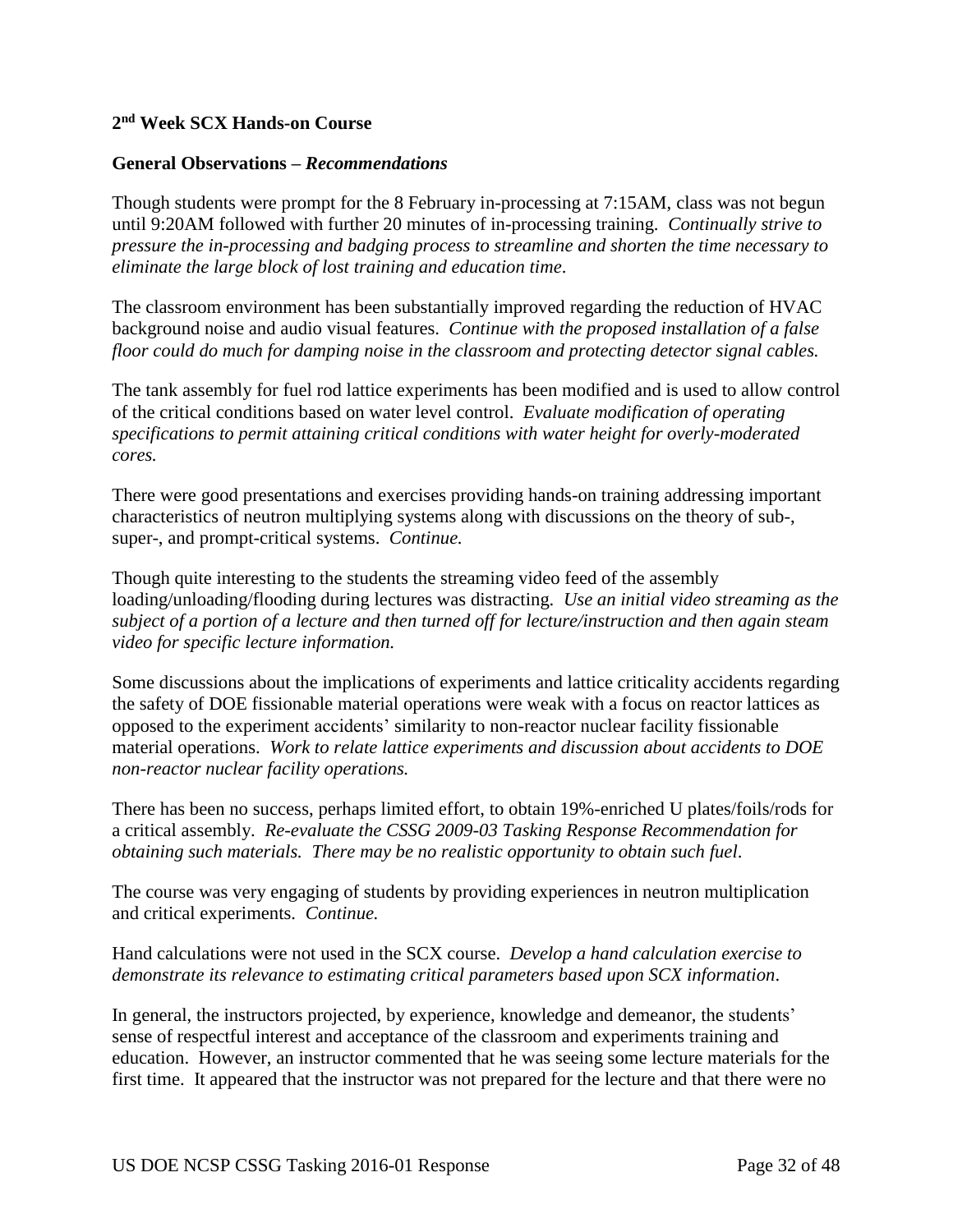**2nd Week SCX Hands-on Course**

**General Observations –** ***Recommendations***

Though students were prompt for the 8 February in-processing at 7:15AM, class was not begun until 9:20AM followed with further 20 minutes of in-processing training. *Continually strive to pressure the in-processing and badging process to streamline and shorten the time necessary to eliminate the large block of lost training and education time*.

The classroom environment has been substantially improved regarding the reduction of HVAC background noise and audio visual features. *Continue with the proposed installation of a false floor could do much for damping noise in the classroom and protecting detector signal cables.*

The tank assembly for fuel rod lattice experiments has been modified and is used to allow control of the critical conditions based on water level control. *Evaluate modification of operating specifications to permit attaining critical conditions with water height for overly-moderated cores.*

There were good presentations and exercises providing hands-on training addressing important characteristics of neutron multiplying systems along with discussions on the theory of sub-, super-, and prompt-critical systems. *Continue.*

Though quite interesting to the students the streaming video feed of the assembly loading/unloading/flooding during lectures was distracting. *Use an initial video streaming as the subject of a portion of a lecture and then turned off for lecture/instruction and then again steam video for specific lecture information.*

Some discussions about the implications of experiments and lattice criticality accidents regarding the safety of DOE fissionable material operations were weak with a focus on reactor lattices as opposed to the experiment accidents' similarity to non-reactor nuclear facility fissionable material operations. *Work to relate lattice experiments and discussion about accidents to DOE non-reactor nuclear facility operations.*

There has been no success, perhaps limited effort, to obtain 19%-enriched U plates/foils/rods for a critical assembly. *Re-evaluate the CSSG 2009-03 Tasking Response Recommendation for obtaining such materials. There may be no realistic opportunity to obtain such fuel.*

The course was very engaging of students by providing experiences in neutron multiplication and critical experiments. *Continue.*

Hand calculations were not used in the SCX course. *Develop a hand calculation exercise to demonstrate its relevance to estimating critical parameters based upon SCX information*.

In general, the instructors projected, by experience, knowledge and demeanor, the students' sense of respectful interest and acceptance of the classroom and experiments training and education. However, an instructor commented that he was seeing some lecture materials for the first time. It appeared that the instructor was not prepared for the lecture and that there were no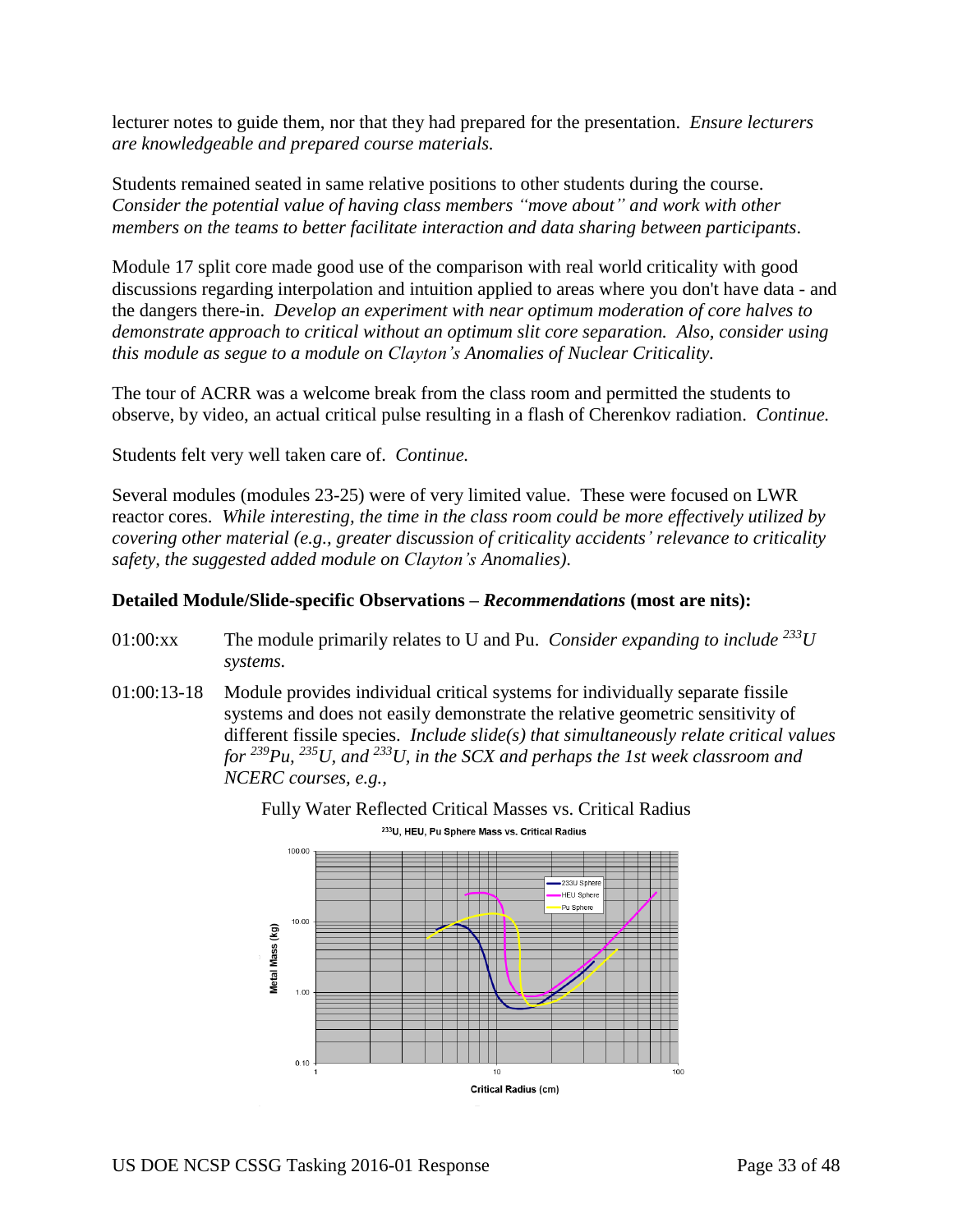lecturer notes to guide them, nor that they had prepared for the presentation. *Ensure lecturers are knowledgeable and prepared course materials.*

Students remained seated in same relative positions to other students during the course. *Consider the potential value of having class members "move about" and work with other members on the teams to better facilitate interaction and data sharing between participants*.

Module 17 split core made good use of the comparison with real world criticality with good discussions regarding interpolation and intuition applied to areas where you don't have data - and the dangers there-in. *Develop an experiment with near optimum moderation of core halves to demonstrate approach to critical without an optimum slit core separation. Also, consider using this module as segue to a module on Clayton's Anomalies of Nuclear Criticality.*

The tour of ACRR was a welcome break from the class room and permitted the students to observe, by video, an actual critical pulse resulting in a flash of Cherenkov radiation. *Continue.*

Students felt very well taken care of. *Continue.*

Several modules (modules 23-25) were of very limited value. These were focused on LWR reactor cores. *While interesting, the time in the class room could be more effectively utilized by covering other material (e.g., greater discussion of criticality accidents' relevance to criticality safety, the suggested added module on Clayton's Anomalies).*

**Detailed Module/Slide-specific Observations – *Recommendations* (most are nits):**

01:00:xx The module primarily relates to U and Pu. *Consider expanding to include $^{233}U$ systems.*

01:00:13-18 Module provides individual critical systems for individually separate fissile systems and does not easily demonstrate the relative geometric sensitivity of different fissile species. *Include slide(s) that simultaneously relate critical values for $^{239}Pu$, $^{235}U$, and $^{233}U$, in the SCX and perhaps the 1st week classroom and NCERC courses, e.g.,*

Fully Water Reflected Critical Masses vs. Critical Radius

$^{233}U$, HEU, Pu Sphere Mass vs. Critical Radius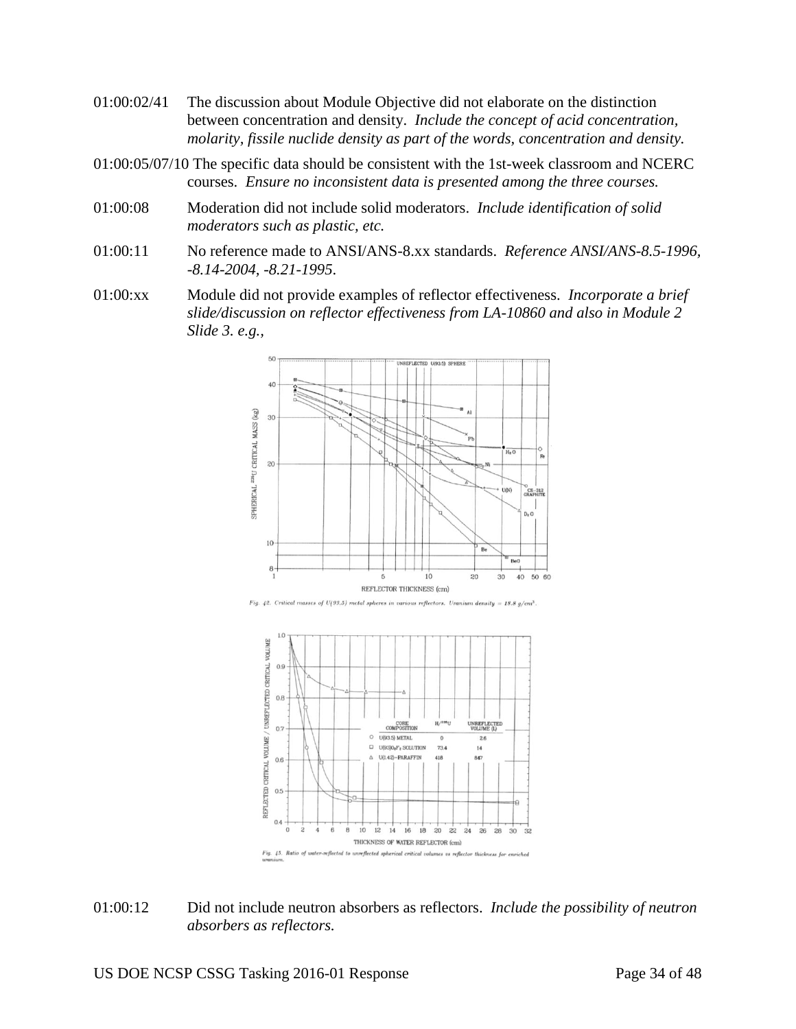01:00:02/41 The discussion about Module Objective did not elaborate on the distinction between concentration and density. *Include the concept of acid concentration, molarity, fissile nuclide density as part of the words, concentration and density.*

01:00:05/07/10 The specific data should be consistent with the 1st-week classroom and NCERC courses. *Ensure no inconsistent data is presented among the three courses.*

01:00:08 Moderation did not include solid moderators. *Include identification of solid moderators such as plastic, etc.*

01:00:11 No reference made to ANSI/ANS-8.xx standards. *Reference ANSI/ANS-8.5-1996, -8.14-2004, -8.21-1995.*

01:00:xx Module did not provide examples of reflector effectiveness. *Incorporate a brief slide/discussion on reflector effectiveness from LA-10860 and also in Module 2 Slide 3. e.g.,*

Fig. 42. Critical masses of U(93.5) metal spheres in various reflectors. Uranium density = 18.8 g/cm³.

Fig. 45. Ratio of water-reflected to unreflected spherical critical volumes vs reflector thickness for enriched uranium.

01:00:12 Did not include neutron absorbers as reflectors. *Include the possibility of neutron absorbers as reflectors.*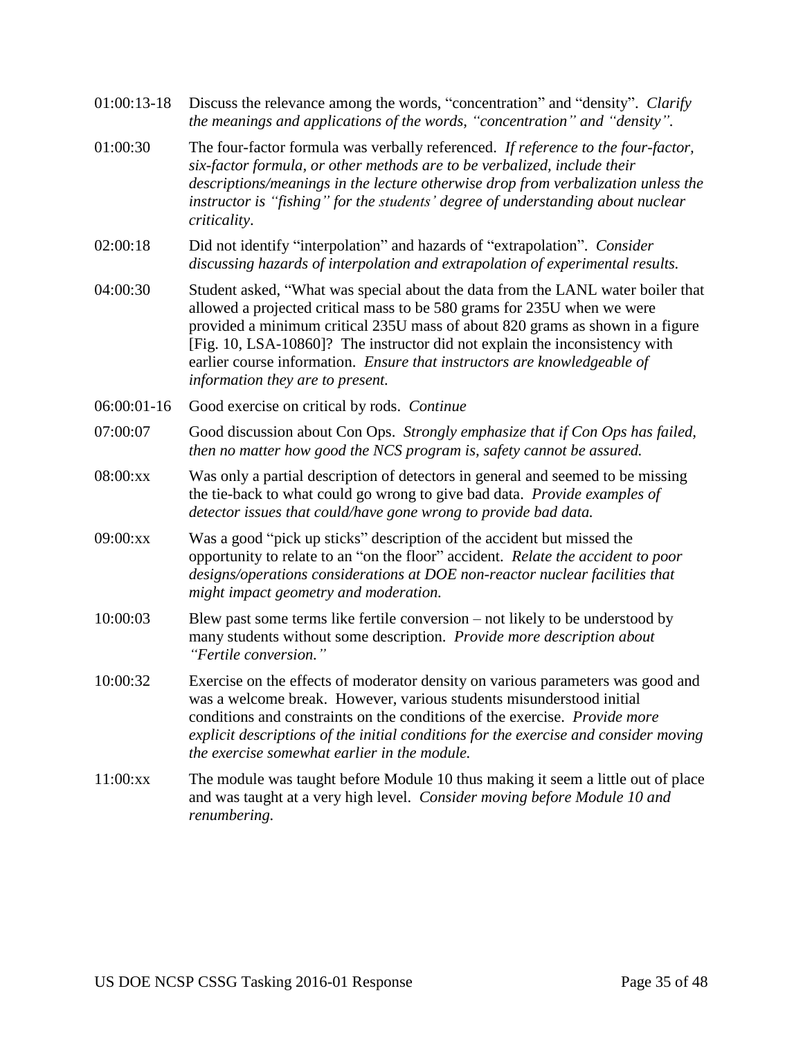| | |
|---|---|
| 01:00:13-18 | Discuss the relevance among the words, "concentration" and "density". *Clarify the meanings and applications of the words, "concentration" and "density".* |
| 01:00:30 | The four-factor formula was verbally referenced. *If reference to the four-factor, six-factor formula, or other methods are to be verbalized, include their descriptions/meanings in the lecture otherwise drop from verbalization unless the instructor is "fishing" for the students' degree of understanding about nuclear criticality*. |
| 02:00:18 | Did not identify "interpolation" and hazards of "extrapolation". *Consider discussing hazards of interpolation and extrapolation of experimental results.* |
| 04:00:30 | Student asked, "What was special about the data from the LANL water boiler that allowed a projected critical mass to be 580 grams for 235U when we were provided a minimum critical 235U mass of about 820 grams as shown in a figure [Fig. 10, LSA-10860]? The instructor did not explain the inconsistency with earlier course information. *Ensure that instructors are knowledgeable of information they are to present.* |
| 06:00:01-16 | Good exercise on critical by rods. *Continue* |
| 07:00:07 | Good discussion about Con Ops. *Strongly emphasize that if Con Ops has failed, then no matter how good the NCS program is, safety cannot be assured.* |
| 08:00:xx | Was only a partial description of detectors in general and seemed to be missing the tie-back to what could go wrong to give bad data. *Provide examples of detector issues that could/have gone wrong to provide bad data.* |
| 09:00:xx | Was a good "pick up sticks" description of the accident but missed the opportunity to relate to an "on the floor" accident. *Relate the accident to poor designs/operations considerations at DOE non-reactor nuclear facilities that might impact geometry and moderation.* |
| 10:00:03 | Blew past some terms like fertile conversion – not likely to be understood by many students without some description. *Provide more description about "Fertile conversion."* |
| 10:00:32 | Exercise on the effects of moderator density on various parameters was good and was a welcome break. However, various students misunderstood initial conditions and constraints on the conditions of the exercise. *Provide more explicit descriptions of the initial conditions for the exercise and consider moving the exercise somewhat earlier in the module.* |
| 11:00:xx | The module was taught before Module 10 thus making it seem a little out of place and was taught at a very high level. *Consider moving before Module 10 and renumbering.* |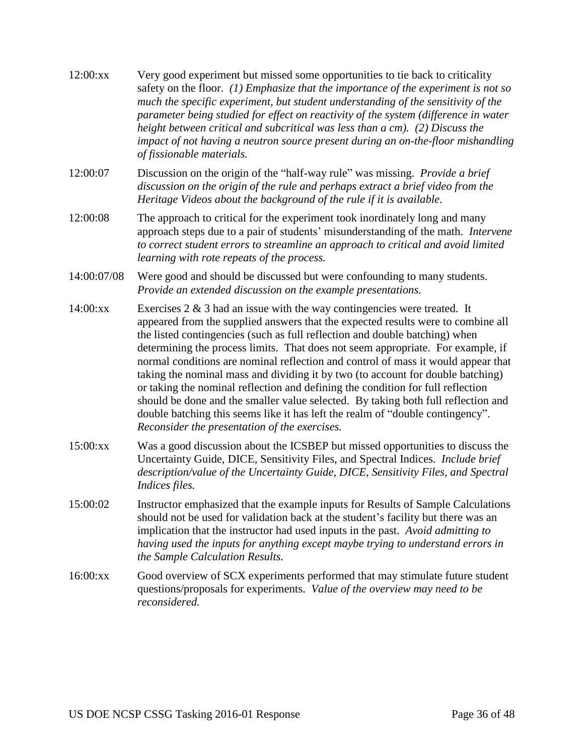| | |
|---|---|
| 12:00:xx | Very good experiment but missed some opportunities to tie back to criticality safety on the floor. *(1) Emphasize that the importance of the experiment is not so much the specific experiment, but student understanding of the sensitivity of the parameter being studied for effect on reactivity of the system (difference in water height between critical and subcritical was less than a cm). (2) Discuss the impact of not having a neutron source present during an on-the-floor mishandling of fissionable materials.* |
| 12:00:07 | Discussion on the origin of the "half-way rule" was missing. *Provide a brief discussion on the origin of the rule and perhaps extract a brief video from the Heritage Videos about the background of the rule if it is available.* |
| 12:00:08 | The approach to critical for the experiment took inordinately long and many approach steps due to a pair of students' misunderstanding of the math. *Intervene to correct student errors to streamline an approach to critical and avoid limited learning with rote repeats of the process.* |
| 14:00:07/08 | Were good and should be discussed but were confounding to many students. *Provide an extended discussion on the example presentations.* |
| 14:00:xx | Exercises 2 & 3 had an issue with the way contingencies were treated. It appeared from the supplied answers that the expected results were to combine all the listed contingencies (such as full reflection and double batching) when determining the process limits. That does not seem appropriate. For example, if normal conditions are nominal reflection and control of mass it would appear that taking the nominal mass and dividing it by two (to account for double batching) or taking the nominal reflection and defining the condition for full reflection should be done and the smaller value selected. By taking both full reflection and double batching this seems like it has left the realm of "double contingency". *Reconsider the presentation of the exercises.* |
| 15:00:xx | Was a good discussion about the ICSBEP but missed opportunities to discuss the Uncertainty Guide, DICE, Sensitivity Files, and Spectral Indices. *Include brief description/value of the Uncertainty Guide, DICE, Sensitivity Files, and Spectral Indices files.* |
| 15:00:02 | Instructor emphasized that the example inputs for Results of Sample Calculations should not be used for validation back at the student's facility but there was an implication that the instructor had used inputs in the past. *Avoid admitting to having used the inputs for anything except maybe trying to understand errors in the Sample Calculation Results.* |
| 16:00:xx | Good overview of SCX experiments performed that may stimulate future student questions/proposals for experiments. *Value of the overview may need to be reconsidered.* |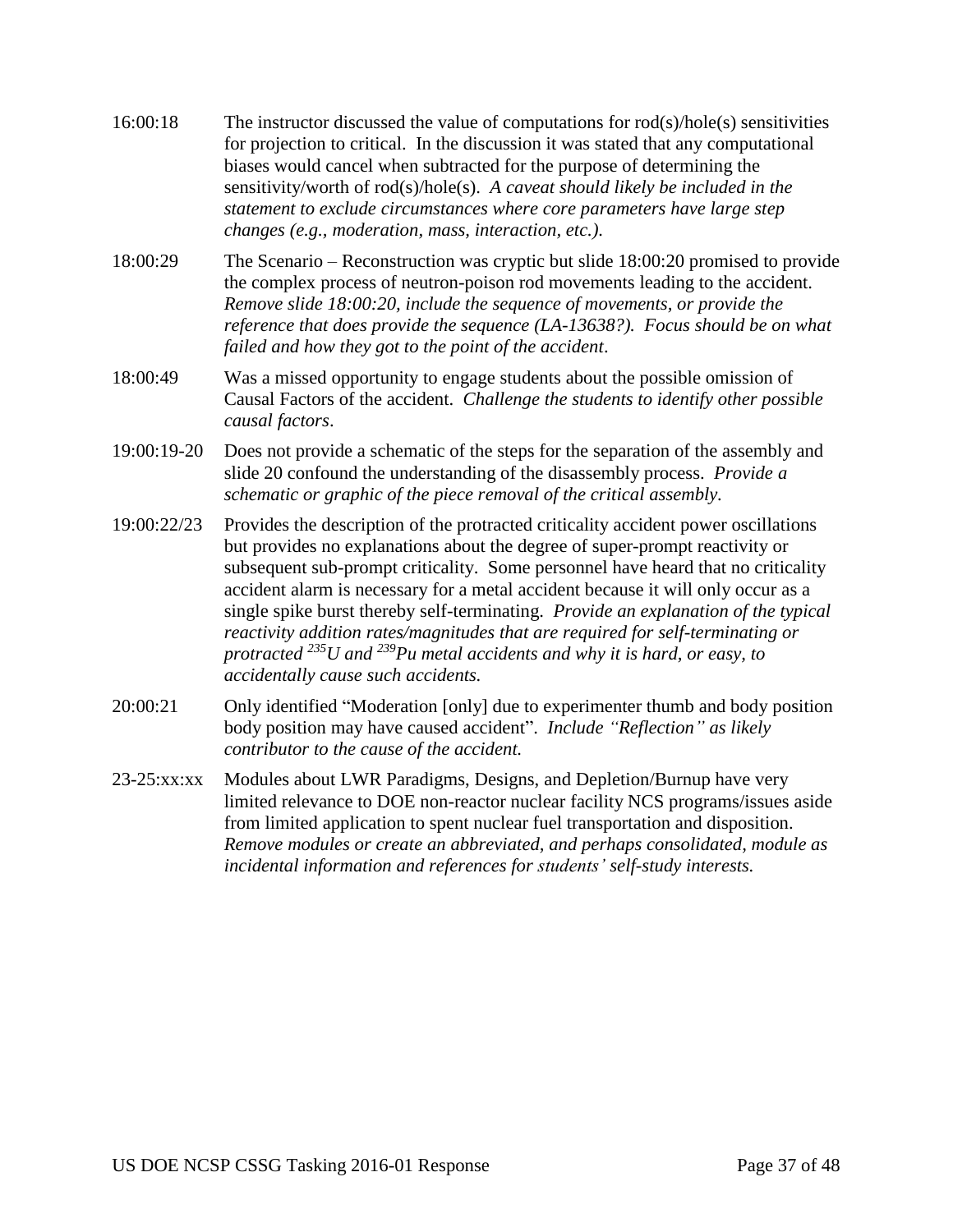| | |
|---|---|
| 16:00:18 | The instructor discussed the value of computations for rod(s)/hole(s) sensitivities for projection to critical. In the discussion it was stated that any computational biases would cancel when subtracted for the purpose of determining the sensitivity/worth of rod(s)/hole(s). *A caveat should likely be included in the statement to exclude circumstances where core parameters have large step changes (e.g., moderation, mass, interaction, etc.).* |
| 18:00:29 | The Scenario – Reconstruction was cryptic but slide 18:00:20 promised to provide the complex process of neutron-poison rod movements leading to the accident. *Remove slide 18:00:20, include the sequence of movements, or provide the reference that does provide the sequence (LA-13638?). Focus should be on what failed and how they got to the point of the accident.* |
| 18:00:49 | Was a missed opportunity to engage students about the possible omission of Causal Factors of the accident. *Challenge the students to identify other possible causal factors.* |
| 19:00:19-20 | Does not provide a schematic of the steps for the separation of the assembly and slide 20 confound the understanding of the disassembly process. *Provide a schematic or graphic of the piece removal of the critical assembly.* |
| 19:00:22/23 | Provides the description of the protracted criticality accident power oscillations but provides no explanations about the degree of super-prompt reactivity or subsequent sub-prompt criticality. Some personnel have heard that no criticality accident alarm is necessary for a metal accident because it will only occur as a single spike burst thereby self-terminating. *Provide an explanation of the typical reactivity addition rates/magnitudes that are required for self-terminating or protracted $^{235}U$ and $^{239}Pu$ metal accidents and why it is hard, or easy, to accidentally cause such accidents.* |
| 20:00:21 | Only identified "Moderation [only] due to experimenter thumb and body position body position may have caused accident". *Include "Reflection" as likely contributor to the cause of the accident.* |
| 23-25:xx:xx | Modules about LWR Paradigms, Designs, and Depletion/Burnup have very limited relevance to DOE non-reactor nuclear facility NCS programs/issues aside from limited application to spent nuclear fuel transportation and disposition. *Remove modules or create an abbreviated, and perhaps consolidated, module as incidental information and references for students' self-study interests.* |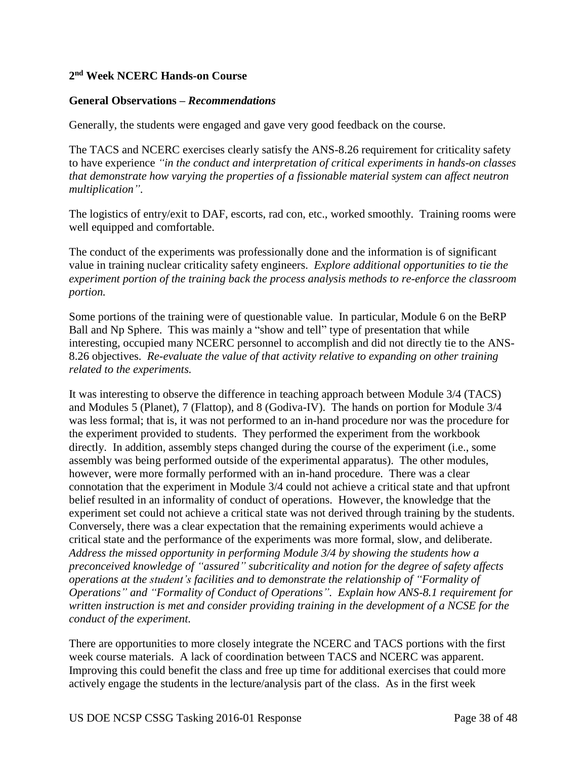**2nd Week NCERC Hands-on Course**

**General Observations – *Recommendations***

Generally, the students were engaged and gave very good feedback on the course.

The TACS and NCERC exercises clearly satisfy the ANS-8.26 requirement for criticality safety to have experience *"in the conduct and interpretation of critical experiments in hands-on classes that demonstrate how varying the properties of a fissionable material system can affect neutron multiplication"*.

The logistics of entry/exit to DAF, escorts, rad con, etc., worked smoothly. Training rooms were well equipped and comfortable.

The conduct of the experiments was professionally done and the information is of significant value in training nuclear criticality safety engineers. *Explore additional opportunities to tie the experiment portion of the training back the process analysis methods to re-enforce the classroom portion.*

Some portions of the training were of questionable value. In particular, Module 6 on the BeRP Ball and Np Sphere. This was mainly a "show and tell" type of presentation that while interesting, occupied many NCERC personnel to accomplish and did not directly tie to the ANS-8.26 objectives. *Re-evaluate the value of that activity relative to expanding on other training related to the experiments.*

It was interesting to observe the difference in teaching approach between Module 3/4 (TACS) and Modules 5 (Planet), 7 (Flattop), and 8 (Godiva-IV). The hands on portion for Module 3/4 was less formal; that is, it was not performed to an in-hand procedure nor was the procedure for the experiment provided to students. They performed the experiment from the workbook directly. In addition, assembly steps changed during the course of the experiment (i.e., some assembly was being performed outside of the experimental apparatus). The other modules, however, were more formally performed with an in-hand procedure. There was a clear connotation that the experiment in Module 3/4 could not achieve a critical state and that upfront belief resulted in an informality of conduct of operations. However, the knowledge that the experiment set could not achieve a critical state was not derived through training by the students. Conversely, there was a clear expectation that the remaining experiments would achieve a critical state and the performance of the experiments was more formal, slow, and deliberate. *Address the missed opportunity in performing Module 3/4 by showing the students how a preconceived knowledge of "assured" subcriticality and notion for the degree of safety affects operations at the student's facilities and to demonstrate the relationship of "Formality of Operations" and "Formality of Conduct of Operations". Explain how ANS-8.1 requirement for written instruction is met and consider providing training in the development of a NCSE for the conduct of the experiment.*

There are opportunities to more closely integrate the NCERC and TACS portions with the first week course materials. A lack of coordination between TACS and NCERC was apparent. Improving this could benefit the class and free up time for additional exercises that could more actively engage the students in the lecture/analysis part of the class. As in the first week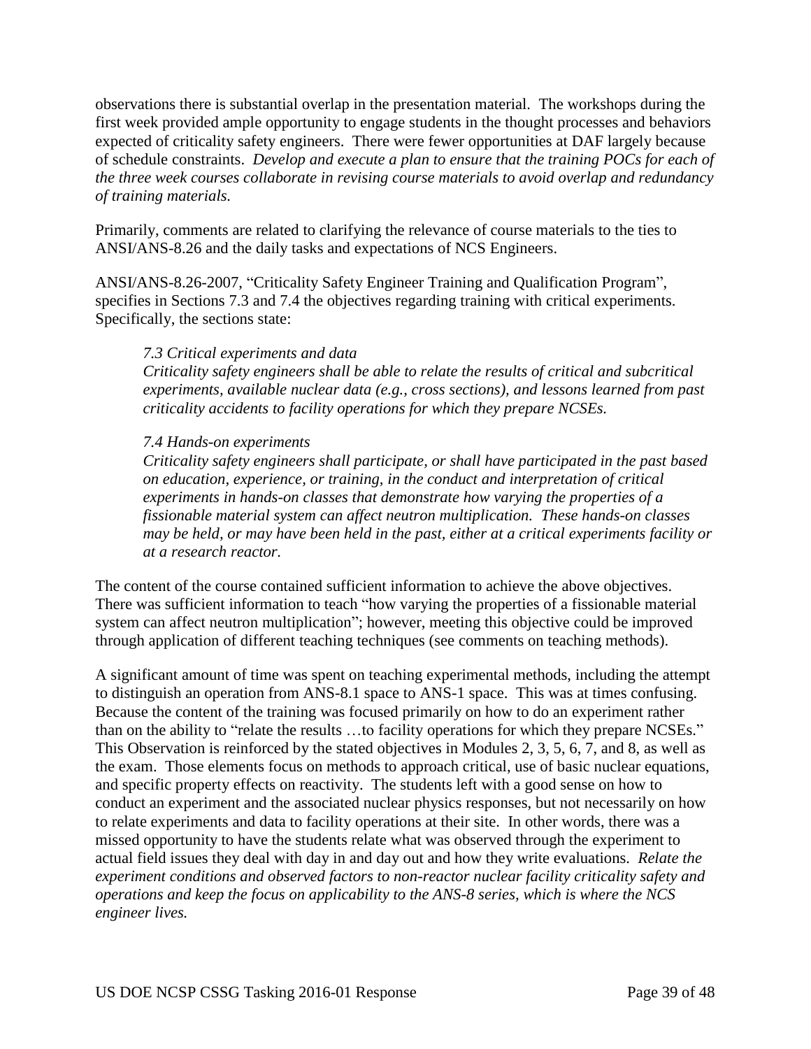observations there is substantial overlap in the presentation material. The workshops during the first week provided ample opportunity to engage students in the thought processes and behaviors expected of criticality safety engineers. There were fewer opportunities at DAF largely because of schedule constraints. *Develop and execute a plan to ensure that the training POCs for each of the three week courses collaborate in revising course materials to avoid overlap and redundancy of training materials.*

Primarily, comments are related to clarifying the relevance of course materials to the ties to ANSI/ANS-8.26 and the daily tasks and expectations of NCS Engineers.

ANSI/ANS-8.26-2007, "Criticality Safety Engineer Training and Qualification Program", specifies in Sections 7.3 and 7.4 the objectives regarding training with critical experiments. Specifically, the sections state:

> *7.3 Critical experiments and data*
> *Criticality safety engineers shall be able to relate the results of critical and subcritical experiments, available nuclear data (e.g., cross sections), and lessons learned from past criticality accidents to facility operations for which they prepare NCSEs.*
>
> *7.4 Hands-on experiments*
> *Criticality safety engineers shall participate, or shall have participated in the past based on education, experience, or training, in the conduct and interpretation of critical experiments in hands-on classes that demonstrate how varying the properties of a fissionable material system can affect neutron multiplication. These hands-on classes may be held, or may have been held in the past, either at a critical experiments facility or at a research reactor.*

The content of the course contained sufficient information to achieve the above objectives. There was sufficient information to teach "how varying the properties of a fissionable material system can affect neutron multiplication"; however, meeting this objective could be improved through application of different teaching techniques (see comments on teaching methods).

A significant amount of time was spent on teaching experimental methods, including the attempt to distinguish an operation from ANS-8.1 space to ANS-1 space. This was at times confusing. Because the content of the training was focused primarily on how to do an experiment rather than on the ability to "relate the results …to facility operations for which they prepare NCSEs." This Observation is reinforced by the stated objectives in Modules 2, 3, 5, 6, 7, and 8, as well as the exam. Those elements focus on methods to approach critical, use of basic nuclear equations, and specific property effects on reactivity. The students left with a good sense on how to conduct an experiment and the associated nuclear physics responses, but not necessarily on how to relate experiments and data to facility operations at their site. In other words, there was a missed opportunity to have the students relate what was observed through the experiment to actual field issues they deal with day in and day out and how they write evaluations. *Relate the experiment conditions and observed factors to non-reactor nuclear facility criticality safety and operations and keep the focus on applicability to the ANS-8 series, which is where the NCS engineer lives.*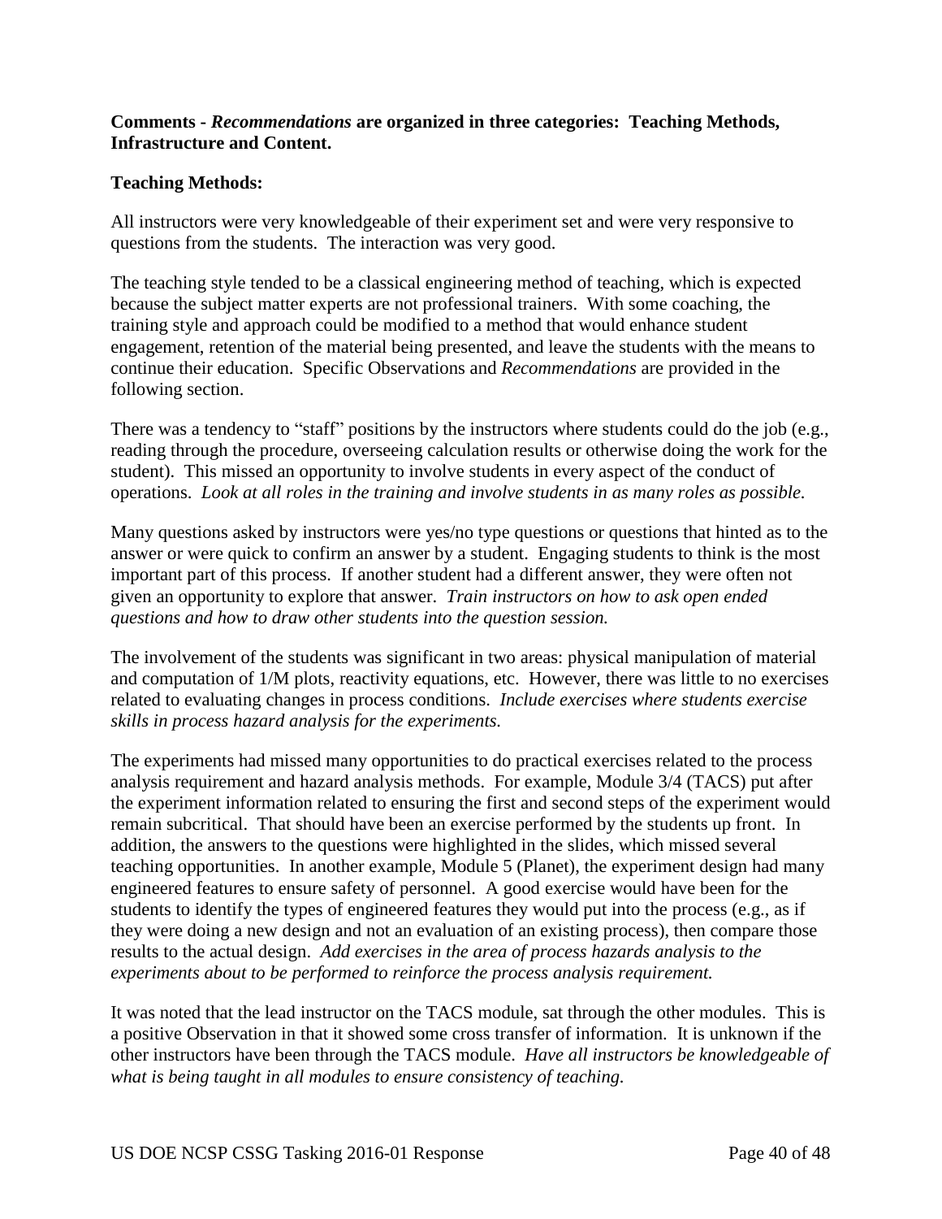**Comments - *Recommendations* are organized in three categories: Teaching Methods, Infrastructure and Content.**

**Teaching Methods:**

All instructors were very knowledgeable of their experiment set and were very responsive to questions from the students. The interaction was very good.

The teaching style tended to be a classical engineering method of teaching, which is expected because the subject matter experts are not professional trainers. With some coaching, the training style and approach could be modified to a method that would enhance student engagement, retention of the material being presented, and leave the students with the means to continue their education. Specific Observations and *Recommendations* are provided in the following section.

There was a tendency to "staff" positions by the instructors where students could do the job (e.g., reading through the procedure, overseeing calculation results or otherwise doing the work for the student). This missed an opportunity to involve students in every aspect of the conduct of operations. *Look at all roles in the training and involve students in as many roles as possible.*

Many questions asked by instructors were yes/no type questions or questions that hinted as to the answer or were quick to confirm an answer by a student. Engaging students to think is the most important part of this process. If another student had a different answer, they were often not given an opportunity to explore that answer. *Train instructors on how to ask open ended questions and how to draw other students into the question session.*

The involvement of the students was significant in two areas: physical manipulation of material and computation of 1/M plots, reactivity equations, etc. However, there was little to no exercises related to evaluating changes in process conditions. *Include exercises where students exercise skills in process hazard analysis for the experiments.*

The experiments had missed many opportunities to do practical exercises related to the process analysis requirement and hazard analysis methods. For example, Module 3/4 (TACS) put after the experiment information related to ensuring the first and second steps of the experiment would remain subcritical. That should have been an exercise performed by the students up front. In addition, the answers to the questions were highlighted in the slides, which missed several teaching opportunities. In another example, Module 5 (Planet), the experiment design had many engineered features to ensure safety of personnel. A good exercise would have been for the students to identify the types of engineered features they would put into the process (e.g., as if they were doing a new design and not an evaluation of an existing process), then compare those results to the actual design. *Add exercises in the area of process hazards analysis to the experiments about to be performed to reinforce the process analysis requirement.*

It was noted that the lead instructor on the TACS module, sat through the other modules. This is a positive Observation in that it showed some cross transfer of information. It is unknown if the other instructors have been through the TACS module. *Have all instructors be knowledgeable of what is being taught in all modules to ensure consistency of teaching.*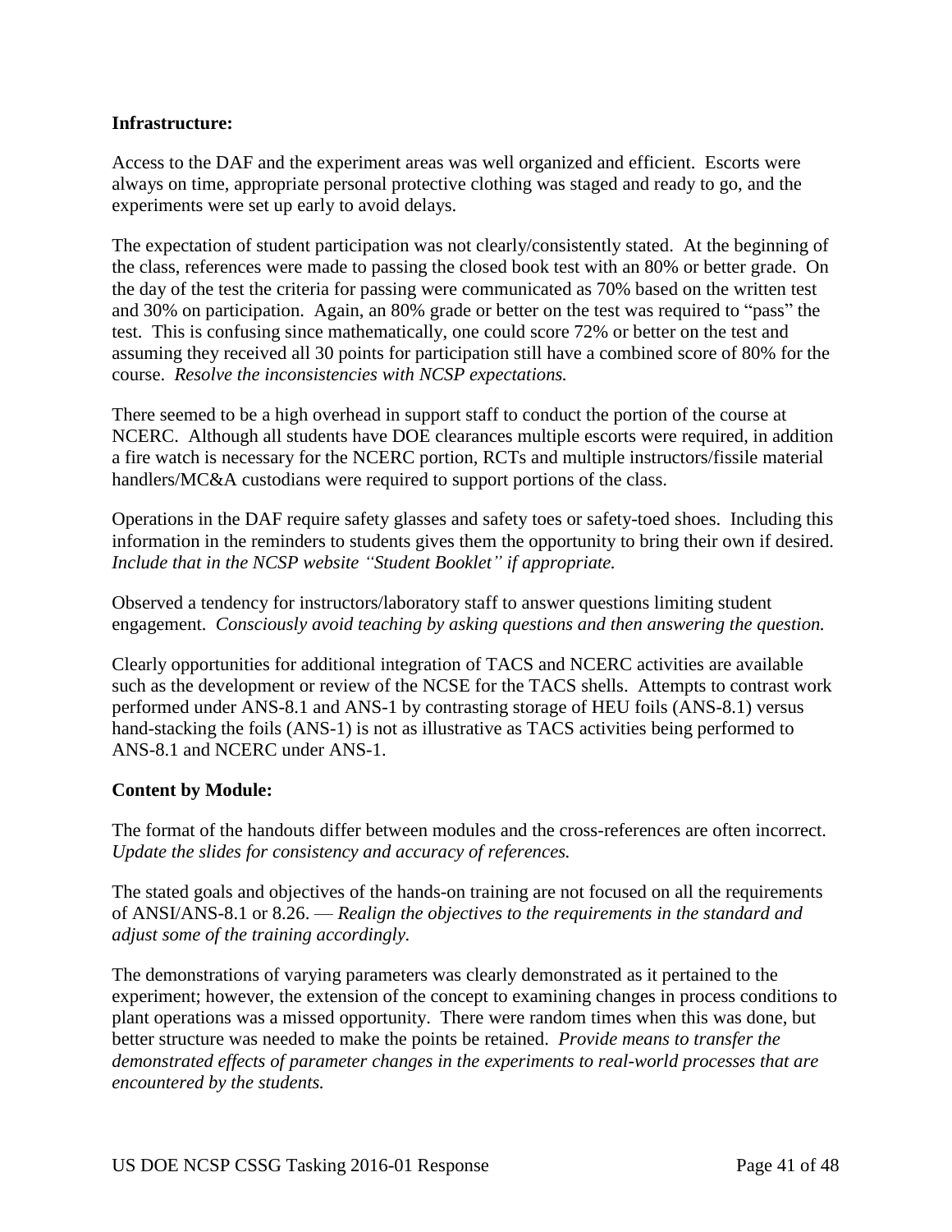**Infrastructure:**

Access to the DAF and the experiment areas was well organized and efficient. Escorts were always on time, appropriate personal protective clothing was staged and ready to go, and the experiments were set up early to avoid delays.

The expectation of student participation was not clearly/consistently stated. At the beginning of the class, references were made to passing the closed book test with an 80% or better grade. On the day of the test the criteria for passing were communicated as 70% based on the written test and 30% on participation. Again, an 80% grade or better on the test was required to "pass" the test. This is confusing since mathematically, one could score 72% or better on the test and assuming they received all 30 points for participation still have a combined score of 80% for the course. *Resolve the inconsistencies with NCSP expectations.*

There seemed to be a high overhead in support staff to conduct the portion of the course at NCERC. Although all students have DOE clearances multiple escorts were required, in addition a fire watch is necessary for the NCERC portion, RCTs and multiple instructors/fissile material handlers/MC&A custodians were required to support portions of the class.

Operations in the DAF require safety glasses and safety toes or safety-toed shoes. Including this information in the reminders to students gives them the opportunity to bring their own if desired. *Include that in the NCSP website "Student Booklet" if appropriate.*

Observed a tendency for instructors/laboratory staff to answer questions limiting student engagement. *Consciously avoid teaching by asking questions and then answering the question.*

Clearly opportunities for additional integration of TACS and NCERC activities are available such as the development or review of the NCSE for the TACS shells. Attempts to contrast work performed under ANS-8.1 and ANS-1 by contrasting storage of HEU foils (ANS-8.1) versus hand-stacking the foils (ANS-1) is not as illustrative as TACS activities being performed to ANS-8.1 and NCERC under ANS-1.

**Content by Module:**

The format of the handouts differ between modules and the cross-references are often incorrect. *Update the slides for consistency and accuracy of references.*

The stated goals and objectives of the hands-on training are not focused on all the requirements of ANSI/ANS-8.1 or 8.26. — *Realign the objectives to the requirements in the standard and adjust some of the training accordingly.*

The demonstrations of varying parameters was clearly demonstrated as it pertained to the experiment; however, the extension of the concept to examining changes in process conditions to plant operations was a missed opportunity. There were random times when this was done, but better structure was needed to make the points be retained. *Provide means to transfer the demonstrated effects of parameter changes in the experiments to real-world processes that are encountered by the students.*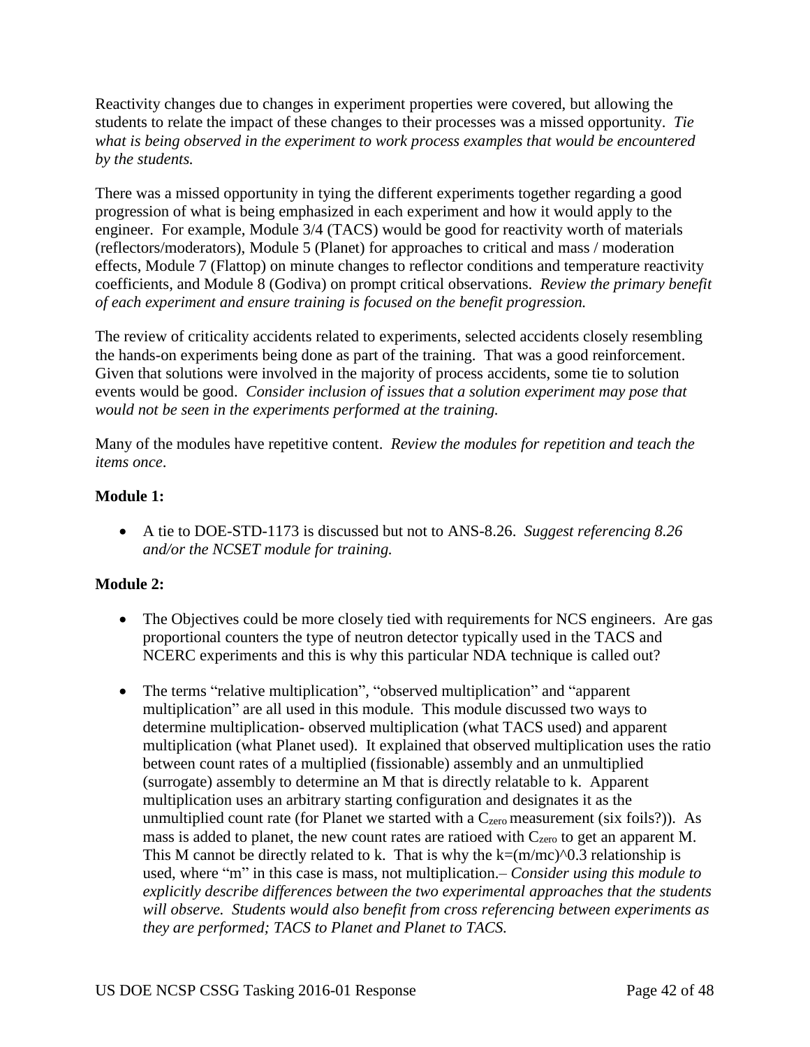Reactivity changes due to changes in experiment properties were covered, but allowing the students to relate the impact of these changes to their processes was a missed opportunity. *Tie what is being observed in the experiment to work process examples that would be encountered by the students.*

There was a missed opportunity in tying the different experiments together regarding a good progression of what is being emphasized in each experiment and how it would apply to the engineer. For example, Module 3/4 (TACS) would be good for reactivity worth of materials (reflectors/moderators), Module 5 (Planet) for approaches to critical and mass / moderation effects, Module 7 (Flattop) on minute changes to reflector conditions and temperature reactivity coefficients, and Module 8 (Godiva) on prompt critical observations. *Review the primary benefit of each experiment and ensure training is focused on the benefit progression.*

The review of criticality accidents related to experiments, selected accidents closely resembling the hands-on experiments being done as part of the training. That was a good reinforcement. Given that solutions were involved in the majority of process accidents, some tie to solution events would be good. *Consider inclusion of issues that a solution experiment may pose that would not be seen in the experiments performed at the training.*

Many of the modules have repetitive content. *Review the modules for repetition and teach the items once*.

**Module 1:**

- A tie to DOE-STD-1173 is discussed but not to ANS-8.26. *Suggest referencing 8.26 and/or the NCSET module for training.*

**Module 2:**

- The Objectives could be more closely tied with requirements for NCS engineers. Are gas proportional counters the type of neutron detector typically used in the TACS and NCERC experiments and this is why this particular NDA technique is called out?

- The terms "relative multiplication", "observed multiplication" and "apparent multiplication" are all used in this module. This module discussed two ways to determine multiplication- observed multiplication (what TACS used) and apparent multiplication (what Planet used). It explained that observed multiplication uses the ratio between count rates of a multiplied (fissionable) assembly and an unmultiplied (surrogate) assembly to determine an M that is directly relatable to k. Apparent multiplication uses an arbitrary starting configuration and designates it as the unmultiplied count rate (for Planet we started with a $C_{zero}$ measurement (six foils?)). As mass is added to planet, the new count rates are ratioed with $C_{zero}$ to get an apparent M. This M cannot be directly related to k. That is why the k=(m/mc)^0.3 relationship is used, where "m" in this case is mass, not multiplication.– *Consider using this module to explicitly describe differences between the two experimental approaches that the students will observe. Students would also benefit from cross referencing between experiments as they are performed; TACS to Planet and Planet to TACS.*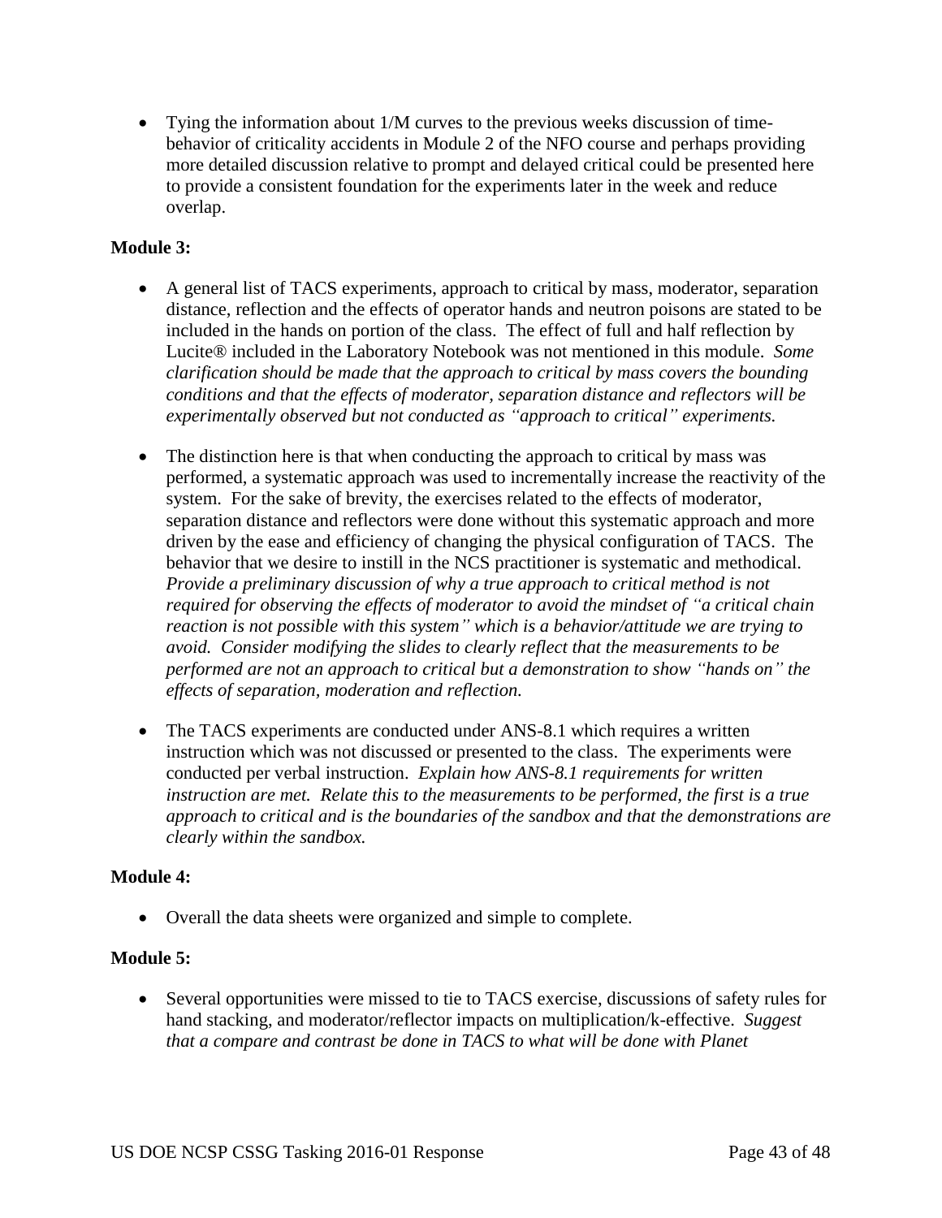- Tying the information about 1/M curves to the previous weeks discussion of time-behavior of criticality accidents in Module 2 of the NFO course and perhaps providing more detailed discussion relative to prompt and delayed critical could be presented here to provide a consistent foundation for the experiments later in the week and reduce overlap.

**Module 3:**

- A general list of TACS experiments, approach to critical by mass, moderator, separation distance, reflection and the effects of operator hands and neutron poisons are stated to be included in the hands on portion of the class. The effect of full and half reflection by Lucite® included in the Laboratory Notebook was not mentioned in this module. *Some clarification should be made that the approach to critical by mass covers the bounding conditions and that the effects of moderator, separation distance and reflectors will be experimentally observed but not conducted as "approach to critical" experiments.*

- The distinction here is that when conducting the approach to critical by mass was performed, a systematic approach was used to incrementally increase the reactivity of the system. For the sake of brevity, the exercises related to the effects of moderator, separation distance and reflectors were done without this systematic approach and more driven by the ease and efficiency of changing the physical configuration of TACS. The behavior that we desire to instill in the NCS practitioner is systematic and methodical. *Provide a preliminary discussion of why a true approach to critical method is not required for observing the effects of moderator to avoid the mindset of "a critical chain reaction is not possible with this system" which is a behavior/attitude we are trying to avoid. Consider modifying the slides to clearly reflect that the measurements to be performed are not an approach to critical but a demonstration to show "hands on" the effects of separation, moderation and reflection.*

- The TACS experiments are conducted under ANS-8.1 which requires a written instruction which was not discussed or presented to the class. The experiments were conducted per verbal instruction. *Explain how ANS-8.1 requirements for written instruction are met. Relate this to the measurements to be performed, the first is a true approach to critical and is the boundaries of the sandbox and that the demonstrations are clearly within the sandbox.*

**Module 4:**

- Overall the data sheets were organized and simple to complete.

**Module 5:**

- Several opportunities were missed to tie to TACS exercise, discussions of safety rules for hand stacking, and moderator/reflector impacts on multiplication/k-effective. *Suggest that a compare and contrast be done in TACS to what will be done with Planet*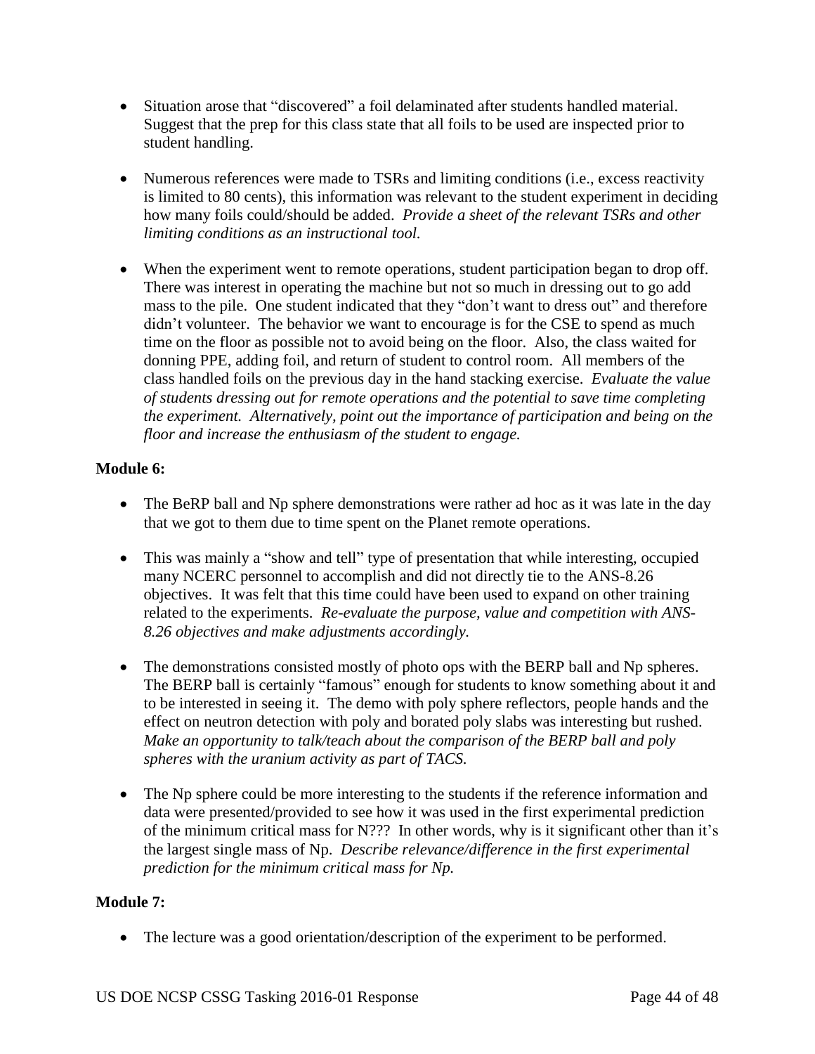- Situation arose that "discovered" a foil delaminated after students handled material. Suggest that the prep for this class state that all foils to be used are inspected prior to student handling.

- Numerous references were made to TSRs and limiting conditions (i.e., excess reactivity is limited to 80 cents), this information was relevant to the student experiment in deciding how many foils could/should be added. *Provide a sheet of the relevant TSRs and other limiting conditions as an instructional tool.*

- When the experiment went to remote operations, student participation began to drop off. There was interest in operating the machine but not so much in dressing out to go add mass to the pile. One student indicated that they "don't want to dress out" and therefore didn't volunteer. The behavior we want to encourage is for the CSE to spend as much time on the floor as possible not to avoid being on the floor. Also, the class waited for donning PPE, adding foil, and return of student to control room. All members of the class handled foils on the previous day in the hand stacking exercise. *Evaluate the value of students dressing out for remote operations and the potential to save time completing the experiment. Alternatively, point out the importance of participation and being on the floor and increase the enthusiasm of the student to engage.*

**Module 6:**

- The BeRP ball and Np sphere demonstrations were rather ad hoc as it was late in the day that we got to them due to time spent on the Planet remote operations.

- This was mainly a "show and tell" type of presentation that while interesting, occupied many NCERC personnel to accomplish and did not directly tie to the ANS-8.26 objectives. It was felt that this time could have been used to expand on other training related to the experiments. *Re-evaluate the purpose, value and competition with ANS-8.26 objectives and make adjustments accordingly.*

- The demonstrations consisted mostly of photo ops with the BERP ball and Np spheres. The BERP ball is certainly "famous" enough for students to know something about it and to be interested in seeing it. The demo with poly sphere reflectors, people hands and the effect on neutron detection with poly and borated poly slabs was interesting but rushed. *Make an opportunity to talk/teach about the comparison of the BERP ball and poly spheres with the uranium activity as part of TACS.*

- The Np sphere could be more interesting to the students if the reference information and data were presented/provided to see how it was used in the first experimental prediction of the minimum critical mass for N??? In other words, why is it significant other than it's the largest single mass of Np. *Describe relevance/difference in the first experimental prediction for the minimum critical mass for Np.*

**Module 7:**

- The lecture was a good orientation/description of the experiment to be performed.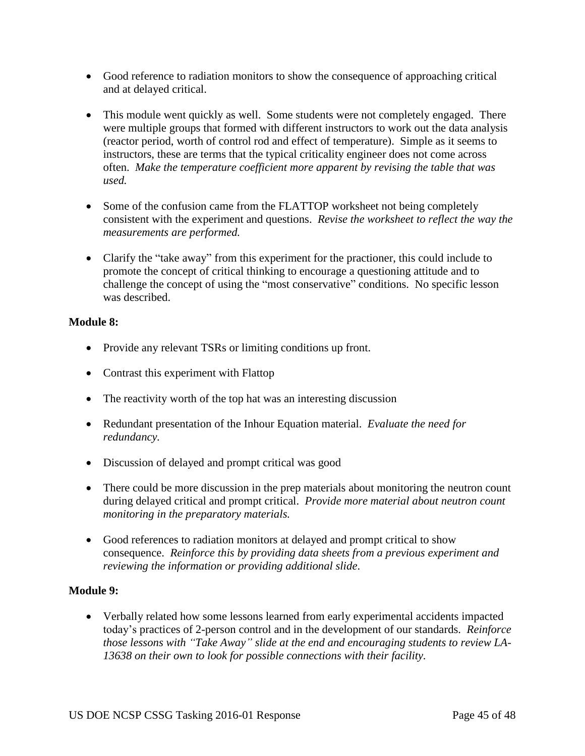- Good reference to radiation monitors to show the consequence of approaching critical and at delayed critical.

- This module went quickly as well. Some students were not completely engaged. There were multiple groups that formed with different instructors to work out the data analysis (reactor period, worth of control rod and effect of temperature). Simple as it seems to instructors, these are terms that the typical criticality engineer does not come across often. *Make the temperature coefficient more apparent by revising the table that was used.*

- Some of the confusion came from the FLATTOP worksheet not being completely consistent with the experiment and questions. *Revise the worksheet to reflect the way the measurements are performed.*

- Clarify the "take away" from this experiment for the practioner, this could include to promote the concept of critical thinking to encourage a questioning attitude and to challenge the concept of using the "most conservative" conditions. No specific lesson was described.

**Module 8:**

- Provide any relevant TSRs or limiting conditions up front.

- Contrast this experiment with Flattop

- The reactivity worth of the top hat was an interesting discussion

- Redundant presentation of the Inhour Equation material. *Evaluate the need for redundancy.*

- Discussion of delayed and prompt critical was good

- There could be more discussion in the prep materials about monitoring the neutron count during delayed critical and prompt critical. *Provide more material about neutron count monitoring in the preparatory materials.*

- Good references to radiation monitors at delayed and prompt critical to show consequence. *Reinforce this by providing data sheets from a previous experiment and reviewing the information or providing additional slide.*

**Module 9:**

- Verbally related how some lessons learned from early experimental accidents impacted today's practices of 2-person control and in the development of our standards. *Reinforce those lessons with "Take Away" slide at the end and encouraging students to review LA-13638 on their own to look for possible connections with their facility.*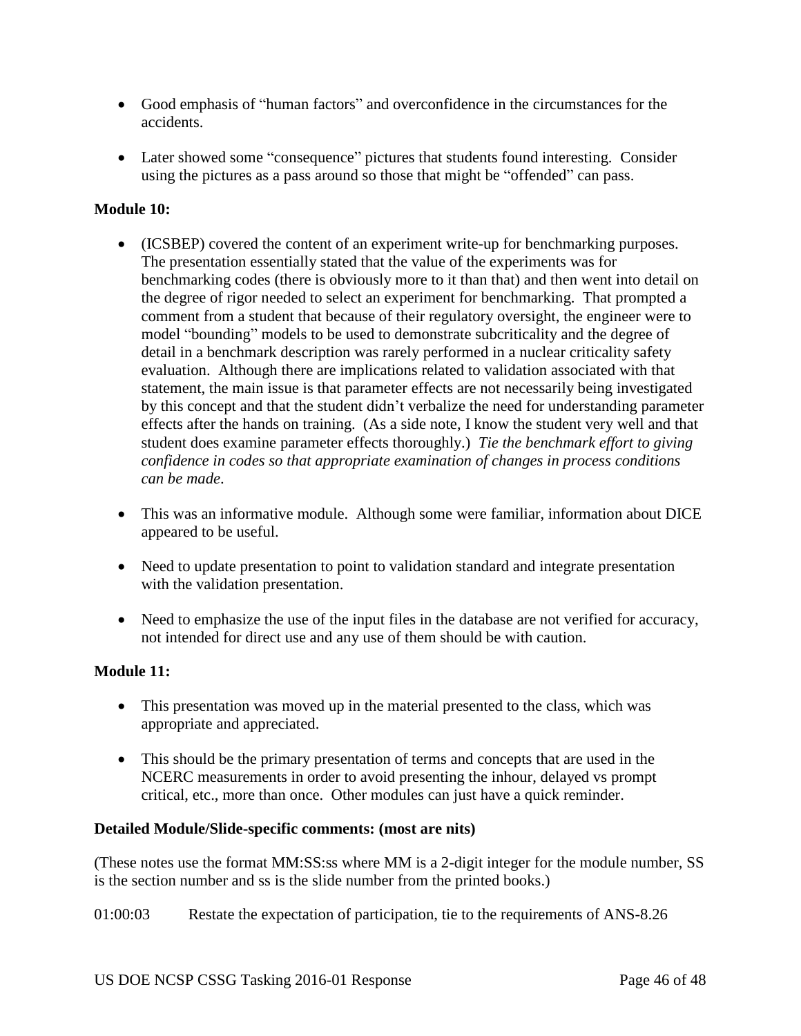- Good emphasis of "human factors" and overconfidence in the circumstances for the accidents.

- Later showed some "consequence" pictures that students found interesting. Consider using the pictures as a pass around so those that might be "offended" can pass.

**Module 10:**

- (ICSBEP) covered the content of an experiment write-up for benchmarking purposes. The presentation essentially stated that the value of the experiments was for benchmarking codes (there is obviously more to it than that) and then went into detail on the degree of rigor needed to select an experiment for benchmarking. That prompted a comment from a student that because of their regulatory oversight, the engineer were to model "bounding" models to be used to demonstrate subcriticality and the degree of detail in a benchmark description was rarely performed in a nuclear criticality safety evaluation. Although there are implications related to validation associated with that statement, the main issue is that parameter effects are not necessarily being investigated by this concept and that the student didn't verbalize the need for understanding parameter effects after the hands on training. (As a side note, I know the student very well and that student does examine parameter effects thoroughly.) *Tie the benchmark effort to giving confidence in codes so that appropriate examination of changes in process conditions can be made*.

- This was an informative module. Although some were familiar, information about DICE appeared to be useful.

- Need to update presentation to point to validation standard and integrate presentation with the validation presentation.

- Need to emphasize the use of the input files in the database are not verified for accuracy, not intended for direct use and any use of them should be with caution.

**Module 11:**

- This presentation was moved up in the material presented to the class, which was appropriate and appreciated.

- This should be the primary presentation of terms and concepts that are used in the NCERC measurements in order to avoid presenting the inhour, delayed vs prompt critical, etc., more than once. Other modules can just have a quick reminder.

**Detailed Module/Slide-specific comments: (most are nits)**

(These notes use the format MM:SS:ss where MM is a 2-digit integer for the module number, SS is the section number and ss is the slide number from the printed books.)

01:00:03 Restate the expectation of participation, tie to the requirements of ANS-8.26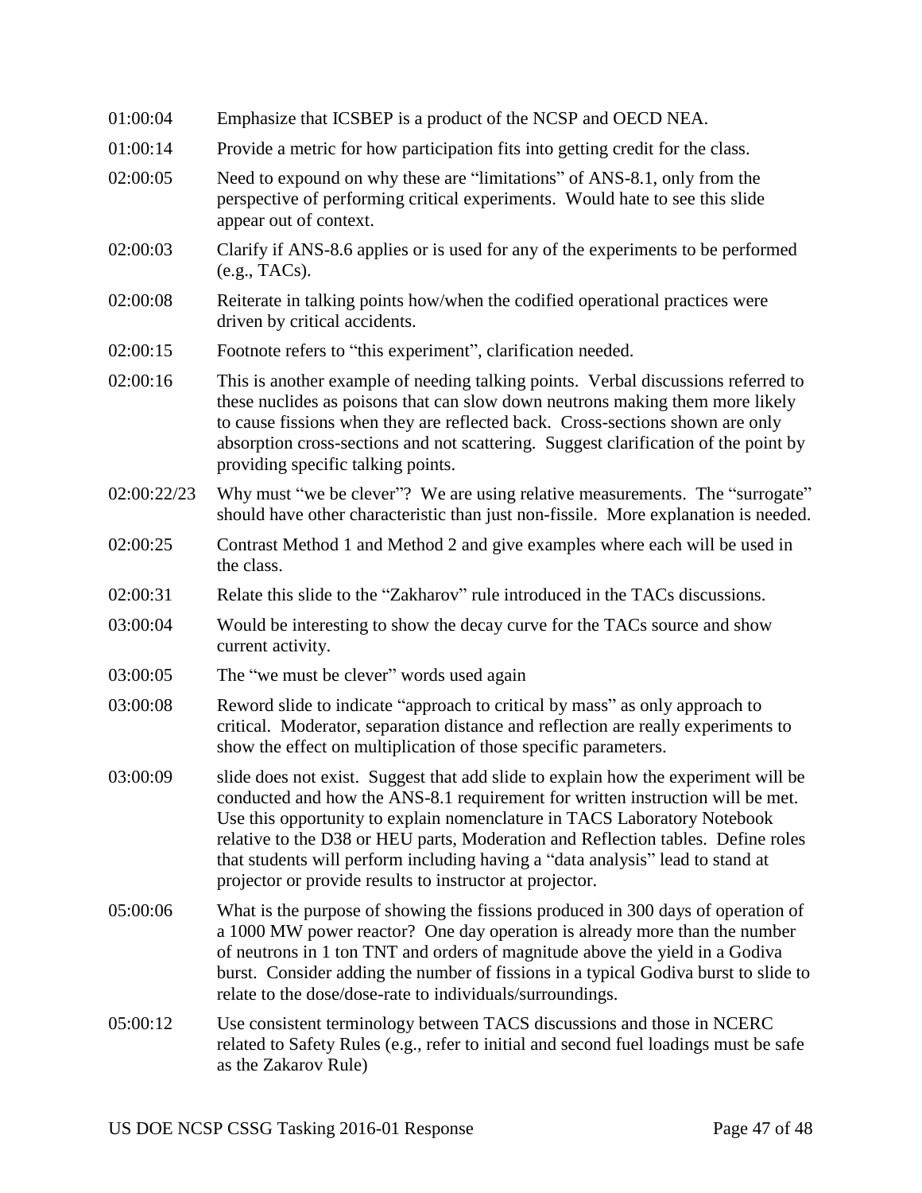| | |
|---|---|
| 01:00:04 | Emphasize that ICSBEP is a product of the NCSP and OECD NEA. |
| 01:00:14 | Provide a metric for how participation fits into getting credit for the class. |
| 02:00:05 | Need to expound on why these are "limitations" of ANS-8.1, only from the perspective of performing critical experiments. Would hate to see this slide appear out of context. |
| 02:00:03 | Clarify if ANS-8.6 applies or is used for any of the experiments to be performed (e.g., TACs). |
| 02:00:08 | Reiterate in talking points how/when the codified operational practices were driven by critical accidents. |
| 02:00:15 | Footnote refers to "this experiment", clarification needed. |
| 02:00:16 | This is another example of needing talking points. Verbal discussions referred to these nuclides as poisons that can slow down neutrons making them more likely to cause fissions when they are reflected back. Cross-sections shown are only absorption cross-sections and not scattering. Suggest clarification of the point by providing specific talking points. |
| 02:00:22/23 | Why must "we be clever"? We are using relative measurements. The "surrogate" should have other characteristic than just non-fissile. More explanation is needed. |
| 02:00:25 | Contrast Method 1 and Method 2 and give examples where each will be used in the class. |
| 02:00:31 | Relate this slide to the "Zakharov" rule introduced in the TACs discussions. |
| 03:00:04 | Would be interesting to show the decay curve for the TACs source and show current activity. |
| 03:00:05 | The "we must be clever" words used again |
| 03:00:08 | Reword slide to indicate "approach to critical by mass" as only approach to critical. Moderator, separation distance and reflection are really experiments to show the effect on multiplication of those specific parameters. |
| 03:00:09 | slide does not exist. Suggest that add slide to explain how the experiment will be conducted and how the ANS-8.1 requirement for written instruction will be met. Use this opportunity to explain nomenclature in TACS Laboratory Notebook relative to the D38 or HEU parts, Moderation and Reflection tables. Define roles that students will perform including having a "data analysis" lead to stand at projector or provide results to instructor at projector. |
| 05:00:06 | What is the purpose of showing the fissions produced in 300 days of operation of a 1000 MW power reactor? One day operation is already more than the number of neutrons in 1 ton TNT and orders of magnitude above the yield in a Godiva burst. Consider adding the number of fissions in a typical Godiva burst to slide to relate to the dose/dose-rate to individuals/surroundings. |
| 05:00:12 | Use consistent terminology between TACS discussions and those in NCERC related to Safety Rules (e.g., refer to initial and second fuel loadings must be safe as the Zakarov Rule) |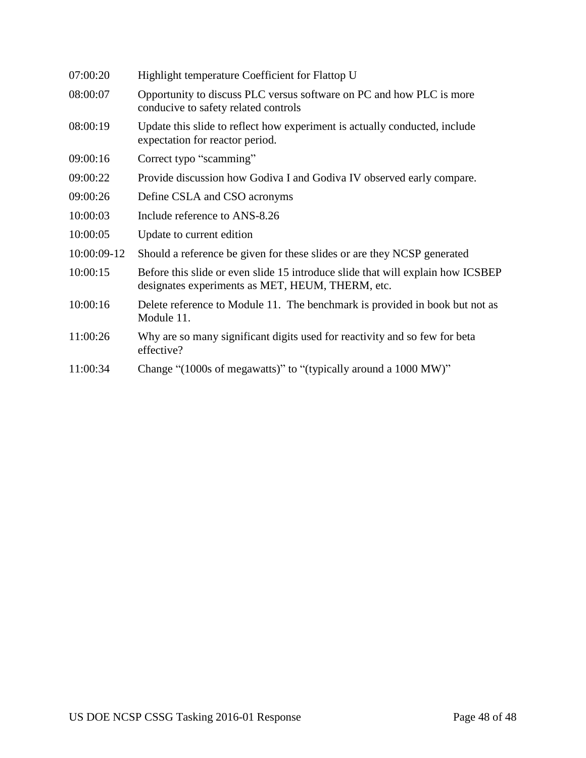| | |
|---|---|
| 07:00:20 | Highlight temperature Coefficient for Flattop U |
| 08:00:07 | Opportunity to discuss PLC versus software on PC and how PLC is more conducive to safety related controls |
| 08:00:19 | Update this slide to reflect how experiment is actually conducted, include expectation for reactor period. |
| 09:00:16 | Correct typo “scamming” |
| 09:00:22 | Provide discussion how Godiva I and Godiva IV observed early compare. |
| 09:00:26 | Define CSLA and CSO acronyms |
| 10:00:03 | Include reference to ANS-8.26 |
| 10:00:05 | Update to current edition |
| 10:00:09-12 | Should a reference be given for these slides or are they NCSP generated |
| 10:00:15 | Before this slide or even slide 15 introduce slide that will explain how ICSBEP designates experiments as MET, HEUM, THERM, etc. |
| 10:00:16 | Delete reference to Module 11. The benchmark is provided in book but not as Module 11. |
| 11:00:26 | Why are so many significant digits used for reactivity and so few for beta effective? |
| 11:00:34 | Change “(1000s of megawatts)” to “(typically around a 1000 MW)” |